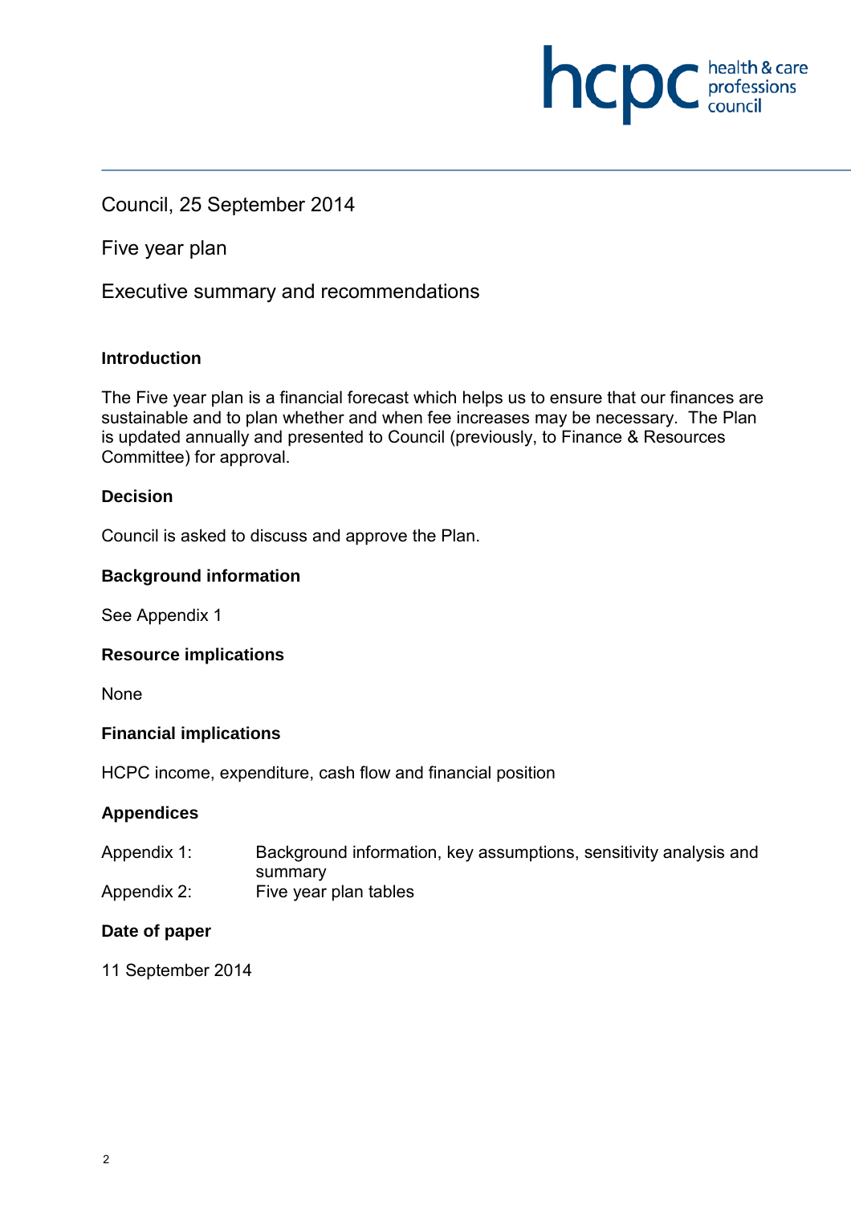Council, 25 September 2014

Five year plan

Executive summary and recommendations

**Introduction**

The Five year plan is a financial forecast which helps us to ensure that our finances are sustainable and to plan whether and when fee increases may be necessary. The Plan is updated annually and presented to Council (previously, to Finance & Resources Committee) for approval.

**Decision**

Council is asked to discuss and approve the Plan.

**Background information**

See Appendix 1

**Resource implications**

None

**Financial implications**

HCPC income, expenditure, cash flow and financial position

**Appendices**

| | |
|---|---|
| Appendix 1: | Background information, key assumptions, sensitivity analysis and summary |
| Appendix 2: | Five year plan tables |

**Date of paper**

11 September 2014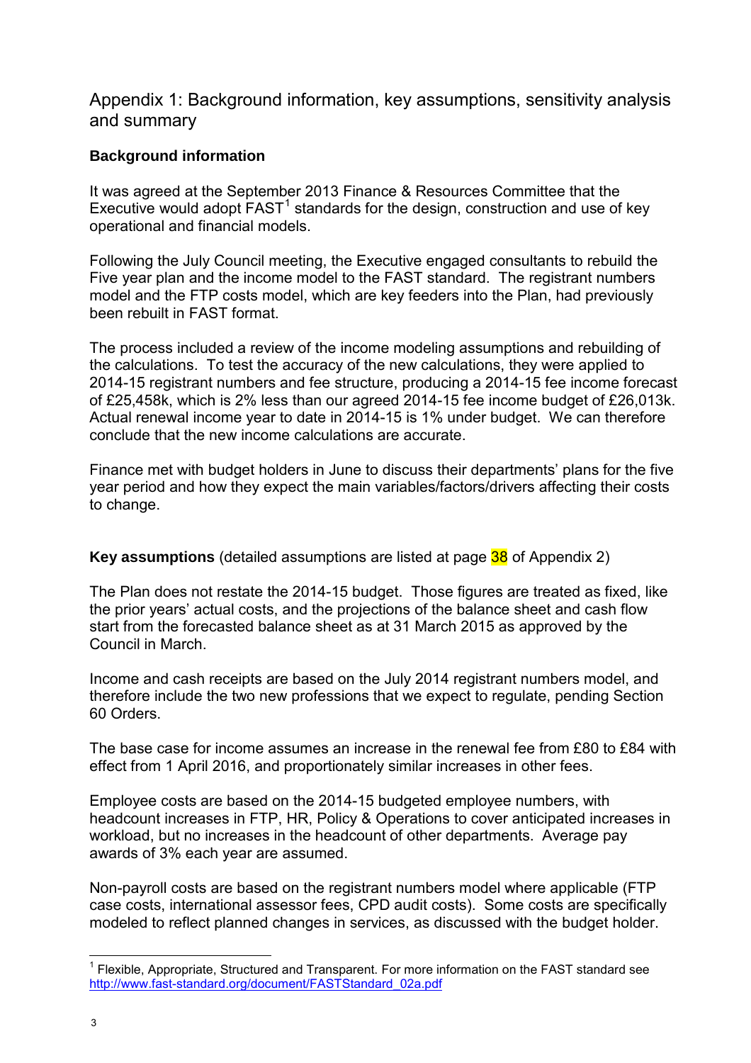## Appendix 1: Background information, key assumptions, sensitivity analysis and summary

### Background information

It was agreed at the September 2013 Finance & Resources Committee that the Executive would adopt FAST[1] standards for the design, construction and use of key operational and financial models.

Following the July Council meeting, the Executive engaged consultants to rebuild the Five year plan and the income model to the FAST standard. The registrant numbers model and the FTP costs model, which are key feeders into the Plan, had previously been rebuilt in FAST format.

The process included a review of the income modeling assumptions and rebuilding of the calculations. To test the accuracy of the new calculations, they were applied to 2014-15 registrant numbers and fee structure, producing a 2014-15 fee income forecast of £25,458k, which is 2% less than our agreed 2014-15 fee income budget of £26,013k. Actual renewal income year to date in 2014-15 is 1% under budget. We can therefore conclude that the new income calculations are accurate.

Finance met with budget holders in June to discuss their departments' plans for the five year period and how they expect the main variables/factors/drivers affecting their costs to change.

**Key assumptions** (detailed assumptions are listed at page 38 of Appendix 2)

The Plan does not restate the 2014-15 budget. Those figures are treated as fixed, like the prior years' actual costs, and the projections of the balance sheet and cash flow start from the forecasted balance sheet as at 31 March 2015 as approved by the Council in March.

Income and cash receipts are based on the July 2014 registrant numbers model, and therefore include the two new professions that we expect to regulate, pending Section 60 Orders.

The base case for income assumes an increase in the renewal fee from £80 to £84 with effect from 1 April 2016, and proportionately similar increases in other fees.

Employee costs are based on the 2014-15 budgeted employee numbers, with headcount increases in FTP, HR, Policy & Operations to cover anticipated increases in workload, but no increases in the headcount of other departments. Average pay awards of 3% each year are assumed.

Non-payroll costs are based on the registrant numbers model where applicable (FTP case costs, international assessor fees, CPD audit costs). Some costs are specifically modeled to reflect planned changes in services, as discussed with the budget holder.

[1] Flexible, Appropriate, Structured and Transparent. For more information on the FAST standard see http://www.fast-standard.org/document/FASTStandard_02a.pdf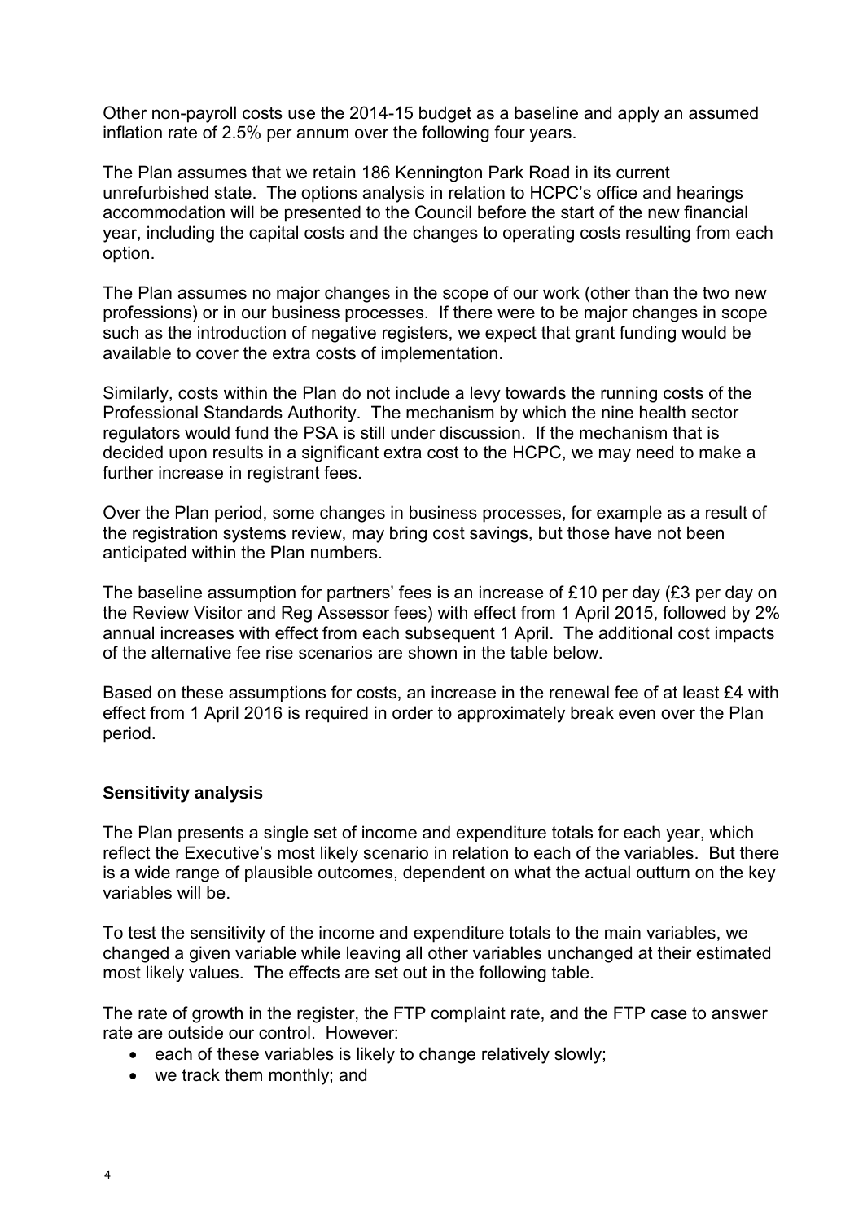Other non-payroll costs use the 2014-15 budget as a baseline and apply an assumed inflation rate of 2.5% per annum over the following four years.

The Plan assumes that we retain 186 Kennington Park Road in its current unrefurbished state. The options analysis in relation to HCPC's office and hearings accommodation will be presented to the Council before the start of the new financial year, including the capital costs and the changes to operating costs resulting from each option.

The Plan assumes no major changes in the scope of our work (other than the two new professions) or in our business processes. If there were to be major changes in scope such as the introduction of negative registers, we expect that grant funding would be available to cover the extra costs of implementation.

Similarly, costs within the Plan do not include a levy towards the running costs of the Professional Standards Authority. The mechanism by which the nine health sector regulators would fund the PSA is still under discussion. If the mechanism that is decided upon results in a significant extra cost to the HCPC, we may need to make a further increase in registrant fees.

Over the Plan period, some changes in business processes, for example as a result of the registration systems review, may bring cost savings, but those have not been anticipated within the Plan numbers.

The baseline assumption for partners' fees is an increase of £10 per day (£3 per day on the Review Visitor and Reg Assessor fees) with effect from 1 April 2015, followed by 2% annual increases with effect from each subsequent 1 April. The additional cost impacts of the alternative fee rise scenarios are shown in the table below.

Based on these assumptions for costs, an increase in the renewal fee of at least £4 with effect from 1 April 2016 is required in order to approximately break even over the Plan period.

### Sensitivity analysis

The Plan presents a single set of income and expenditure totals for each year, which reflect the Executive's most likely scenario in relation to each of the variables. But there is a wide range of plausible outcomes, dependent on what the actual outturn on the key variables will be.

To test the sensitivity of the income and expenditure totals to the main variables, we changed a given variable while leaving all other variables unchanged at their estimated most likely values. The effects are set out in the following table.

The rate of growth in the register, the FTP complaint rate, and the FTP case to answer rate are outside our control. However:

- each of these variables is likely to change relatively slowly;
- we track them monthly; and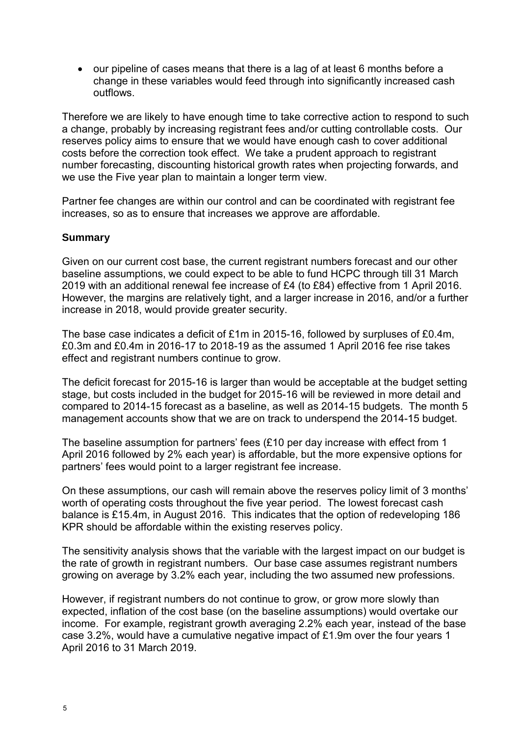- our pipeline of cases means that there is a lag of at least 6 months before a change in these variables would feed through into significantly increased cash outflows.

Therefore we are likely to have enough time to take corrective action to respond to such a change, probably by increasing registrant fees and/or cutting controllable costs. Our reserves policy aims to ensure that we would have enough cash to cover additional costs before the correction took effect. We take a prudent approach to registrant number forecasting, discounting historical growth rates when projecting forwards, and we use the Five year plan to maintain a longer term view.

Partner fee changes are within our control and can be coordinated with registrant fee increases, so as to ensure that increases we approve are affordable.

### Summary

Given on our current cost base, the current registrant numbers forecast and our other baseline assumptions, we could expect to be able to fund HCPC through till 31 March 2019 with an additional renewal fee increase of £4 (to £84) effective from 1 April 2016. However, the margins are relatively tight, and a larger increase in 2016, and/or a further increase in 2018, would provide greater security.

The base case indicates a deficit of £1m in 2015-16, followed by surpluses of £0.4m, £0.3m and £0.4m in 2016-17 to 2018-19 as the assumed 1 April 2016 fee rise takes effect and registrant numbers continue to grow.

The deficit forecast for 2015-16 is larger than would be acceptable at the budget setting stage, but costs included in the budget for 2015-16 will be reviewed in more detail and compared to 2014-15 forecast as a baseline, as well as 2014-15 budgets. The month 5 management accounts show that we are on track to underspend the 2014-15 budget.

The baseline assumption for partners' fees (£10 per day increase with effect from 1 April 2016 followed by 2% each year) is affordable, but the more expensive options for partners' fees would point to a larger registrant fee increase.

On these assumptions, our cash will remain above the reserves policy limit of 3 months' worth of operating costs throughout the five year period. The lowest forecast cash balance is £15.4m, in August 2016. This indicates that the option of redeveloping 186 KPR should be affordable within the existing reserves policy.

The sensitivity analysis shows that the variable with the largest impact on our budget is the rate of growth in registrant numbers. Our base case assumes registrant numbers growing on average by 3.2% each year, including the two assumed new professions.

However, if registrant numbers do not continue to grow, or grow more slowly than expected, inflation of the cost base (on the baseline assumptions) would overtake our income. For example, registrant growth averaging 2.2% each year, instead of the base case 3.2%, would have a cumulative negative impact of £1.9m over the four years 1 April 2016 to 31 March 2019.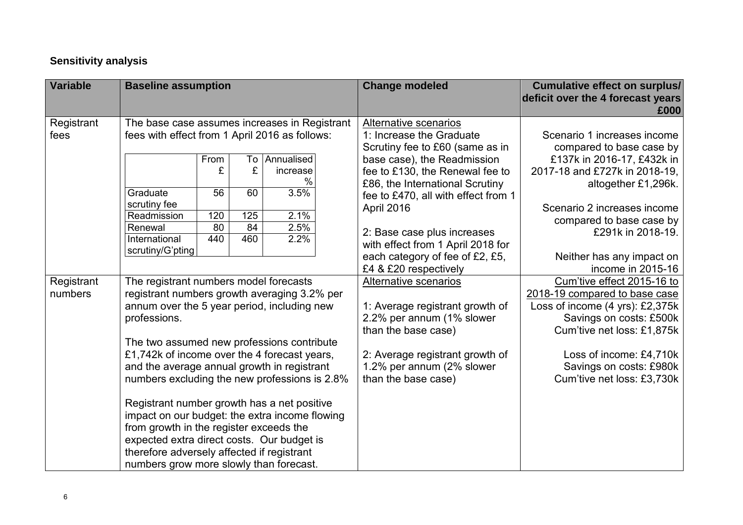**Sensitivity analysis**

| Variable | Baseline assumption | Change modeled | Cumulative effect on surplus/ deficit over the 4 forecast years £000 |
|---|---|---|---|
| Registrant fees | The base case assumes increases in Registrant fees with effect from 1 April 2016 as follows:<br><br>Graduate scrutiny fee: From £56, To £60, Annualised increase 3.5%<br>Readmission: From £120, To £125, Annualised increase 2.1%<br>Renewal: From £80, To £84, Annualised increase 2.5%<br>International scrutiny/G'pting: From £440, To £460, Annualised increase 2.2% | Alternative scenarios<br>1: Increase the Graduate Scrutiny fee to £60 (same as in base case), the Readmission fee to £130, the Renewal fee to £86, the International Scrutiny fee to £470, all with effect from 1 April 2016<br><br>2: Base case plus increases with effect from 1 April 2018 for each category of fee of £2, £5, £4 & £20 respectively | Scenario 1 increases income compared to base case by £137k in 2016-17, £432k in 2017-18 and £727k in 2018-19, altogether £1,296k.<br><br>Scenario 2 increases income compared to base case by £291k in 2018-19.<br><br>Neither has any impact on income in 2015-16 |
| Registrant numbers | The registrant numbers model forecasts registrant numbers growth averaging 3.2% per annum over the 5 year period, including new professions.<br><br>The two assumed new professions contribute £1,742k of income over the 4 forecast years, and the average annual growth in registrant numbers excluding the new professions is 2.8%<br><br>Registrant number growth has a net positive impact on our budget: the extra income flowing from growth in the register exceeds the expected extra direct costs. Our budget is therefore adversely affected if registrant numbers grow more slowly than forecast. | Alternative scenarios<br><br>1: Average registrant growth of 2.2% per annum (1% slower than the base case)<br><br>2: Average registrant growth of 1.2% per annum (2% slower than the base case) | Cum'tive effect 2015-16 to 2018-19 compared to base case<br>Loss of income (4 yrs): £2,375k<br>Savings on costs: £500k<br>Cum'tive net loss: £1,875k<br><br>Loss of income: £4,710k<br>Savings on costs: £980k<br>Cum'tive net loss: £3,730k |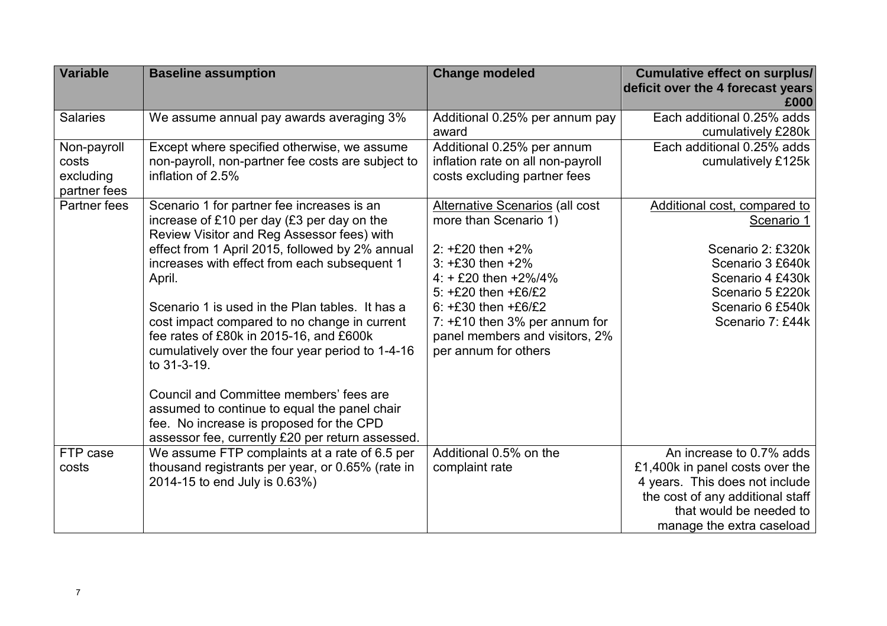| Variable | Baseline assumption | Change modeled | Cumulative effect on surplus/ deficit over the 4 forecast years £000 |
|---|---|---|---|
| Salaries | We assume annual pay awards averaging 3% | Additional 0.25% per annum pay award | Each additional 0.25% adds cumulatively £280k |
| Non-payroll costs excluding partner fees | Except where specified otherwise, we assume non-payroll, non-partner fee costs are subject to inflation of 2.5% | Additional 0.25% per annum inflation rate on all non-payroll costs excluding partner fees | Each additional 0.25% adds cumulatively £125k |
| Partner fees | Scenario 1 for partner fee increases is an increase of £10 per day (£3 per day on the Review Visitor and Reg Assessor fees) with effect from 1 April 2015, followed by 2% annual increases with effect from each subsequent 1 April.<br><br>Scenario 1 is used in the Plan tables. It has a cost impact compared to no change in current fee rates of £80k in 2015-16, and £600k cumulatively over the four year period to 1-4-16 to 31-3-19.<br><br>Council and Committee members' fees are assumed to continue to equal the panel chair fee. No increase is proposed for the CPD assessor fee, currently £20 per return assessed. | Alternative Scenarios (all cost more than Scenario 1)<br><br>2: +£20 then +2%<br>3: +£30 then +2%<br>4: + £20 then +2%/4%<br>5: +£20 then +£6/£2<br>6: +£30 then +£6/£2<br>7: +£10 then 3% per annum for panel members and visitors, 2% per annum for others | Additional cost, compared to Scenario 1<br><br>Scenario 2: £320k<br>Scenario 3 £640k<br>Scenario 4 £430k<br>Scenario 5 £220k<br>Scenario 6 £540k<br>Scenario 7: £44k |
| FTP case costs | We assume FTP complaints at a rate of 6.5 per thousand registrants per year, or 0.65% (rate in 2014-15 to end July is 0.63%) | Additional 0.5% on the complaint rate | An increase to 0.7% adds £1,400k in panel costs over the 4 years. This does not include the cost of any additional staff that would be needed to manage the extra caseload |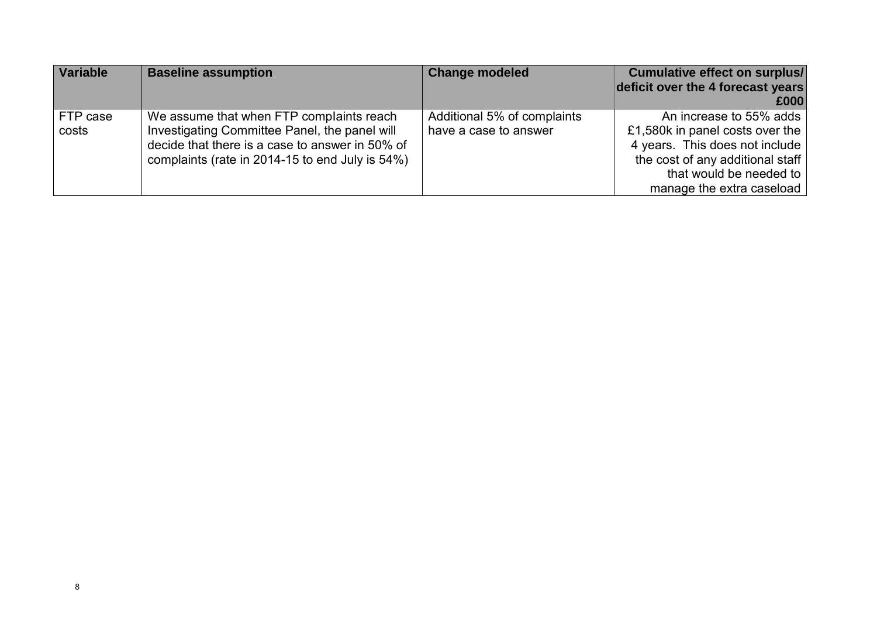| Variable | Baseline assumption | Change modeled | Cumulative effect on surplus/ deficit over the 4 forecast years £000 |
|---|---|---|---|
| FTP case costs | We assume that when FTP complaints reach Investigating Committee Panel, the panel will decide that there is a case to answer in 50% of complaints (rate in 2014-15 to end July is 54%) | Additional 5% of complaints have a case to answer | An increase to 55% adds £1,580k in panel costs over the 4 years. This does not include the cost of any additional staff that would be needed to manage the extra caseload |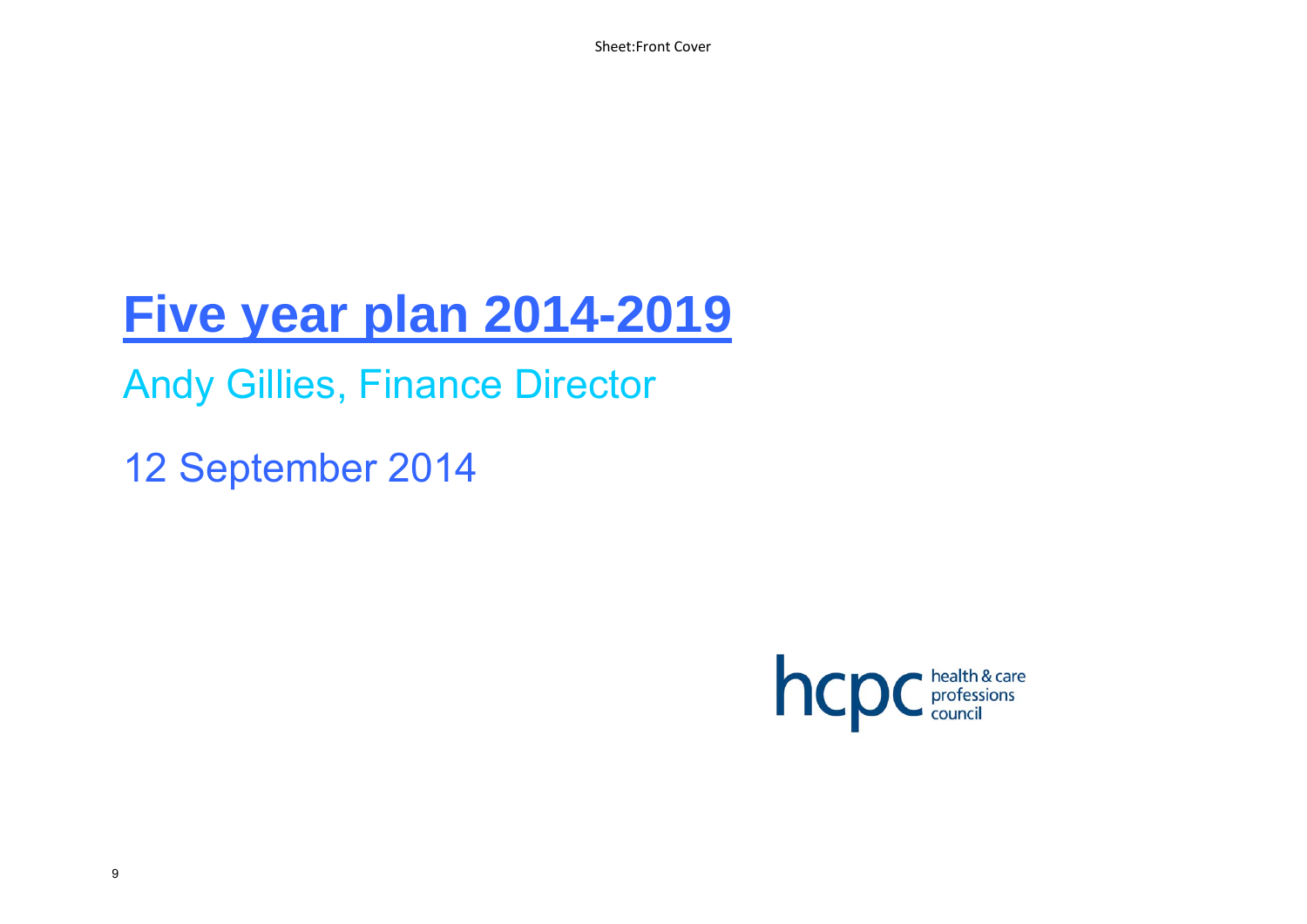# Five year plan 2014-2019

Andy Gillies, Finance Director

12 September 2014

hcpc health & care professions council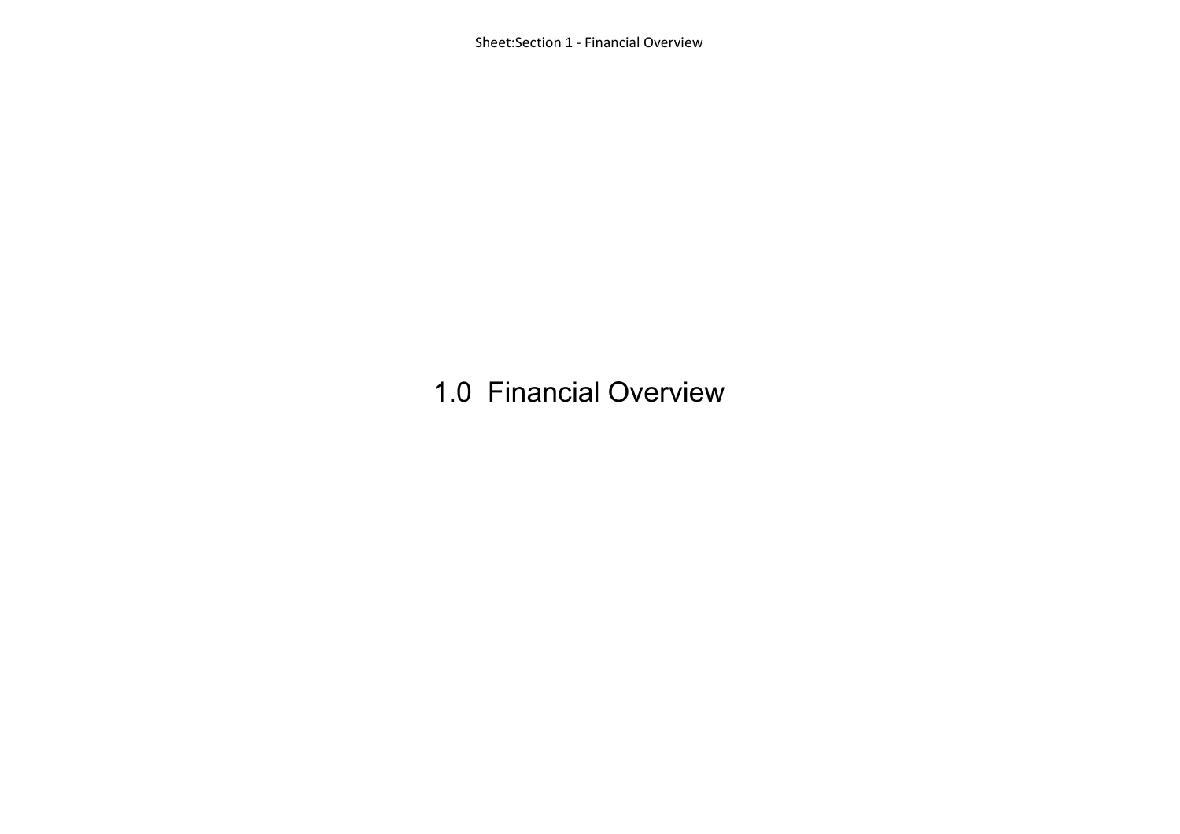# 1.0 Financial Overview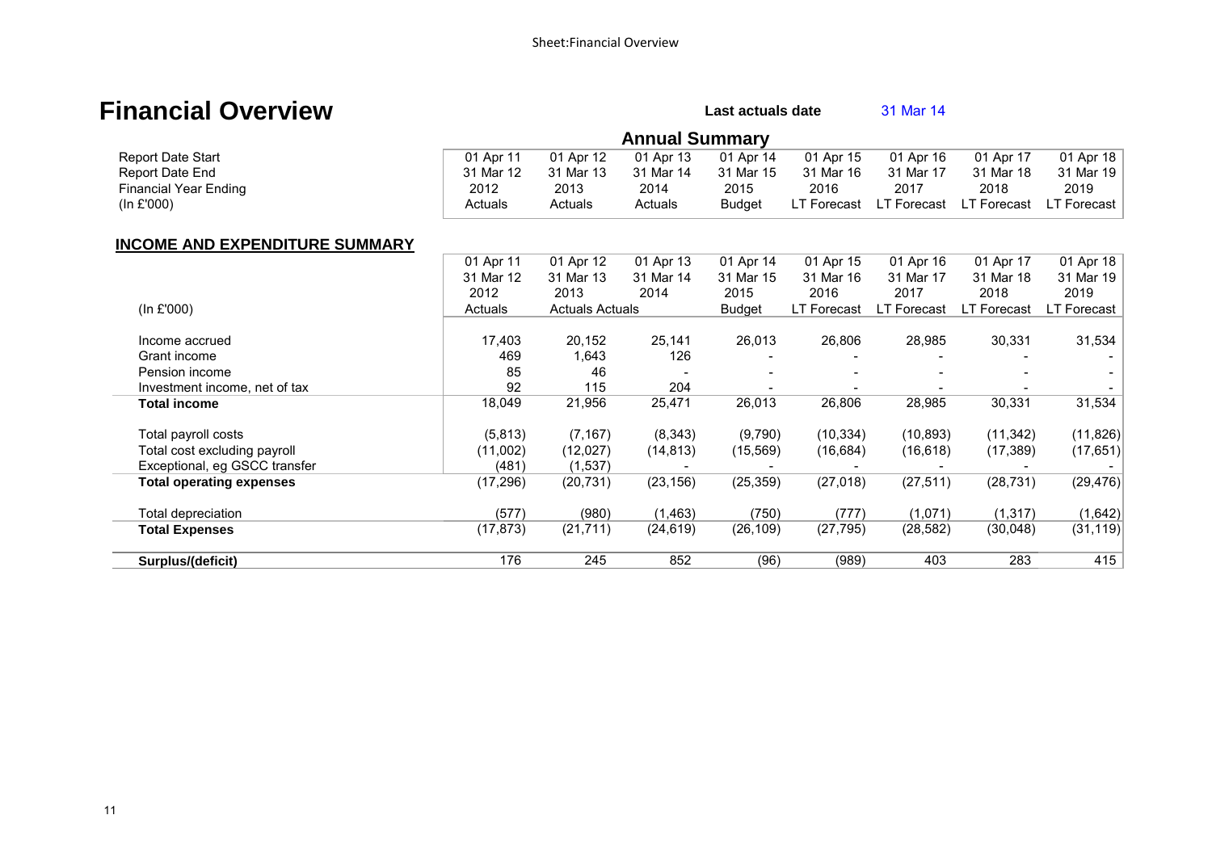# Financial Overview

**Last actuals date** 31 Mar 14

## Annual Summary

| | | | | | | | | |
|---|---|---|---|---|---|---|---|---|
| Report Date Start | 01 Apr 11 | 01 Apr 12 | 01 Apr 13 | 01 Apr 14 | 01 Apr 15 | 01 Apr 16 | 01 Apr 17 | 01 Apr 18 |
| Report Date End | 31 Mar 12 | 31 Mar 13 | 31 Mar 14 | 31 Mar 15 | 31 Mar 16 | 31 Mar 17 | 31 Mar 18 | 31 Mar 19 |
| Financial Year Ending | 2012 | 2013 | 2014 | 2015 | 2016 | 2017 | 2018 | 2019 |
| (In £'000) | Actuals | Actuals | Actuals | Budget | LT Forecast | LT Forecast | LT Forecast | LT Forecast |

## INCOME AND EXPENDITURE SUMMARY

| (In £'000) | 01 Apr 11<br>31 Mar 12<br>2012<br>Actuals | 01 Apr 12<br>31 Mar 13<br>2013<br>Actuals | 01 Apr 13<br>31 Mar 14<br>2014<br>Actuals | 01 Apr 14<br>31 Mar 15<br>2015<br>Budget | 01 Apr 15<br>31 Mar 16<br>2016<br>LT Forecast | 01 Apr 16<br>31 Mar 17<br>2017<br>LT Forecast | 01 Apr 17<br>31 Mar 18<br>2018<br>LT Forecast | 01 Apr 18<br>31 Mar 19<br>2019<br>LT Forecast |
|---|---|---|---|---|---|---|---|---|
| Income accrued | 17,403 | 20,152 | 25,141 | 26,013 | 26,806 | 28,985 | 30,331 | 31,534 |
| Grant income | 469 | 1,643 | 126 | - | - | - | - | - |
| Pension income | 85 | 46 | - | - | - | - | - | - |
| Investment income, net of tax | 92 | 115 | 204 | - | - | - | - | - |
| **Total income** | 18,049 | 21,956 | 25,471 | 26,013 | 26,806 | 28,985 | 30,331 | 31,534 |
| Total payroll costs | (5,813) | (7,167) | (8,343) | (9,790) | (10,334) | (10,893) | (11,342) | (11,826) |
| Total cost excluding payroll | (11,002) | (12,027) | (14,813) | (15,569) | (16,684) | (16,618) | (17,389) | (17,651) |
| Exceptional, eg GSCC transfer | (481) | (1,537) | - | - | - | - | - | - |
| **Total operating expenses** | (17,296) | (20,731) | (23,156) | (25,359) | (27,018) | (27,511) | (28,731) | (29,476) |
| Total depreciation | (577) | (980) | (1,463) | (750) | (777) | (1,071) | (1,317) | (1,642) |
| **Total Expenses** | (17,873) | (21,711) | (24,619) | (26,109) | (27,795) | (28,582) | (30,048) | (31,119) |
| **Surplus/(deficit)** | 176 | 245 | 852 | (96) | (989) | 403 | 283 | 415 |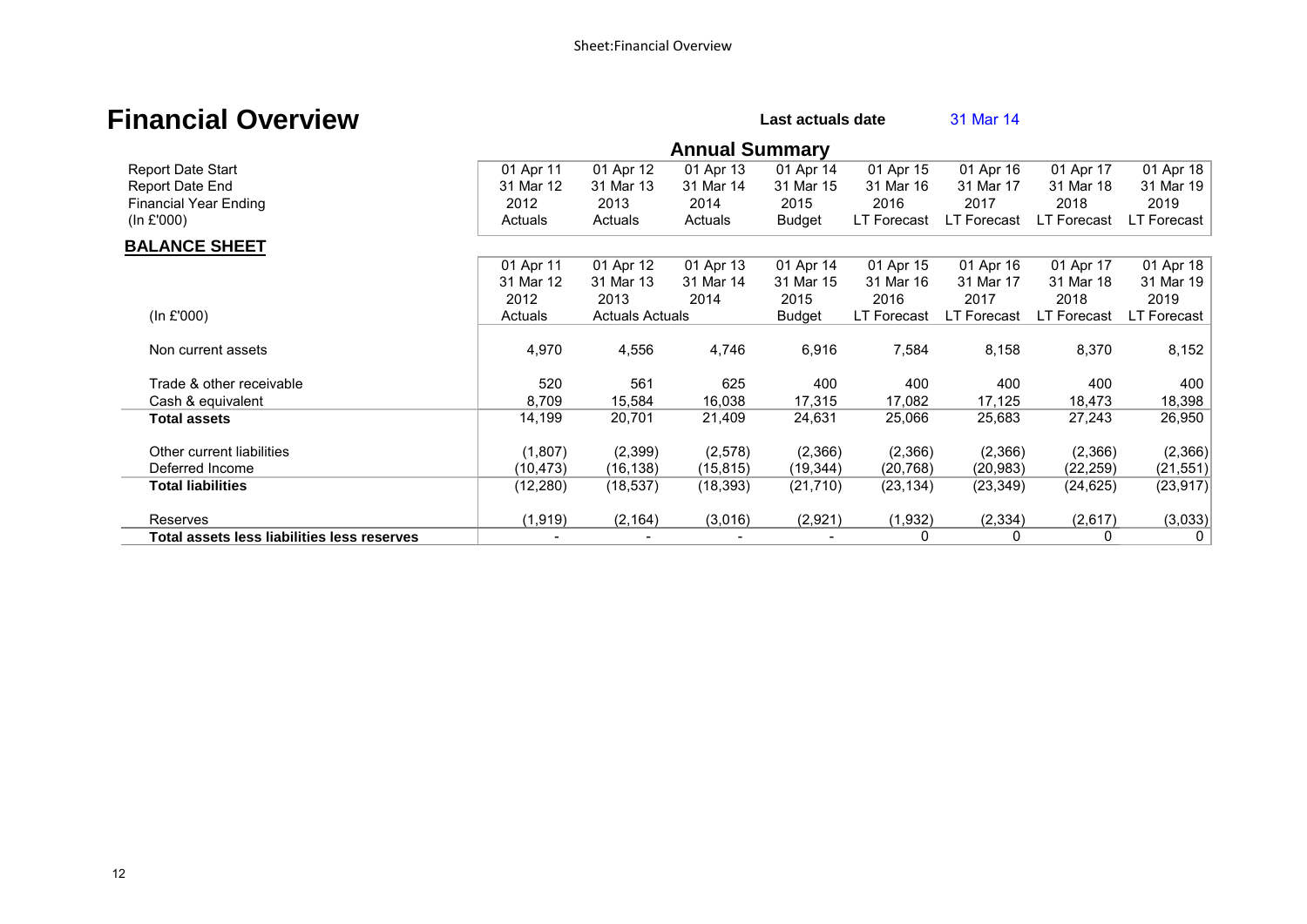Sheet:Financial Overview

# Financial Overview

**Last actuals date** 31 Mar 14

## Annual Summary

| Report Date Start | 01 Apr 11 | 01 Apr 12 | 01 Apr 13 | 01 Apr 14 | 01 Apr 15 | 01 Apr 16 | 01 Apr 17 | 01 Apr 18 |
|---|---|---|---|---|---|---|---|---|
| Report Date End | 31 Mar 12 | 31 Mar 13 | 31 Mar 14 | 31 Mar 15 | 31 Mar 16 | 31 Mar 17 | 31 Mar 18 | 31 Mar 19 |
| Financial Year Ending | 2012 | 2013 | 2014 | 2015 | 2016 | 2017 | 2018 | 2019 |
| (In £'000) | Actuals | Actuals | Actuals | Budget | LT Forecast | LT Forecast | LT Forecast | LT Forecast |

### BALANCE SHEET

| | 01 Apr 11 | 01 Apr 12 | 01 Apr 13 | 01 Apr 14 | 01 Apr 15 | 01 Apr 16 | 01 Apr 17 | 01 Apr 18 |
|---|---|---|---|---|---|---|---|---|
| | 31 Mar 12 | 31 Mar 13 | 31 Mar 14 | 31 Mar 15 | 31 Mar 16 | 31 Mar 17 | 31 Mar 18 | 31 Mar 19 |
| | 2012 | 2013 | 2014 | 2015 | 2016 | 2017 | 2018 | 2019 |
| (In £'000) | Actuals | Actuals | Actuals | Budget | LT Forecast | LT Forecast | LT Forecast | LT Forecast |
| Non current assets | 4,970 | 4,556 | 4,746 | 6,916 | 7,584 | 8,158 | 8,370 | 8,152 |
| Trade & other receivable | 520 | 561 | 625 | 400 | 400 | 400 | 400 | 400 |
| Cash & equivalent | 8,709 | 15,584 | 16,038 | 17,315 | 17,082 | 17,125 | 18,473 | 18,398 |
| **Total assets** | 14,199 | 20,701 | 21,409 | 24,631 | 25,066 | 25,683 | 27,243 | 26,950 |
| Other current liabilities | (1,807) | (2,399) | (2,578) | (2,366) | (2,366) | (2,366) | (2,366) | (2,366) |
| Deferred Income | (10,473) | (16,138) | (15,815) | (19,344) | (20,768) | (20,983) | (22,259) | (21,551) |
| **Total liabilities** | (12,280) | (18,537) | (18,393) | (21,710) | (23,134) | (23,349) | (24,625) | (23,917) |
| Reserves | (1,919) | (2,164) | (3,016) | (2,921) | (1,932) | (2,334) | (2,617) | (3,033) |
| **Total assets less liabilities less reserves** | - | - | - | - | 0 | 0 | 0 | 0 |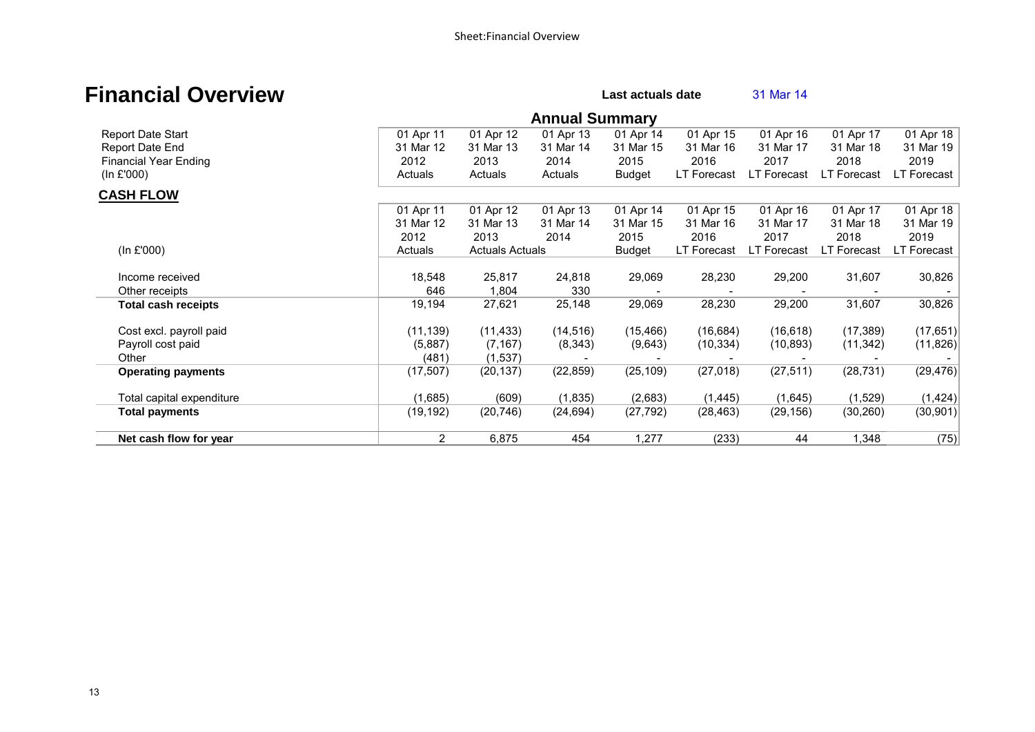# Financial Overview

**Last actuals date** 31 Mar 14

## Annual Summary

| Report Date Start | 01 Apr 11 | 01 Apr 12 | 01 Apr 13 | 01 Apr 14 | 01 Apr 15 | 01 Apr 16 | 01 Apr 17 | 01 Apr 18 |
|---|---|---|---|---|---|---|---|---|
| Report Date End | 31 Mar 12 | 31 Mar 13 | 31 Mar 14 | 31 Mar 15 | 31 Mar 16 | 31 Mar 17 | 31 Mar 18 | 31 Mar 19 |
| Financial Year Ending | 2012 | 2013 | 2014 | 2015 | 2016 | 2017 | 2018 | 2019 |
| (In £'000) | Actuals | Actuals | Actuals | Budget | LT Forecast | LT Forecast | LT Forecast | LT Forecast |

## CASH FLOW

| | 01 Apr 11 | 01 Apr 12 | 01 Apr 13 | 01 Apr 14 | 01 Apr 15 | 01 Apr 16 | 01 Apr 17 | 01 Apr 18 |
|---|---|---|---|---|---|---|---|---|
| | 31 Mar 12 | 31 Mar 13 | 31 Mar 14 | 31 Mar 15 | 31 Mar 16 | 31 Mar 17 | 31 Mar 18 | 31 Mar 19 |
| | 2012 | 2013 | 2014 | 2015 | 2016 | 2017 | 2018 | 2019 |
| (In £'000) | Actuals | Actuals | Actuals | Budget | LT Forecast | LT Forecast | LT Forecast | LT Forecast |
| Income received | 18,548 | 25,817 | 24,818 | 29,069 | 28,230 | 29,200 | 31,607 | 30,826 |
| Other receipts | 646 | 1,804 | 330 | - | - | - | - | - |
| **Total cash receipts** | 19,194 | 27,621 | 25,148 | 29,069 | 28,230 | 29,200 | 31,607 | 30,826 |
| Cost excl. payroll paid | (11,139) | (11,433) | (14,516) | (15,466) | (16,684) | (16,618) | (17,389) | (17,651) |
| Payroll cost paid | (5,887) | (7,167) | (8,343) | (9,643) | (10,334) | (10,893) | (11,342) | (11,826) |
| Other | (481) | (1,537) | - | - | - | - | - | - |
| **Operating payments** | (17,507) | (20,137) | (22,859) | (25,109) | (27,018) | (27,511) | (28,731) | (29,476) |
| Total capital expenditure | (1,685) | (609) | (1,835) | (2,683) | (1,445) | (1,645) | (1,529) | (1,424) |
| **Total payments** | (19,192) | (20,746) | (24,694) | (27,792) | (28,463) | (29,156) | (30,260) | (30,901) |
| **Net cash flow for year** | 2 | 6,875 | 454 | 1,277 | (233) | 44 | 1,348 | (75) |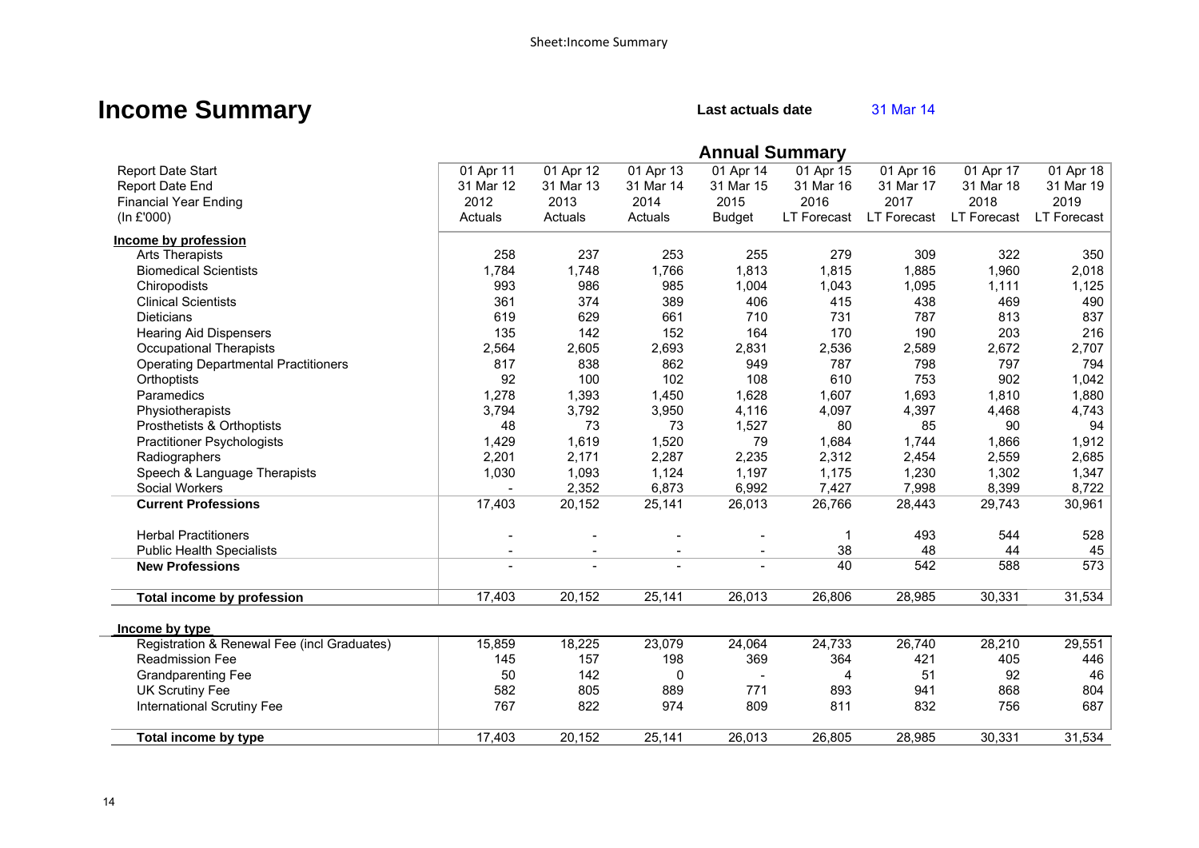# Income Summary

**Last actuals date** 31 Mar 14

| | Annual Summary | | | | | | | |
|---|---|---|---|---|---|---|---|---|
| Report Date Start | 01 Apr 11 | 01 Apr 12 | 01 Apr 13 | 01 Apr 14 | 01 Apr 15 | 01 Apr 16 | 01 Apr 17 | 01 Apr 18 |
| Report Date End | 31 Mar 12 | 31 Mar 13 | 31 Mar 14 | 31 Mar 15 | 31 Mar 16 | 31 Mar 17 | 31 Mar 18 | 31 Mar 19 |
| Financial Year Ending | 2012 | 2013 | 2014 | 2015 | 2016 | 2017 | 2018 | 2019 |
| (In £'000) | Actuals | Actuals | Actuals | Budget | LT Forecast | LT Forecast | LT Forecast | LT Forecast |
| **Income by profession** | | | | | | | | |
| Arts Therapists | 258 | 237 | 253 | 255 | 279 | 309 | 322 | 350 |
| Biomedical Scientists | 1,784 | 1,748 | 1,766 | 1,813 | 1,815 | 1,885 | 1,960 | 2,018 |
| Chiropodists | 993 | 986 | 985 | 1,004 | 1,043 | 1,095 | 1,111 | 1,125 |
| Clinical Scientists | 361 | 374 | 389 | 406 | 415 | 438 | 469 | 490 |
| Dieticians | 619 | 629 | 661 | 710 | 731 | 787 | 813 | 837 |
| Hearing Aid Dispensers | 135 | 142 | 152 | 164 | 170 | 190 | 203 | 216 |
| Occupational Therapists | 2,564 | 2,605 | 2,693 | 2,831 | 2,536 | 2,589 | 2,672 | 2,707 |
| Operating Departmental Practitioners | 817 | 838 | 862 | 949 | 787 | 798 | 797 | 794 |
| Orthoptists | 92 | 100 | 102 | 108 | 610 | 753 | 902 | 1,042 |
| Paramedics | 1,278 | 1,393 | 1,450 | 1,628 | 1,607 | 1,693 | 1,810 | 1,880 |
| Physiotherapists | 3,794 | 3,792 | 3,950 | 4,116 | 4,097 | 4,397 | 4,468 | 4,743 |
| Prosthetists & Orthoptists | 48 | 73 | 73 | 1,527 | 80 | 85 | 90 | 94 |
| Practitioner Psychologists | 1,429 | 1,619 | 1,520 | 79 | 1,684 | 1,744 | 1,866 | 1,912 |
| Radiographers | 2,201 | 2,171 | 2,287 | 2,235 | 2,312 | 2,454 | 2,559 | 2,685 |
| Speech & Language Therapists | 1,030 | 1,093 | 1,124 | 1,197 | 1,175 | 1,230 | 1,302 | 1,347 |
| Social Workers | - | 2,352 | 6,873 | 6,992 | 7,427 | 7,998 | 8,399 | 8,722 |
| **Current Professions** | 17,403 | 20,152 | 25,141 | 26,013 | 26,766 | 28,443 | 29,743 | 30,961 |
| Herbal Practitioners | - | - | - | - | 1 | 493 | 544 | 528 |
| Public Health Specialists | - | - | - | - | 38 | 48 | 44 | 45 |
| **New Professions** | - | - | - | - | 40 | 542 | 588 | 573 |
| **Total income by profession** | 17,403 | 20,152 | 25,141 | 26,013 | 26,806 | 28,985 | 30,331 | 31,534 |
| **Income by type** | | | | | | | | |
| Registration & Renewal Fee (incl Graduates) | 15,859 | 18,225 | 23,079 | 24,064 | 24,733 | 26,740 | 28,210 | 29,551 |
| Readmission Fee | 145 | 157 | 198 | 369 | 364 | 421 | 405 | 446 |
| Grandparenting Fee | 50 | 142 | 0 | - | 4 | 51 | 92 | 46 |
| UK Scrutiny Fee | 582 | 805 | 889 | 771 | 893 | 941 | 868 | 804 |
| International Scrutiny Fee | 767 | 822 | 974 | 809 | 811 | 832 | 756 | 687 |
| **Total income by type** | 17,403 | 20,152 | 25,141 | 26,013 | 26,805 | 28,985 | 30,331 | 31,534 |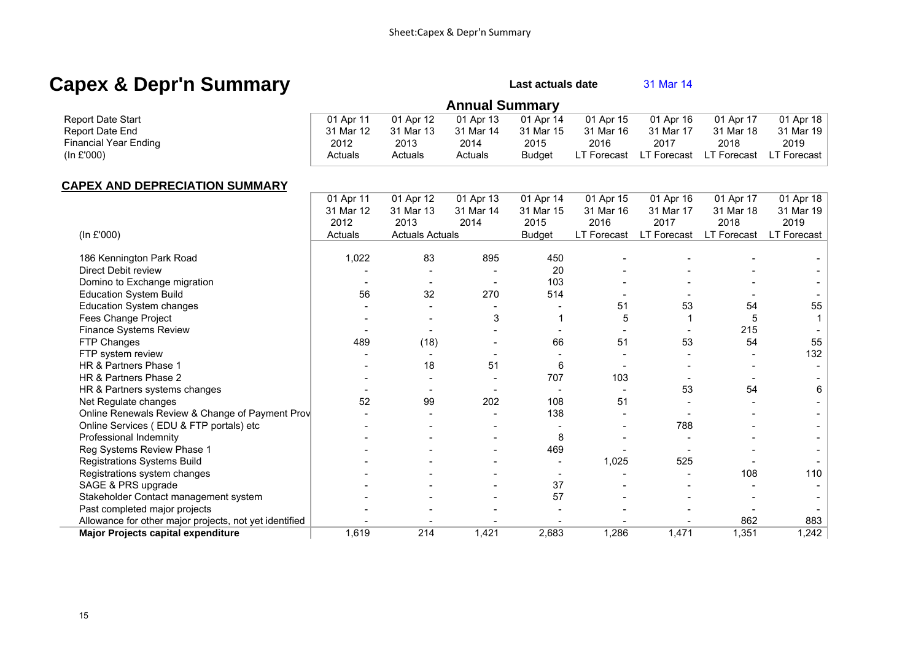# Capex & Depr'n Summary

**Last actuals date** 31 Mar 14

## Annual Summary

| | | | | | | | | |
|---|---|---|---|---|---|---|---|---|
| Report Date Start | 01 Apr 11 | 01 Apr 12 | 01 Apr 13 | 01 Apr 14 | 01 Apr 15 | 01 Apr 16 | 01 Apr 17 | 01 Apr 18 |
| Report Date End | 31 Mar 12 | 31 Mar 13 | 31 Mar 14 | 31 Mar 15 | 31 Mar 16 | 31 Mar 17 | 31 Mar 18 | 31 Mar 19 |
| Financial Year Ending | 2012 | 2013 | 2014 | 2015 | 2016 | 2017 | 2018 | 2019 |
| (In £'000) | Actuals | Actuals | Actuals | Budget | LT Forecast | LT Forecast | LT Forecast | LT Forecast |

### CAPEX AND DEPRECIATION SUMMARY

| (In £'000) | 01 Apr 11<br>31 Mar 12<br>2012<br>Actuals | 01 Apr 12<br>31 Mar 13<br>2013<br>Actuals | 01 Apr 13<br>31 Mar 14<br>2014<br>Actuals | 01 Apr 14<br>31 Mar 15<br>2015<br>Budget | 01 Apr 15<br>31 Mar 16<br>2016<br>LT Forecast | 01 Apr 16<br>31 Mar 17<br>2017<br>LT Forecast | 01 Apr 17<br>31 Mar 18<br>2018<br>LT Forecast | 01 Apr 18<br>31 Mar 19<br>2019<br>LT Forecast |
|---|---|---|---|---|---|---|---|---|
| 186 Kennington Park Road | 1,022 | 83 | 895 | 450 | - | - | - | - |
| Direct Debit review | - | - | - | 20 | - | - | - | - |
| Domino to Exchange migration | - | - | - | 103 | - | - | - | - |
| Education System Build | 56 | 32 | 270 | 514 | - | - | - | - |
| Education System changes | - | - | - | - | 51 | 53 | 54 | 55 |
| Fees Change Project | - | - | 3 | 1 | 5 | 1 | 5 | 1 |
| Finance Systems Review | - | - | - | - | - | - | 215 | - |
| FTP Changes | 489 | (18) | - | 66 | 51 | 53 | 54 | 55 |
| FTP system review | - | - | - | - | - | - | - | 132 |
| HR & Partners Phase 1 | - | 18 | 51 | 6 | - | - | - | - |
| HR & Partners Phase 2 | - | - | - | 707 | 103 | - | - | - |
| HR & Partners systems changes | - | - | - | - | - | 53 | 54 | 6 |
| Net Regulate changes | 52 | 99 | 202 | 108 | 51 | - | - | - |
| Online Renewals Review & Change of Payment Prov | - | - | - | 138 | - | - | - | - |
| Online Services ( EDU & FTP portals) etc | - | - | - | - | - | 788 | - | - |
| Professional Indemnity | - | - | - | 8 | - | - | - | - |
| Reg Systems Review Phase 1 | - | - | - | 469 | - | - | - | - |
| Registrations Systems Build | - | - | - | - | 1,025 | 525 | - | - |
| Registrations system changes | - | - | - | - | - | - | 108 | 110 |
| SAGE & PRS upgrade | - | - | - | 37 | - | - | - | - |
| Stakeholder Contact management system | - | - | - | 57 | - | - | - | - |
| Past completed major projects | - | - | - | - | - | - | - | - |
| Allowance for other major projects, not yet identified | - | - | - | - | - | - | 862 | 883 |
| **Major Projects capital expenditure** | 1,619 | 214 | 1,421 | 2,683 | 1,286 | 1,471 | 1,351 | 1,242 |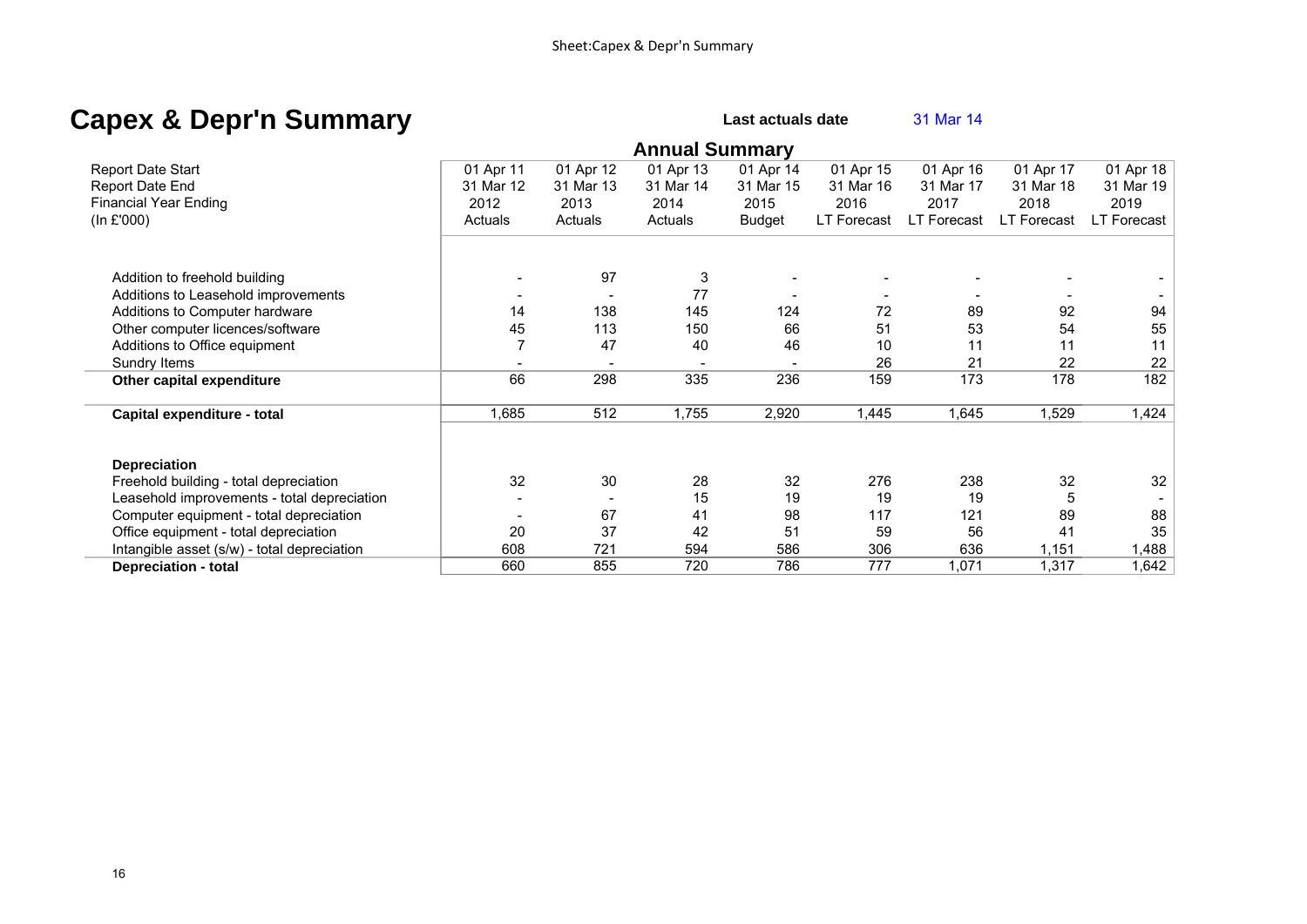# Capex & Depr'n Summary

**Last actuals date** 31 Mar 14

## Annual Summary

| Report Date Start | 01 Apr 11 | 01 Apr 12 | 01 Apr 13 | 01 Apr 14 | 01 Apr 15 | 01 Apr 16 | 01 Apr 17 | 01 Apr 18 |
|---|---|---|---|---|---|---|---|---|
| Report Date End | 31 Mar 12 | 31 Mar 13 | 31 Mar 14 | 31 Mar 15 | 31 Mar 16 | 31 Mar 17 | 31 Mar 18 | 31 Mar 19 |
| Financial Year Ending | 2012 | 2013 | 2014 | 2015 | 2016 | 2017 | 2018 | 2019 |
| (In £'000) | Actuals | Actuals | Actuals | Budget | LT Forecast | LT Forecast | LT Forecast | LT Forecast |
| Addition to freehold building | - | 97 | 3 | - | - | - | - | - |
| Additions to Leasehold improvements | - | - | 77 | - | - | - | - | - |
| Additions to Computer hardware | 14 | 138 | 145 | 124 | 72 | 89 | 92 | 94 |
| Other computer licences/software | 45 | 113 | 150 | 66 | 51 | 53 | 54 | 55 |
| Additions to Office equipment | 7 | 47 | 40 | 46 | 10 | 11 | 11 | 11 |
| Sundry Items | - | - | - | - | 26 | 21 | 22 | 22 |
| **Other capital expenditure** | 66 | 298 | 335 | 236 | 159 | 173 | 178 | 182 |
| **Capital expenditure - total** | 1,685 | 512 | 1,755 | 2,920 | 1,445 | 1,645 | 1,529 | 1,424 |
| **Depreciation** | | | | | | | | |
| Freehold building - total depreciation | 32 | 30 | 28 | 32 | 276 | 238 | 32 | 32 |
| Leasehold improvements - total depreciation | - | - | 15 | 19 | 19 | 19 | 5 | - |
| Computer equipment - total depreciation | - | 67 | 41 | 98 | 117 | 121 | 89 | 88 |
| Office equipment - total depreciation | 20 | 37 | 42 | 51 | 59 | 56 | 41 | 35 |
| Intangible asset (s/w) - total depreciation | 608 | 721 | 594 | 586 | 306 | 636 | 1,151 | 1,488 |
| **Depreciation - total** | 660 | 855 | 720 | 786 | 777 | 1,071 | 1,317 | 1,642 |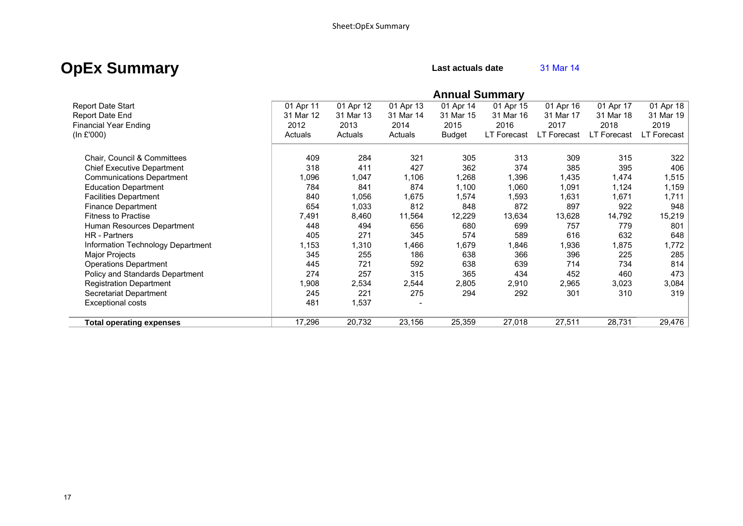# OpEx Summary

**Last actuals date** 31 Mar 14

| | Annual Summary | | | | | | | |
|---|---|---|---|---|---|---|---|---|
| Report Date Start | 01 Apr 11 | 01 Apr 12 | 01 Apr 13 | 01 Apr 14 | 01 Apr 15 | 01 Apr 16 | 01 Apr 17 | 01 Apr 18 |
| Report Date End | 31 Mar 12 | 31 Mar 13 | 31 Mar 14 | 31 Mar 15 | 31 Mar 16 | 31 Mar 17 | 31 Mar 18 | 31 Mar 19 |
| Financial Year Ending | 2012 | 2013 | 2014 | 2015 | 2016 | 2017 | 2018 | 2019 |
| (In £'000) | Actuals | Actuals | Actuals | Budget | LT Forecast | LT Forecast | LT Forecast | LT Forecast |
| Chair, Council & Committees | 409 | 284 | 321 | 305 | 313 | 309 | 315 | 322 |
| Chief Executive Department | 318 | 411 | 427 | 362 | 374 | 385 | 395 | 406 |
| Communications Department | 1,096 | 1,047 | 1,106 | 1,268 | 1,396 | 1,435 | 1,474 | 1,515 |
| Education Department | 784 | 841 | 874 | 1,100 | 1,060 | 1,091 | 1,124 | 1,159 |
| Facilities Department | 840 | 1,056 | 1,675 | 1,574 | 1,593 | 1,631 | 1,671 | 1,711 |
| Finance Department | 654 | 1,033 | 812 | 848 | 872 | 897 | 922 | 948 |
| Fitness to Practise | 7,491 | 8,460 | 11,564 | 12,229 | 13,634 | 13,628 | 14,792 | 15,219 |
| Human Resources Department | 448 | 494 | 656 | 680 | 699 | 757 | 779 | 801 |
| HR - Partners | 405 | 271 | 345 | 574 | 589 | 616 | 632 | 648 |
| Information Technology Department | 1,153 | 1,310 | 1,466 | 1,679 | 1,846 | 1,936 | 1,875 | 1,772 |
| Major Projects | 345 | 255 | 186 | 638 | 366 | 396 | 225 | 285 |
| Operations Department | 445 | 721 | 592 | 638 | 639 | 714 | 734 | 814 |
| Policy and Standards Department | 274 | 257 | 315 | 365 | 434 | 452 | 460 | 473 |
| Registration Department | 1,908 | 2,534 | 2,544 | 2,805 | 2,910 | 2,965 | 3,023 | 3,084 |
| Secretariat Department | 245 | 221 | 275 | 294 | 292 | 301 | 310 | 319 |
| Exceptional costs | 481 | 1,537 | - | | | | | |
| **Total operating expenses** | 17,296 | 20,732 | 23,156 | 25,359 | 27,018 | 27,511 | 28,731 | 29,476 |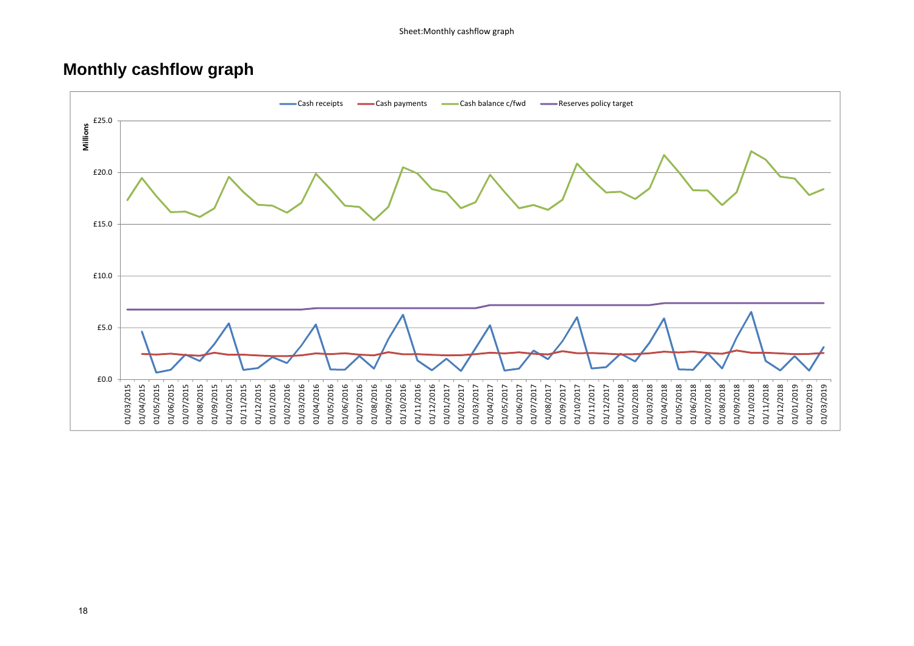# Monthly cashflow graph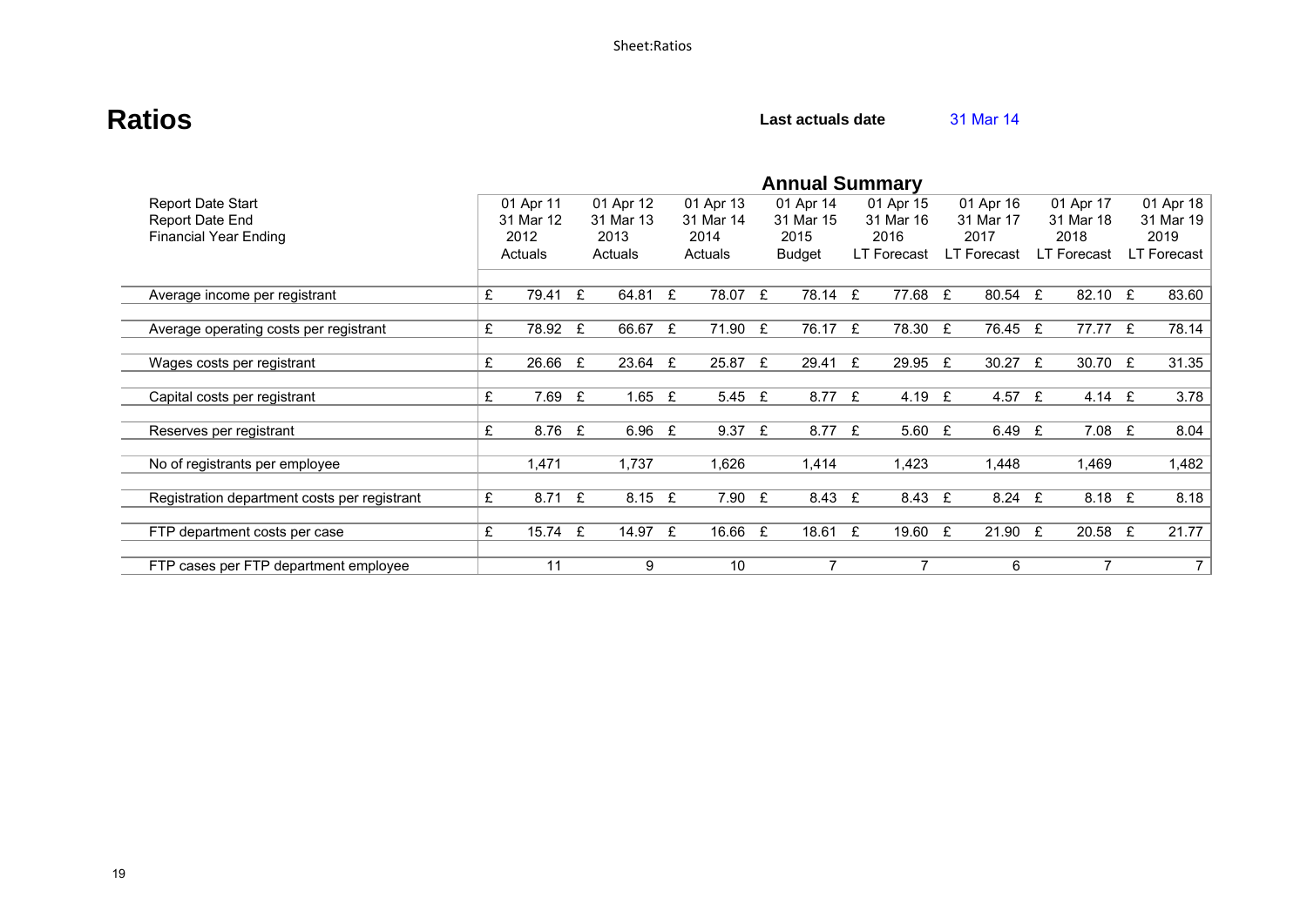# Ratios

**Last actuals date** 31 Mar 14

| | Annual Summary | | | | | | | |
|---|---|---|---|---|---|---|---|---|
| Report Date Start | 01 Apr 11 | 01 Apr 12 | 01 Apr 13 | 01 Apr 14 | 01 Apr 15 | 01 Apr 16 | 01 Apr 17 | 01 Apr 18 |
| Report Date End | 31 Mar 12 | 31 Mar 13 | 31 Mar 14 | 31 Mar 15 | 31 Mar 16 | 31 Mar 17 | 31 Mar 18 | 31 Mar 19 |
| Financial Year Ending | 2012 | 2013 | 2014 | 2015 | 2016 | 2017 | 2018 | 2019 |
| | Actuals | Actuals | Actuals | Budget | LT Forecast | LT Forecast | LT Forecast | LT Forecast |
| Average income per registrant | £ 79.41 | £ 64.81 | £ 78.07 | £ 78.14 | £ 77.68 | £ 80.54 | £ 82.10 | £ 83.60 |
| Average operating costs per registrant | £ 78.92 | £ 66.67 | £ 71.90 | £ 76.17 | £ 78.30 | £ 76.45 | £ 77.77 | £ 78.14 |
| Wages costs per registrant | £ 26.66 | £ 23.64 | £ 25.87 | £ 29.41 | £ 29.95 | £ 30.27 | £ 30.70 | £ 31.35 |
| Capital costs per registrant | £ 7.69 | £ 1.65 | £ 5.45 | £ 8.77 | £ 4.19 | £ 4.57 | £ 4.14 | £ 3.78 |
| Reserves per registrant | £ 8.76 | £ 6.96 | £ 9.37 | £ 8.77 | £ 5.60 | £ 6.49 | £ 7.08 | £ 8.04 |
| No of registrants per employee | 1,471 | 1,737 | 1,626 | 1,414 | 1,423 | 1,448 | 1,469 | 1,482 |
| Registration department costs per registrant | £ 8.71 | £ 8.15 | £ 7.90 | £ 8.43 | £ 8.43 | £ 8.24 | £ 8.18 | £ 8.18 |
| FTP department costs per case | £ 15.74 | £ 14.97 | £ 16.66 | £ 18.61 | £ 19.60 | £ 21.90 | £ 20.58 | £ 21.77 |
| FTP cases per FTP department employee | 11 | 9 | 10 | 7 | 7 | 6 | 7 | 7 |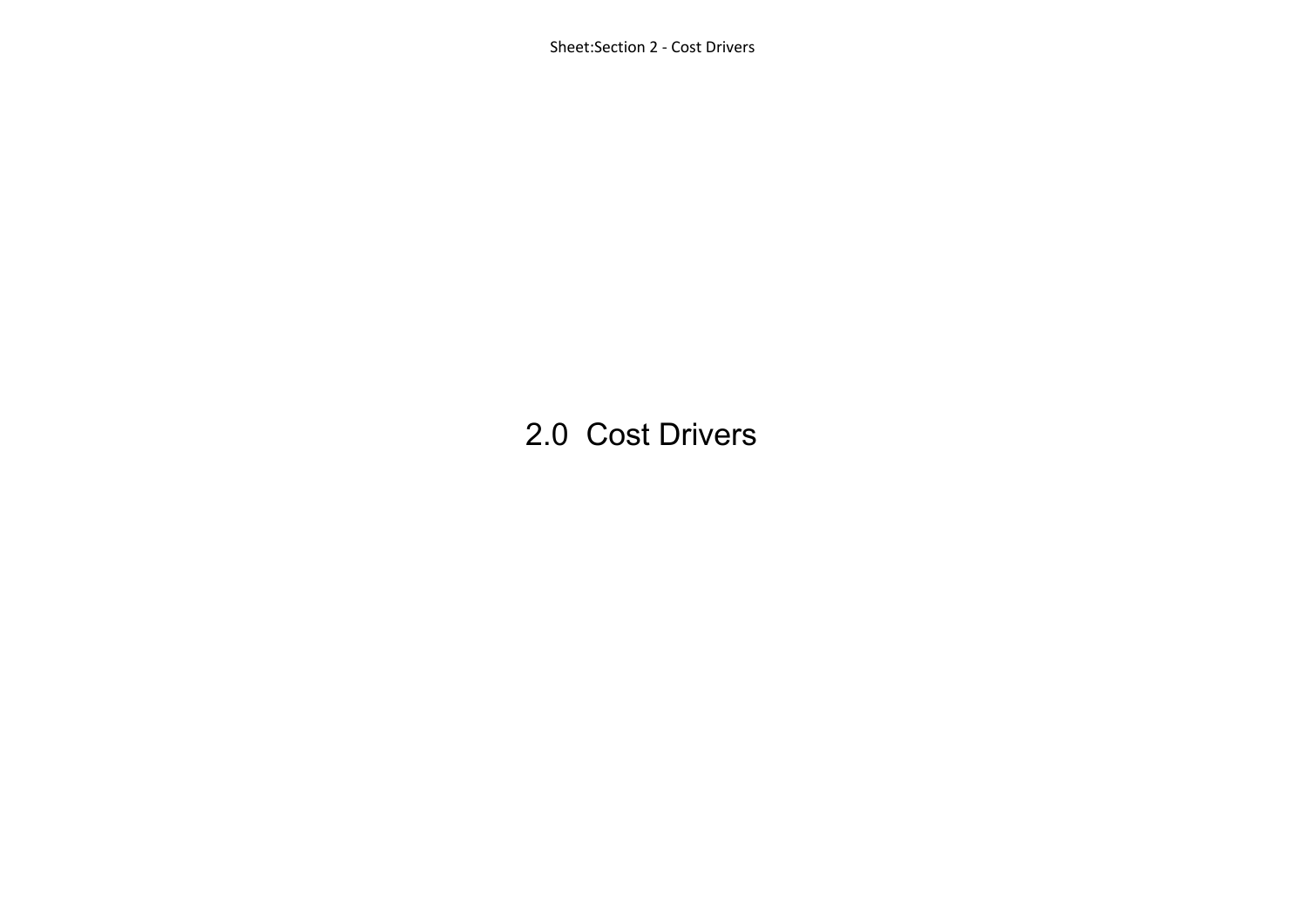# 2.0  Cost Drivers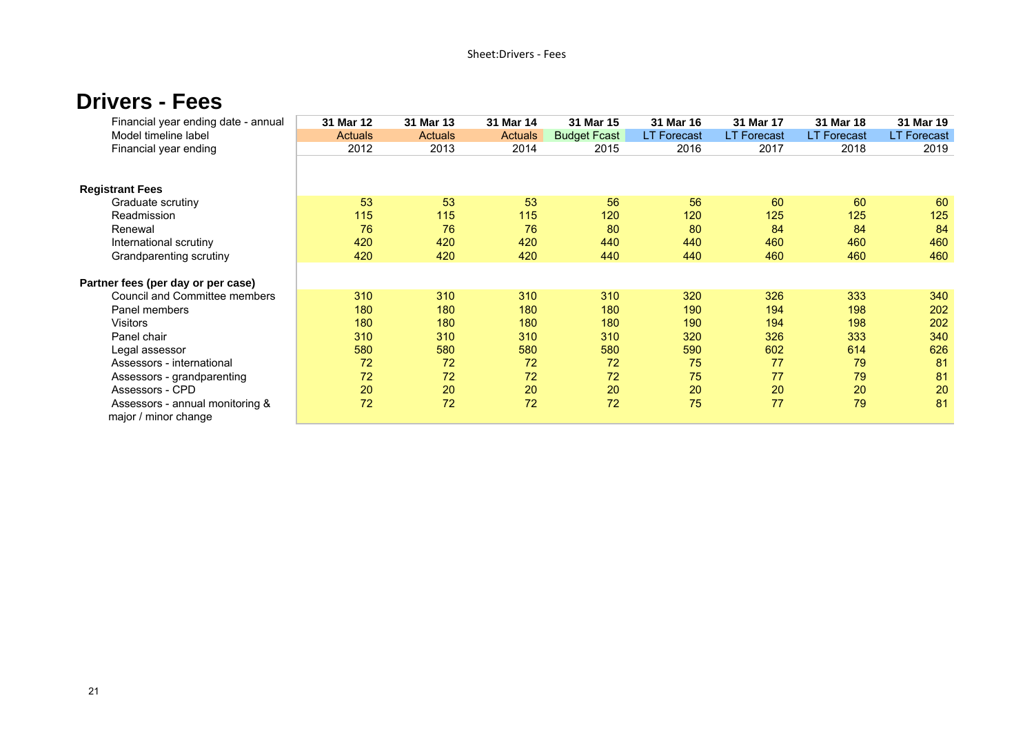Sheet:Drivers - Fees

# Drivers - Fees

| Financial year ending date - annual | 31 Mar 12 | 31 Mar 13 | 31 Mar 14 | 31 Mar 15 | 31 Mar 16 | 31 Mar 17 | 31 Mar 18 | 31 Mar 19 |
|---|---|---|---|---|---|---|---|---|
| Model timeline label | Actuals | Actuals | Actuals | Budget Fcast | LT Forecast | LT Forecast | LT Forecast | LT Forecast |
| Financial year ending | 2012 | 2013 | 2014 | 2015 | 2016 | 2017 | 2018 | 2019 |
| **Registrant Fees** | | | | | | | | |
| Graduate scrutiny | 53 | 53 | 53 | 56 | 56 | 60 | 60 | 60 |
| Readmission | 115 | 115 | 115 | 120 | 120 | 125 | 125 | 125 |
| Renewal | 76 | 76 | 76 | 80 | 80 | 84 | 84 | 84 |
| International scrutiny | 420 | 420 | 420 | 440 | 440 | 460 | 460 | 460 |
| Grandparenting scrutiny | 420 | 420 | 420 | 440 | 440 | 460 | 460 | 460 |
| **Partner fees (per day or per case)** | | | | | | | | |
| Council and Committee members | 310 | 310 | 310 | 310 | 320 | 326 | 333 | 340 |
| Panel members | 180 | 180 | 180 | 180 | 190 | 194 | 198 | 202 |
| Visitors | 180 | 180 | 180 | 180 | 190 | 194 | 198 | 202 |
| Panel chair | 310 | 310 | 310 | 310 | 320 | 326 | 333 | 340 |
| Legal assessor | 580 | 580 | 580 | 580 | 590 | 602 | 614 | 626 |
| Assessors - international | 72 | 72 | 72 | 72 | 75 | 77 | 79 | 81 |
| Assessors - grandparenting | 72 | 72 | 72 | 72 | 75 | 77 | 79 | 81 |
| Assessors - CPD | 20 | 20 | 20 | 20 | 20 | 20 | 20 | 20 |
| Assessors - annual monitoring & major / minor change | 72 | 72 | 72 | 72 | 75 | 77 | 79 | 81 |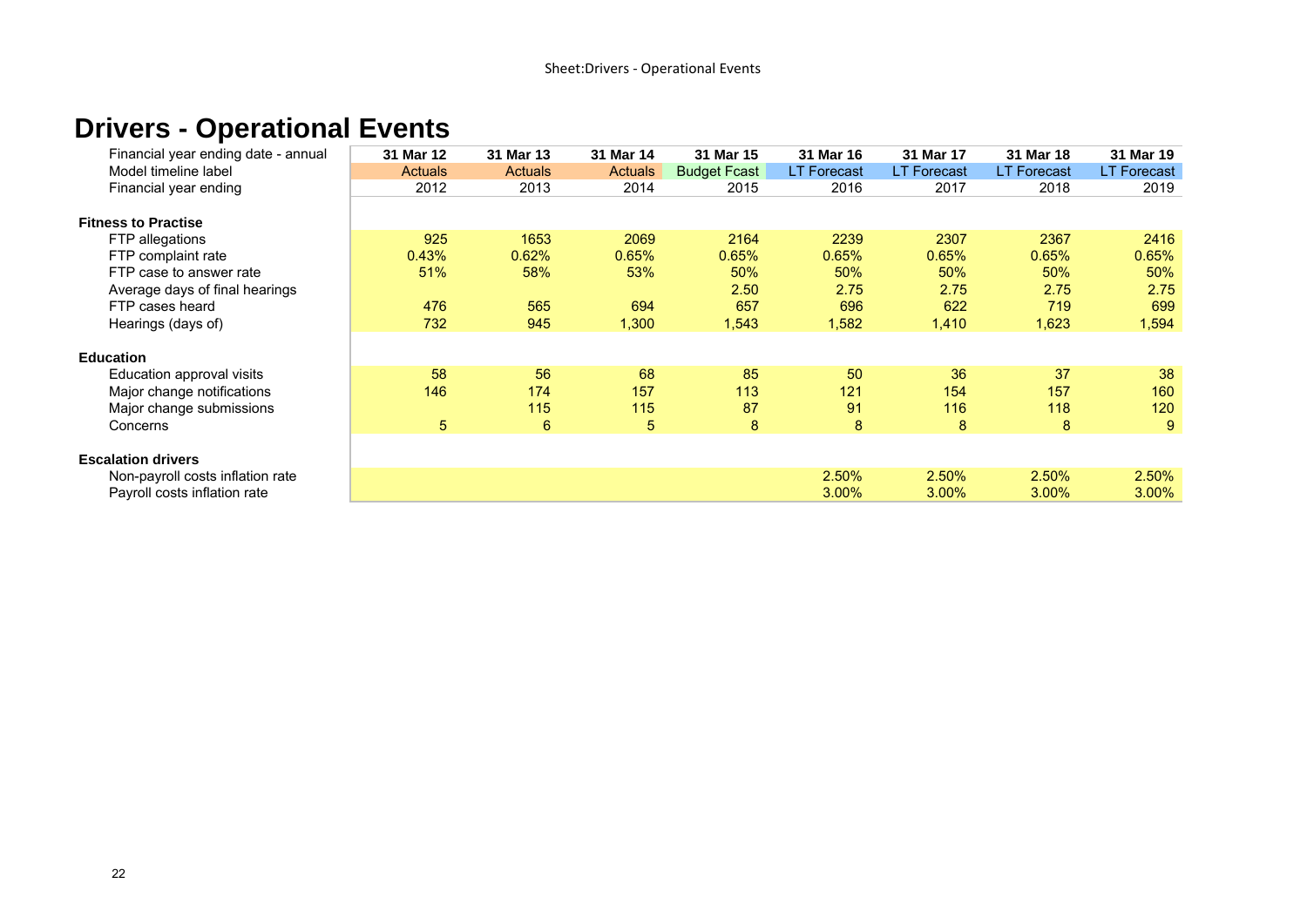# Drivers - Operational Events

| Financial year ending date - annual | 31 Mar 12 | 31 Mar 13 | 31 Mar 14 | 31 Mar 15 | 31 Mar 16 | 31 Mar 17 | 31 Mar 18 | 31 Mar 19 |
|---|---|---|---|---|---|---|---|---|
| Model timeline label | Actuals | Actuals | Actuals | Budget Fcast | LT Forecast | LT Forecast | LT Forecast | LT Forecast |
| Financial year ending | 2012 | 2013 | 2014 | 2015 | 2016 | 2017 | 2018 | 2019 |
| **Fitness to Practise** | | | | | | | | |
| FTP allegations | 925 | 1653 | 2069 | 2164 | 2239 | 2307 | 2367 | 2416 |
| FTP complaint rate | 0.43% | 0.62% | 0.65% | 0.65% | 0.65% | 0.65% | 0.65% | 0.65% |
| FTP case to answer rate | 51% | 58% | 53% | 50% | 50% | 50% | 50% | 50% |
| Average days of final hearings | | | | 2.50 | 2.75 | 2.75 | 2.75 | 2.75 |
| FTP cases heard | 476 | 565 | 694 | 657 | 696 | 622 | 719 | 699 |
| Hearings (days of) | 732 | 945 | 1,300 | 1,543 | 1,582 | 1,410 | 1,623 | 1,594 |
| **Education** | | | | | | | | |
| Education approval visits | 58 | 56 | 68 | 85 | 50 | 36 | 37 | 38 |
| Major change notifications | 146 | 174 | 157 | 113 | 121 | 154 | 157 | 160 |
| Major change submissions | | 115 | 115 | 87 | 91 | 116 | 118 | 120 |
| Concerns | 5 | 6 | 5 | 8 | 8 | 8 | 8 | 9 |
| **Escalation drivers** | | | | | | | | |
| Non-payroll costs inflation rate | | | | | 2.50% | 2.50% | 2.50% | 2.50% |
| Payroll costs inflation rate | | | | | 3.00% | 3.00% | 3.00% | 3.00% |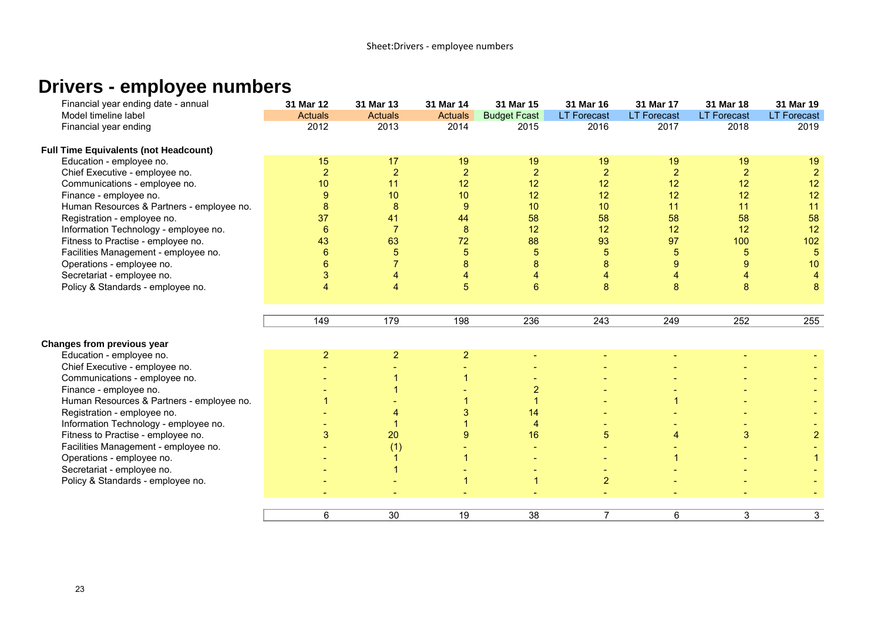Sheet:Drivers - employee numbers

# Drivers - employee numbers

| Financial year ending date - annual | 31 Mar 12 | 31 Mar 13 | 31 Mar 14 | 31 Mar 15 | 31 Mar 16 | 31 Mar 17 | 31 Mar 18 | 31 Mar 19 |
|---|---|---|---|---|---|---|---|---|
| Model timeline label | Actuals | Actuals | Actuals | Budget Fcast | LT Forecast | LT Forecast | LT Forecast | LT Forecast |
| Financial year ending | 2012 | 2013 | 2014 | 2015 | 2016 | 2017 | 2018 | 2019 |
| | | | | | | | | |
| **Full Time Equivalents (not Headcount)** | | | | | | | | |
| Education - employee no. | 15 | 17 | 19 | 19 | 19 | 19 | 19 | 19 |
| Chief Executive - employee no. | 2 | 2 | 2 | 2 | 2 | 2 | 2 | 2 |
| Communications - employee no. | 10 | 11 | 12 | 12 | 12 | 12 | 12 | 12 |
| Finance - employee no. | 9 | 10 | 10 | 12 | 12 | 12 | 12 | 12 |
| Human Resources & Partners - employee no. | 8 | 8 | 9 | 10 | 10 | 11 | 11 | 11 |
| Registration - employee no. | 37 | 41 | 44 | 58 | 58 | 58 | 58 | 58 |
| Information Technology - employee no. | 6 | 7 | 8 | 12 | 12 | 12 | 12 | 12 |
| Fitness to Practise - employee no. | 43 | 63 | 72 | 88 | 93 | 97 | 100 | 102 |
| Facilities Management - employee no. | 6 | 5 | 5 | 5 | 5 | 5 | 5 | 5 |
| Operations - employee no. | 6 | 7 | 8 | 8 | 8 | 9 | 9 | 10 |
| Secretariat - employee no. | 3 | 4 | 4 | 4 | 4 | 4 | 4 | 4 |
| Policy & Standards - employee no. | 4 | 4 | 5 | 6 | 8 | 8 | 8 | 8 |
| | 149 | 179 | 198 | 236 | 243 | 249 | 252 | 255 |
| | | | | | | | | |
| **Changes from previous year** | | | | | | | | |
| Education - employee no. | 2 | 2 | 2 | - | - | - | - | - |
| Chief Executive - employee no. | - | - | - | - | - | - | - | - |
| Communications - employee no. | - | 1 | 1 | - | - | - | - | - |
| Finance - employee no. | - | 1 | - | 2 | - | - | - | - |
| Human Resources & Partners - employee no. | 1 | - | 1 | 1 | - | 1 | - | - |
| Registration - employee no. | - | 4 | 3 | 14 | - | - | - | - |
| Information Technology - employee no. | - | 1 | 1 | 4 | - | - | - | - |
| Fitness to Practise - employee no. | 3 | 20 | 9 | 16 | 5 | 4 | 3 | 2 |
| Facilities Management - employee no. | - | (1) | - | - | - | - | - | - |
| Operations - employee no. | - | 1 | 1 | - | - | 1 | - | 1 |
| Secretariat - employee no. | - | 1 | - | - | - | - | - | - |
| Policy & Standards - employee no. | - | - | 1 | 1 | 2 | - | - | - |
| | - | - | - | - | - | - | - | - |
| | 6 | 30 | 19 | 38 | 7 | 6 | 3 | 3 |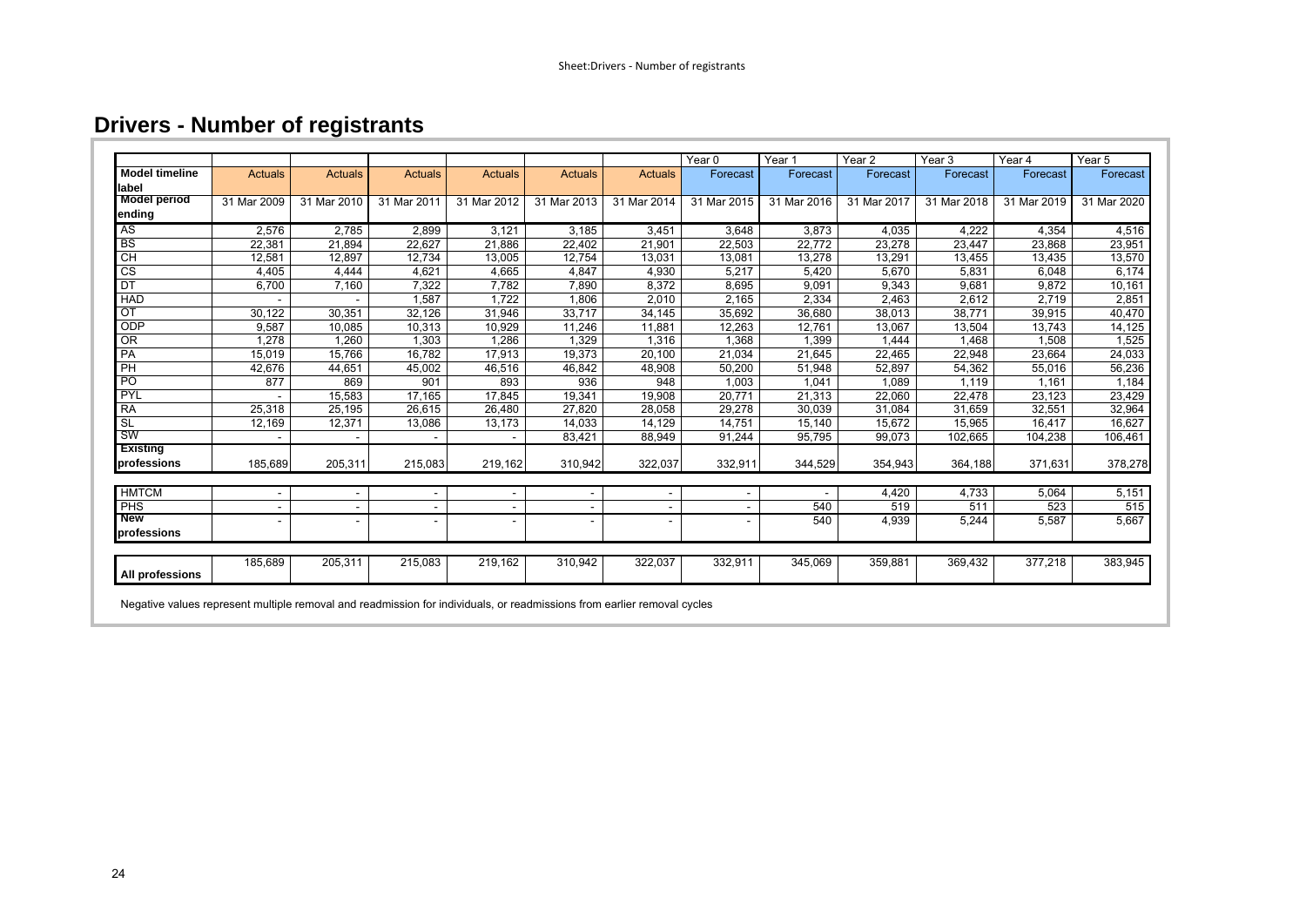# Drivers - Number of registrants

| | | | | | | | Year 0 | Year 1 | Year 2 | Year 3 | Year 4 | Year 5 |
|---|---|---|---|---|---|---|---|---|---|---|---|---|
| **Model timeline label** | Actuals | Actuals | Actuals | Actuals | Actuals | Actuals | Forecast | Forecast | Forecast | Forecast | Forecast | Forecast |
| **Model period ending** | 31 Mar 2009 | 31 Mar 2010 | 31 Mar 2011 | 31 Mar 2012 | 31 Mar 2013 | 31 Mar 2014 | 31 Mar 2015 | 31 Mar 2016 | 31 Mar 2017 | 31 Mar 2018 | 31 Mar 2019 | 31 Mar 2020 |
| AS | 2,576 | 2,785 | 2,899 | 3,121 | 3,185 | 3,451 | 3,648 | 3,873 | 4,035 | 4,222 | 4,354 | 4,516 |
| BS | 22,381 | 21,894 | 22,627 | 21,886 | 22,402 | 21,901 | 22,503 | 22,772 | 23,278 | 23,447 | 23,868 | 23,951 |
| CH | 12,581 | 12,897 | 12,734 | 13,005 | 12,754 | 13,031 | 13,081 | 13,278 | 13,291 | 13,455 | 13,435 | 13,570 |
| CS | 4,405 | 4,444 | 4,621 | 4,665 | 4,847 | 4,930 | 5,217 | 5,420 | 5,670 | 5,831 | 6,048 | 6,174 |
| DT | 6,700 | 7,160 | 7,322 | 7,782 | 7,890 | 8,372 | 8,695 | 9,091 | 9,343 | 9,681 | 9,872 | 10,161 |
| HAD | - | - | 1,587 | 1,722 | 1,806 | 2,010 | 2,165 | 2,334 | 2,463 | 2,612 | 2,719 | 2,851 |
| OT | 30,122 | 30,351 | 32,126 | 31,946 | 33,717 | 34,145 | 35,692 | 36,680 | 38,013 | 38,771 | 39,915 | 40,470 |
| ODP | 9,587 | 10,085 | 10,313 | 10,929 | 11,246 | 11,881 | 12,263 | 12,761 | 13,067 | 13,504 | 13,743 | 14,125 |
| OR | 1,278 | 1,260 | 1,303 | 1,286 | 1,329 | 1,316 | 1,368 | 1,399 | 1,444 | 1,468 | 1,508 | 1,525 |
| PA | 15,019 | 15,766 | 16,782 | 17,913 | 19,373 | 20,100 | 21,034 | 21,645 | 22,465 | 22,948 | 23,664 | 24,033 |
| PH | 42,676 | 44,651 | 45,002 | 46,516 | 46,842 | 48,908 | 50,200 | 51,948 | 52,897 | 54,362 | 55,016 | 56,236 |
| PO | 877 | 869 | 901 | 893 | 936 | 948 | 1,003 | 1,041 | 1,089 | 1,119 | 1,161 | 1,184 |
| PYL | - | 15,583 | 17,165 | 17,845 | 19,341 | 19,908 | 20,771 | 21,313 | 22,060 | 22,478 | 23,123 | 23,429 |
| RA | 25,318 | 25,195 | 26,615 | 26,480 | 27,820 | 28,058 | 29,278 | 30,039 | 31,084 | 31,659 | 32,551 | 32,964 |
| SL | 12,169 | 12,371 | 13,086 | 13,173 | 14,033 | 14,129 | 14,751 | 15,140 | 15,672 | 15,965 | 16,417 | 16,627 |
| SW | - | - | - | - | 83,421 | 88,949 | 91,244 | 95,795 | 99,073 | 102,665 | 104,238 | 106,461 |
| **Existing professions** | 185,689 | 205,311 | 215,083 | 219,162 | 310,942 | 322,037 | 332,911 | 344,529 | 354,943 | 364,188 | 371,631 | 378,278 |
| HMTCM | - | - | - | - | - | - | - | - | 4,420 | 4,733 | 5,064 | 5,151 |
| PHS | - | - | - | - | - | - | - | 540 | 519 | 511 | 523 | 515 |
| **New professions** | - | - | - | - | - | - | - | 540 | 4,939 | 5,244 | 5,587 | 5,667 |
| **All professions** | 185,689 | 205,311 | 215,083 | 219,162 | 310,942 | 322,037 | 332,911 | 345,069 | 359,881 | 369,432 | 377,218 | 383,945 |

Negative values represent multiple removal and readmission for individuals, or readmissions from earlier removal cycles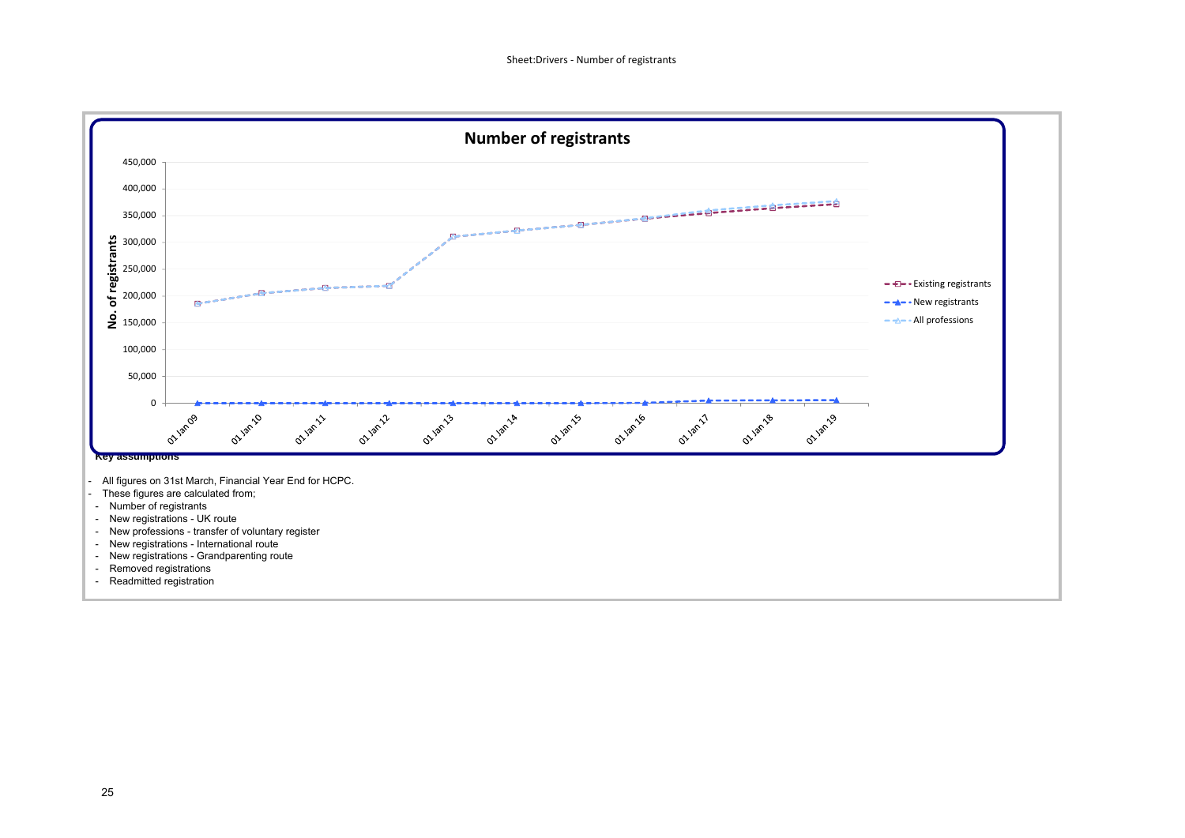Sheet:Drivers - Number of registrants

**Number of registrants**

No. of registrants

450,000
400,000
350,000
300,000
250,000
200,000
150,000
100,000
50,000
0

01 Jan 09, 01 Jan 10, 01 Jan 11, 01 Jan 12, 01 Jan 13, 01 Jan 14, 01 Jan 15, 01 Jan 16, 01 Jan 17, 01 Jan 18, 01 Jan 19

Existing registrants
New registrants
All professions

**Key assumptions**

- All figures on 31st March, Financial Year End for HCPC.
- These figures are calculated from;
  - Number of registrants
  - New registrations - UK route
  - New professions - transfer of voluntary register
  - New registrations - International route
  - New registrations - Grandparenting route
  - Removed registrations
  - Readmitted registration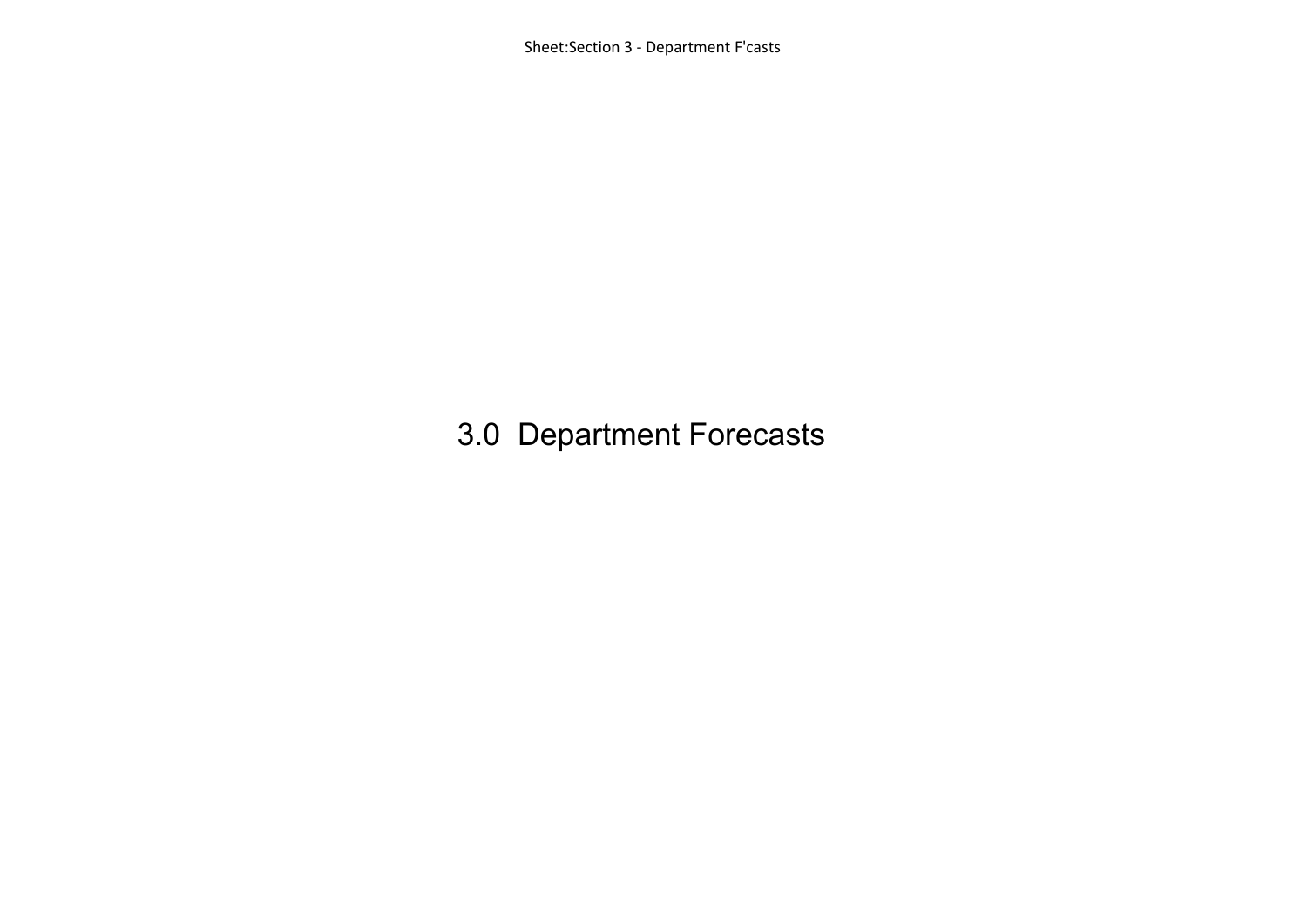# 3.0 Department Forecasts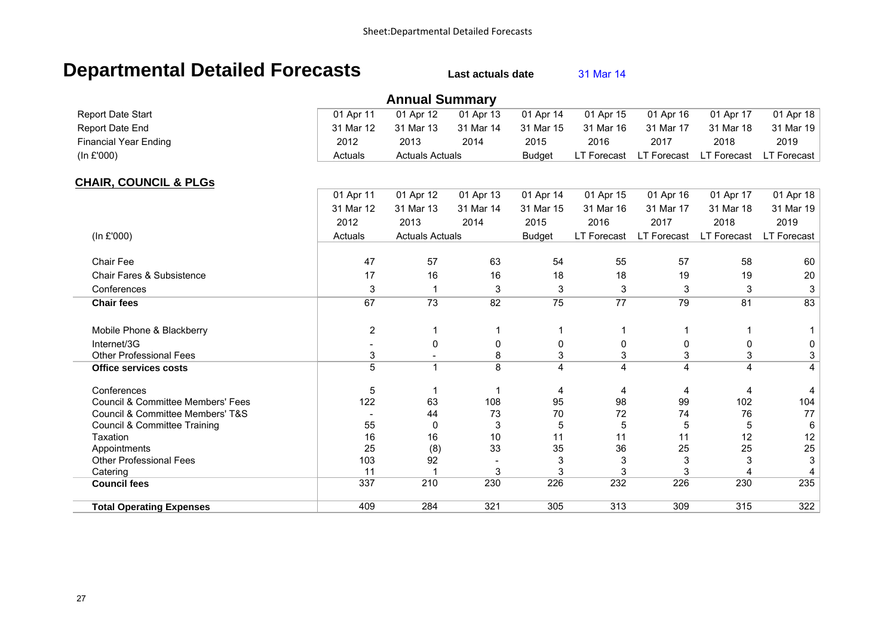# Departmental Detailed Forecasts

**Last actuals date** 31 Mar 14

## Annual Summary

| | | | | | | | | |
|---|---|---|---|---|---|---|---|---|
| Report Date Start | 01 Apr 11 | 01 Apr 12 | 01 Apr 13 | 01 Apr 14 | 01 Apr 15 | 01 Apr 16 | 01 Apr 17 | 01 Apr 18 |
| Report Date End | 31 Mar 12 | 31 Mar 13 | 31 Mar 14 | 31 Mar 15 | 31 Mar 16 | 31 Mar 17 | 31 Mar 18 | 31 Mar 19 |
| Financial Year Ending | 2012 | 2013 | 2014 | 2015 | 2016 | 2017 | 2018 | 2019 |
| (In £'000) | Actuals | Actuals | Actuals | Budget | LT Forecast | LT Forecast | LT Forecast | LT Forecast |

## CHAIR, COUNCIL & PLGs

| | 01 Apr 11 | 01 Apr 12 | 01 Apr 13 | 01 Apr 14 | 01 Apr 15 | 01 Apr 16 | 01 Apr 17 | 01 Apr 18 |
|---|---|---|---|---|---|---|---|---|
| | 31 Mar 12 | 31 Mar 13 | 31 Mar 14 | 31 Mar 15 | 31 Mar 16 | 31 Mar 17 | 31 Mar 18 | 31 Mar 19 |
| | 2012 | 2013 | 2014 | 2015 | 2016 | 2017 | 2018 | 2019 |
| (In £'000) | Actuals | Actuals | Actuals | Budget | LT Forecast | LT Forecast | LT Forecast | LT Forecast |
| Chair Fee | 47 | 57 | 63 | 54 | 55 | 57 | 58 | 60 |
| Chair Fares & Subsistence | 17 | 16 | 16 | 18 | 18 | 19 | 19 | 20 |
| Conferences | 3 | 1 | 3 | 3 | 3 | 3 | 3 | 3 |
| **Chair fees** | 67 | 73 | 82 | 75 | 77 | 79 | 81 | 83 |
| Mobile Phone & Blackberry | 2 | 1 | 1 | 1 | 1 | 1 | 1 | 1 |
| Internet/3G | - | 0 | 0 | 0 | 0 | 0 | 0 | 0 |
| Other Professional Fees | 3 | - | 8 | 3 | 3 | 3 | 3 | 3 |
| **Office services costs** | 5 | 1 | 8 | 4 | 4 | 4 | 4 | 4 |
| Conferences | 5 | 1 | 1 | 4 | 4 | 4 | 4 | 4 |
| Council & Committee Members' Fees | 122 | 63 | 108 | 95 | 98 | 99 | 102 | 104 |
| Council & Committee Members' T&S | - | 44 | 73 | 70 | 72 | 74 | 76 | 77 |
| Council & Committee Training | 55 | 0 | 3 | 5 | 5 | 5 | 5 | 6 |
| Taxation | 16 | 16 | 10 | 11 | 11 | 11 | 12 | 12 |
| Appointments | 25 | (8) | 33 | 35 | 36 | 25 | 25 | 25 |
| Other Professional Fees | 103 | 92 | - | 3 | 3 | 3 | 3 | 3 |
| Catering | 11 | 1 | 3 | 3 | 3 | 3 | 4 | 4 |
| **Council fees** | 337 | 210 | 230 | 226 | 232 | 226 | 230 | 235 |
| **Total Operating Expenses** | 409 | 284 | 321 | 305 | 313 | 309 | 315 | 322 |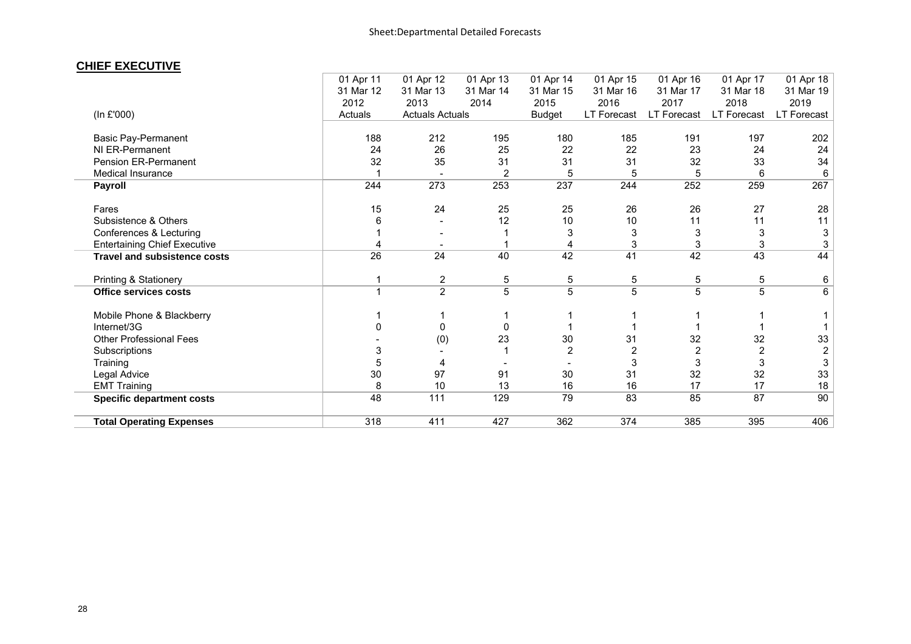Sheet:Departmental Detailed Forecasts

## CHIEF EXECUTIVE

| (In £'000) | 01 Apr 11<br>31 Mar 12<br>2012<br>Actuals | 01 Apr 12<br>31 Mar 13<br>2013<br>Actuals | 01 Apr 13<br>31 Mar 14<br>2014<br>Actuals | 01 Apr 14<br>31 Mar 15<br>2015<br>Budget | 01 Apr 15<br>31 Mar 16<br>2016<br>LT Forecast | 01 Apr 16<br>31 Mar 17<br>2017<br>LT Forecast | 01 Apr 17<br>31 Mar 18<br>2018<br>LT Forecast | 01 Apr 18<br>31 Mar 19<br>2019<br>LT Forecast |
|---|---|---|---|---|---|---|---|---|
| Basic Pay-Permanent | 188 | 212 | 195 | 180 | 185 | 191 | 197 | 202 |
| NI ER-Permanent | 24 | 26 | 25 | 22 | 22 | 23 | 24 | 24 |
| Pension ER-Permanent | 32 | 35 | 31 | 31 | 31 | 32 | 33 | 34 |
| Medical Insurance | 1 | - | 2 | 5 | 5 | 5 | 6 | 6 |
| **Payroll** | 244 | 273 | 253 | 237 | 244 | 252 | 259 | 267 |
| Fares | 15 | 24 | 25 | 25 | 26 | 26 | 27 | 28 |
| Subsistence & Others | 6 | - | 12 | 10 | 10 | 11 | 11 | 11 |
| Conferences & Lecturing | 1 | - | 1 | 3 | 3 | 3 | 3 | 3 |
| Entertaining Chief Executive | 4 | - | 1 | 4 | 3 | 3 | 3 | 3 |
| **Travel and subsistence costs** | 26 | 24 | 40 | 42 | 41 | 42 | 43 | 44 |
| Printing & Stationery | 1 | 2 | 5 | 5 | 5 | 5 | 5 | 6 |
| **Office services costs** | 1 | 2 | 5 | 5 | 5 | 5 | 5 | 6 |
| Mobile Phone & Blackberry | 1 | 1 | 1 | 1 | 1 | 1 | 1 | 1 |
| Internet/3G | 0 | 0 | 0 | 1 | 1 | 1 | 1 | 1 |
| Other Professional Fees | - | (0) | 23 | 30 | 31 | 32 | 32 | 33 |
| Subscriptions | 3 | - | 1 | 2 | 2 | 2 | 2 | 2 |
| Training | 5 | 4 | - | - | 3 | 3 | 3 | 3 |
| Legal Advice | 30 | 97 | 91 | 30 | 31 | 32 | 32 | 33 |
| EMT Training | 8 | 10 | 13 | 16 | 16 | 17 | 17 | 18 |
| **Specific department costs** | 48 | 111 | 129 | 79 | 83 | 85 | 87 | 90 |
| **Total Operating Expenses** | 318 | 411 | 427 | 362 | 374 | 385 | 395 | 406 |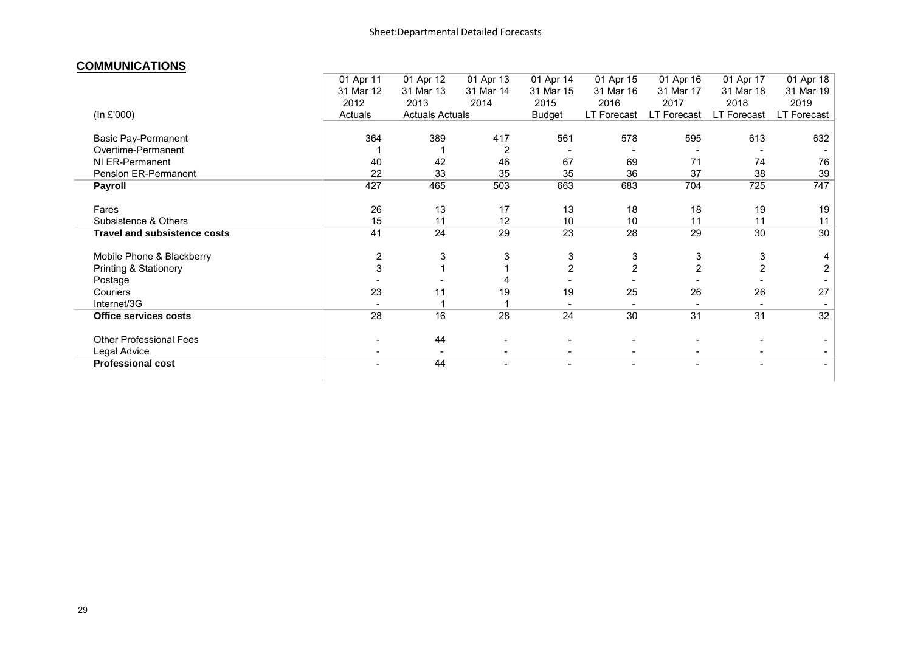Sheet:Departmental Detailed Forecasts

## COMMUNICATIONS

| (In £'000) | 01 Apr 11<br>31 Mar 12<br>2012<br>Actuals | 01 Apr 12<br>31 Mar 13<br>2013<br>Actuals | 01 Apr 13<br>31 Mar 14<br>2014<br>Actuals | 01 Apr 14<br>31 Mar 15<br>2015<br>Budget | 01 Apr 15<br>31 Mar 16<br>2016<br>LT Forecast | 01 Apr 16<br>31 Mar 17<br>2017<br>LT Forecast | 01 Apr 17<br>31 Mar 18<br>2018<br>LT Forecast | 01 Apr 18<br>31 Mar 19<br>2019<br>LT Forecast |
|---|---|---|---|---|---|---|---|---|
| Basic Pay-Permanent | 364 | 389 | 417 | 561 | 578 | 595 | 613 | 632 |
| Overtime-Permanent | 1 | 1 | 2 | - | - | - | - | - |
| NI ER-Permanent | 40 | 42 | 46 | 67 | 69 | 71 | 74 | 76 |
| Pension ER-Permanent | 22 | 33 | 35 | 35 | 36 | 37 | 38 | 39 |
| **Payroll** | 427 | 465 | 503 | 663 | 683 | 704 | 725 | 747 |
| Fares | 26 | 13 | 17 | 13 | 18 | 18 | 19 | 19 |
| Subsistence & Others | 15 | 11 | 12 | 10 | 10 | 11 | 11 | 11 |
| **Travel and subsistence costs** | 41 | 24 | 29 | 23 | 28 | 29 | 30 | 30 |
| Mobile Phone & Blackberry | 2 | 3 | 3 | 3 | 3 | 3 | 3 | 4 |
| Printing & Stationery | 3 | 1 | 1 | 2 | 2 | 2 | 2 | 2 |
| Postage | - | - | 4 | - | - | - | - | - |
| Couriers | 23 | 11 | 19 | 19 | 25 | 26 | 26 | 27 |
| Internet/3G | - | 1 | 1 | - | - | - | - | - |
| **Office services costs** | 28 | 16 | 28 | 24 | 30 | 31 | 31 | 32 |
| Other Professional Fees | - | 44 | - | - | - | - | - | - |
| Legal Advice | - | - | - | - | - | - | - | - |
| **Professional cost** | - | 44 | - | - | - | - | - | - |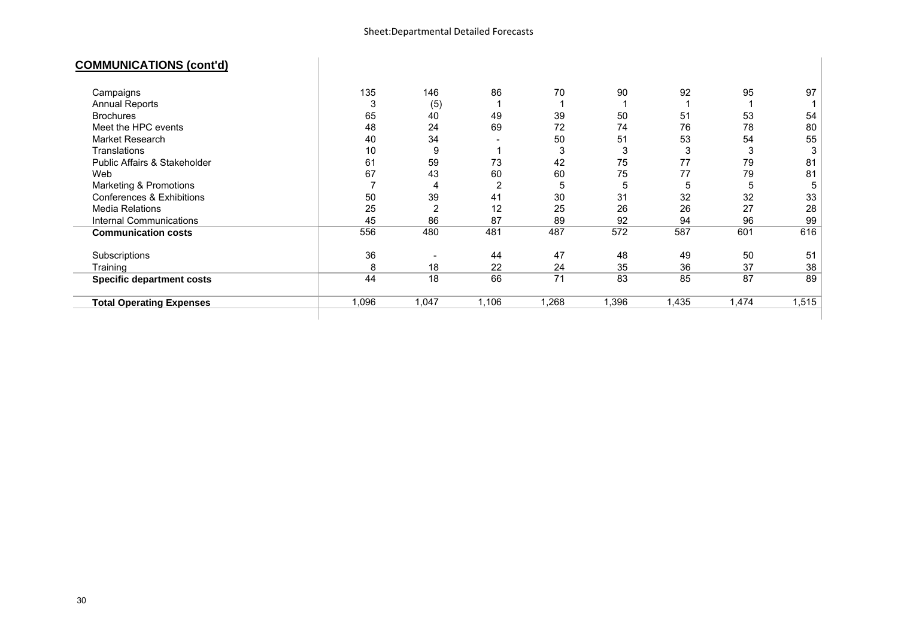## COMMUNICATIONS (cont'd)

| | | | | | | | | |
|---|---|---|---|---|---|---|---|---|
| Campaigns | 135 | 146 | 86 | 70 | 90 | 92 | 95 | 97 |
| Annual Reports | 3 | (5) | 1 | 1 | 1 | 1 | 1 | 1 |
| Brochures | 65 | 40 | 49 | 39 | 50 | 51 | 53 | 54 |
| Meet the HPC events | 48 | 24 | 69 | 72 | 74 | 76 | 78 | 80 |
| Market Research | 40 | 34 | - | 50 | 51 | 53 | 54 | 55 |
| Translations | 10 | 9 | 1 | 3 | 3 | 3 | 3 | 3 |
| Public Affairs & Stakeholder | 61 | 59 | 73 | 42 | 75 | 77 | 79 | 81 |
| Web | 67 | 43 | 60 | 60 | 75 | 77 | 79 | 81 |
| Marketing & Promotions | 7 | 4 | 2 | 5 | 5 | 5 | 5 | 5 |
| Conferences & Exhibitions | 50 | 39 | 41 | 30 | 31 | 32 | 32 | 33 |
| Media Relations | 25 | 2 | 12 | 25 | 26 | 26 | 27 | 28 |
| Internal Communications | 45 | 86 | 87 | 89 | 92 | 94 | 96 | 99 |
| **Communication costs** | 556 | 480 | 481 | 487 | 572 | 587 | 601 | 616 |
| | | | | | | | | |
| Subscriptions | 36 | - | 44 | 47 | 48 | 49 | 50 | 51 |
| Training | 8 | 18 | 22 | 24 | 35 | 36 | 37 | 38 |
| **Specific department costs** | 44 | 18 | 66 | 71 | 83 | 85 | 87 | 89 |
| | | | | | | | | |
| **Total Operating Expenses** | 1,096 | 1,047 | 1,106 | 1,268 | 1,396 | 1,435 | 1,474 | 1,515 |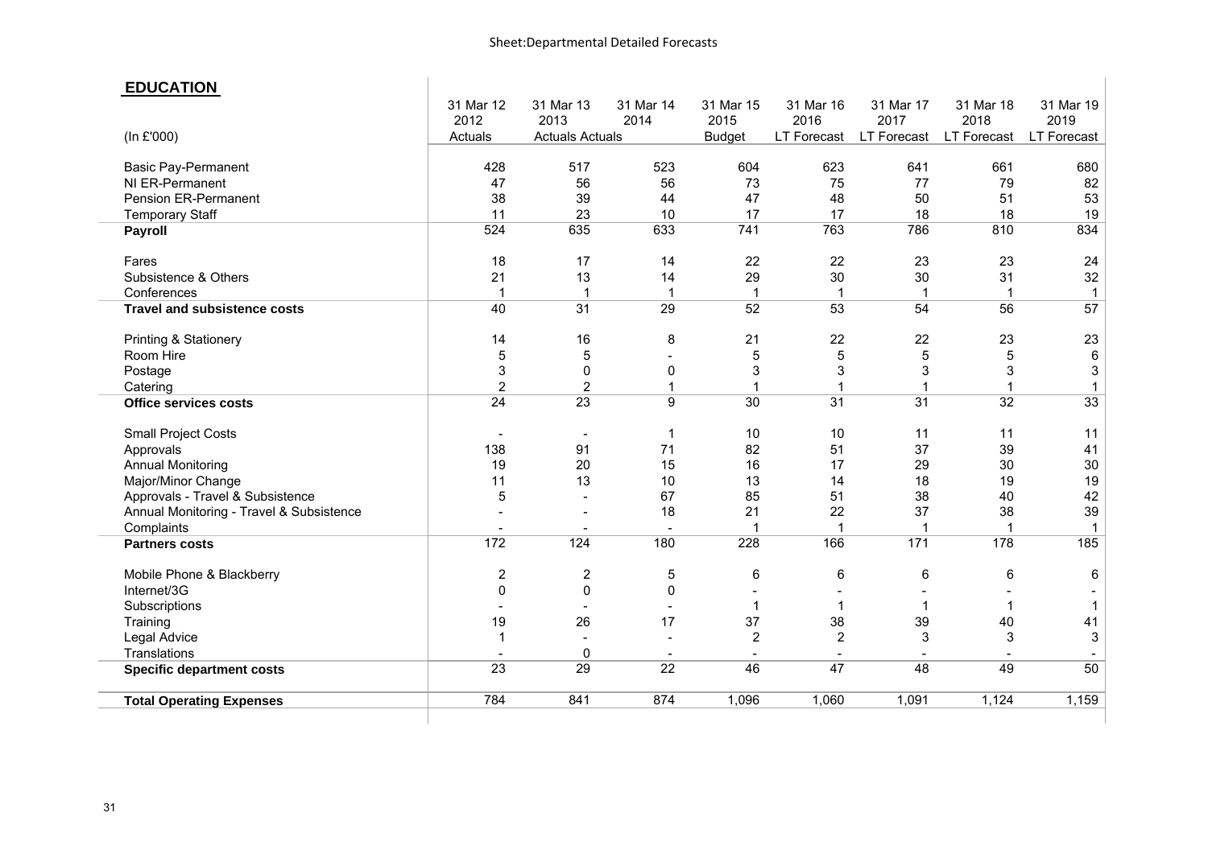Sheet:Departmental Detailed Forecasts

## EDUCATION

| (In £'000) | 31 Mar 12 2012 Actuals | 31 Mar 13 2013 Actuals | 31 Mar 14 2014 Actuals | 31 Mar 15 2015 Budget | 31 Mar 16 2016 LT Forecast | 31 Mar 17 2017 LT Forecast | 31 Mar 18 2018 LT Forecast | 31 Mar 19 2019 LT Forecast |
|---|---|---|---|---|---|---|---|---|
| Basic Pay-Permanent | 428 | 517 | 523 | 604 | 623 | 641 | 661 | 680 |
| NI ER-Permanent | 47 | 56 | 56 | 73 | 75 | 77 | 79 | 82 |
| Pension ER-Permanent | 38 | 39 | 44 | 47 | 48 | 50 | 51 | 53 |
| Temporary Staff | 11 | 23 | 10 | 17 | 17 | 18 | 18 | 19 |
| **Payroll** | 524 | 635 | 633 | 741 | 763 | 786 | 810 | 834 |
| Fares | 18 | 17 | 14 | 22 | 22 | 23 | 23 | 24 |
| Subsistence & Others | 21 | 13 | 14 | 29 | 30 | 30 | 31 | 32 |
| Conferences | 1 | 1 | 1 | 1 | 1 | 1 | 1 | 1 |
| **Travel and subsistence costs** | 40 | 31 | 29 | 52 | 53 | 54 | 56 | 57 |
| Printing & Stationery | 14 | 16 | 8 | 21 | 22 | 22 | 23 | 23 |
| Room Hire | 5 | 5 | - | 5 | 5 | 5 | 5 | 6 |
| Postage | 3 | 0 | 0 | 3 | 3 | 3 | 3 | 3 |
| Catering | 2 | 2 | 1 | 1 | 1 | 1 | 1 | 1 |
| **Office services costs** | 24 | 23 | 9 | 30 | 31 | 31 | 32 | 33 |
| Small Project Costs | - | - | 1 | 10 | 10 | 11 | 11 | 11 |
| Approvals | 138 | 91 | 71 | 82 | 51 | 37 | 39 | 41 |
| Annual Monitoring | 19 | 20 | 15 | 16 | 17 | 29 | 30 | 30 |
| Major/Minor Change | 11 | 13 | 10 | 13 | 14 | 18 | 19 | 19 |
| Approvals - Travel & Subsistence | 5 | - | 67 | 85 | 51 | 38 | 40 | 42 |
| Annual Monitoring - Travel & Subsistence | - | - | 18 | 21 | 22 | 37 | 38 | 39 |
| Complaints | - | - | - | 1 | 1 | 1 | 1 | 1 |
| **Partners costs** | 172 | 124 | 180 | 228 | 166 | 171 | 178 | 185 |
| Mobile Phone & Blackberry | 2 | 2 | 5 | 6 | 6 | 6 | 6 | 6 |
| Internet/3G | 0 | 0 | 0 | - | - | - | - | - |
| Subscriptions | - | - | - | 1 | 1 | 1 | 1 | 1 |
| Training | 19 | 26 | 17 | 37 | 38 | 39 | 40 | 41 |
| Legal Advice | 1 | - | - | 2 | 2 | 3 | 3 | 3 |
| Translations | - | 0 | - | - | - | - | - | - |
| **Specific department costs** | 23 | 29 | 22 | 46 | 47 | 48 | 49 | 50 |
| **Total Operating Expenses** | 784 | 841 | 874 | 1,096 | 1,060 | 1,091 | 1,124 | 1,159 |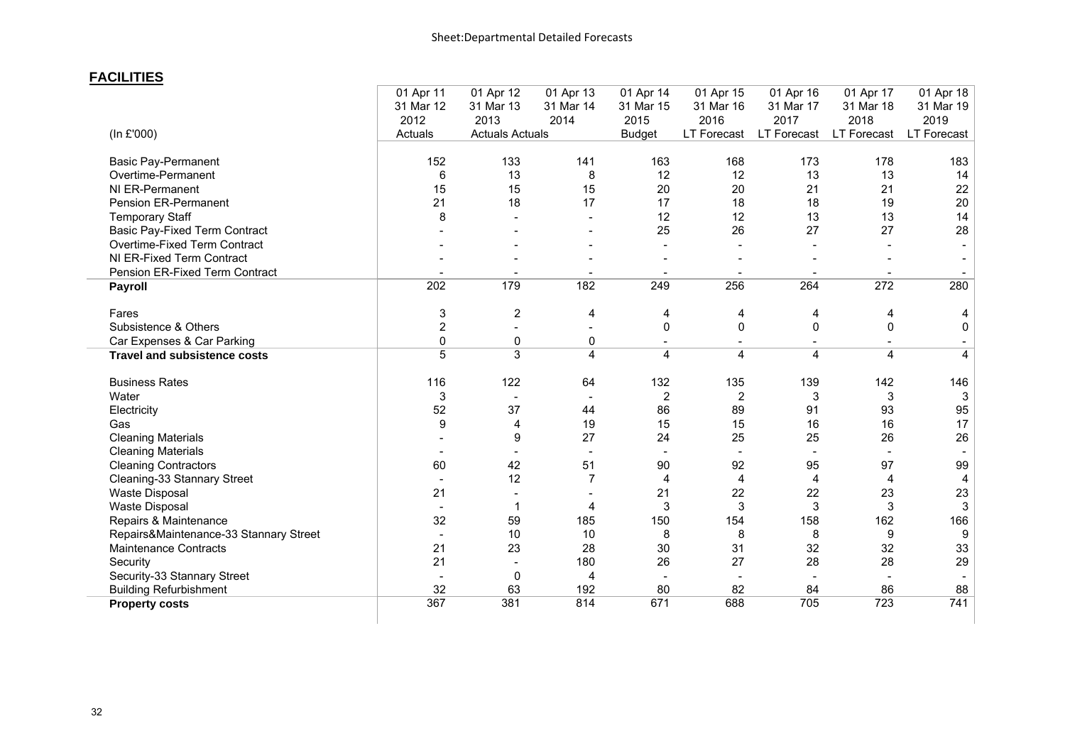Sheet:Departmental Detailed Forecasts

## FACILITIES

| (In £'000) | 01 Apr 11 31 Mar 12 2012 Actuals | 01 Apr 12 31 Mar 13 2013 Actuals | 01 Apr 13 31 Mar 14 2014 Actuals | 01 Apr 14 31 Mar 15 2015 Budget | 01 Apr 15 31 Mar 16 2016 LT Forecast | 01 Apr 16 31 Mar 17 2017 LT Forecast | 01 Apr 17 31 Mar 18 2018 LT Forecast | 01 Apr 18 31 Mar 19 2019 LT Forecast |
|---|---|---|---|---|---|---|---|---|
| Basic Pay-Permanent | 152 | 133 | 141 | 163 | 168 | 173 | 178 | 183 |
| Overtime-Permanent | 6 | 13 | 8 | 12 | 12 | 13 | 13 | 14 |
| NI ER-Permanent | 15 | 15 | 15 | 20 | 20 | 21 | 21 | 22 |
| Pension ER-Permanent | 21 | 18 | 17 | 17 | 18 | 18 | 19 | 20 |
| Temporary Staff | 8 | - | - | 12 | 12 | 13 | 13 | 14 |
| Basic Pay-Fixed Term Contract | - | - | - | 25 | 26 | 27 | 27 | 28 |
| Overtime-Fixed Term Contract | - | - | - | - | - | - | - | - |
| NI ER-Fixed Term Contract | - | - | - | - | - | - | - | - |
| Pension ER-Fixed Term Contract | - | - | - | - | - | - | - | - |
| **Payroll** | 202 | 179 | 182 | 249 | 256 | 264 | 272 | 280 |
| Fares | 3 | 2 | 4 | 4 | 4 | 4 | 4 | 4 |
| Subsistence & Others | 2 | - | - | 0 | 0 | 0 | 0 | 0 |
| Car Expenses & Car Parking | 0 | 0 | 0 | - | - | - | - | - |
| **Travel and subsistence costs** | 5 | 3 | 4 | 4 | 4 | 4 | 4 | 4 |
| Business Rates | 116 | 122 | 64 | 132 | 135 | 139 | 142 | 146 |
| Water | 3 | - | - | 2 | 2 | 3 | 3 | 3 |
| Electricity | 52 | 37 | 44 | 86 | 89 | 91 | 93 | 95 |
| Gas | 9 | 4 | 19 | 15 | 15 | 16 | 16 | 17 |
| Cleaning Materials | - | 9 | 27 | 24 | 25 | 25 | 26 | 26 |
| Cleaning Materials | - | - | - | - | - | - | - | - |
| Cleaning Contractors | 60 | 42 | 51 | 90 | 92 | 95 | 97 | 99 |
| Cleaning-33 Stannary Street | - | 12 | 7 | 4 | 4 | 4 | 4 | 4 |
| Waste Disposal | 21 | - | - | 21 | 22 | 22 | 23 | 23 |
| Waste Disposal | - | 1 | 4 | 3 | 3 | 3 | 3 | 3 |
| Repairs & Maintenance | 32 | 59 | 185 | 150 | 154 | 158 | 162 | 166 |
| Repairs&Maintenance-33 Stannary Street | - | 10 | 10 | 8 | 8 | 8 | 9 | 9 |
| Maintenance Contracts | 21 | 23 | 28 | 30 | 31 | 32 | 32 | 33 |
| Security | 21 | - | 180 | 26 | 27 | 28 | 28 | 29 |
| Security-33 Stannary Street | - | 0 | 4 | - | - | - | - | - |
| Building Refurbishment | 32 | 63 | 192 | 80 | 82 | 84 | 86 | 88 |
| **Property costs** | 367 | 381 | 814 | 671 | 688 | 705 | 723 | 741 |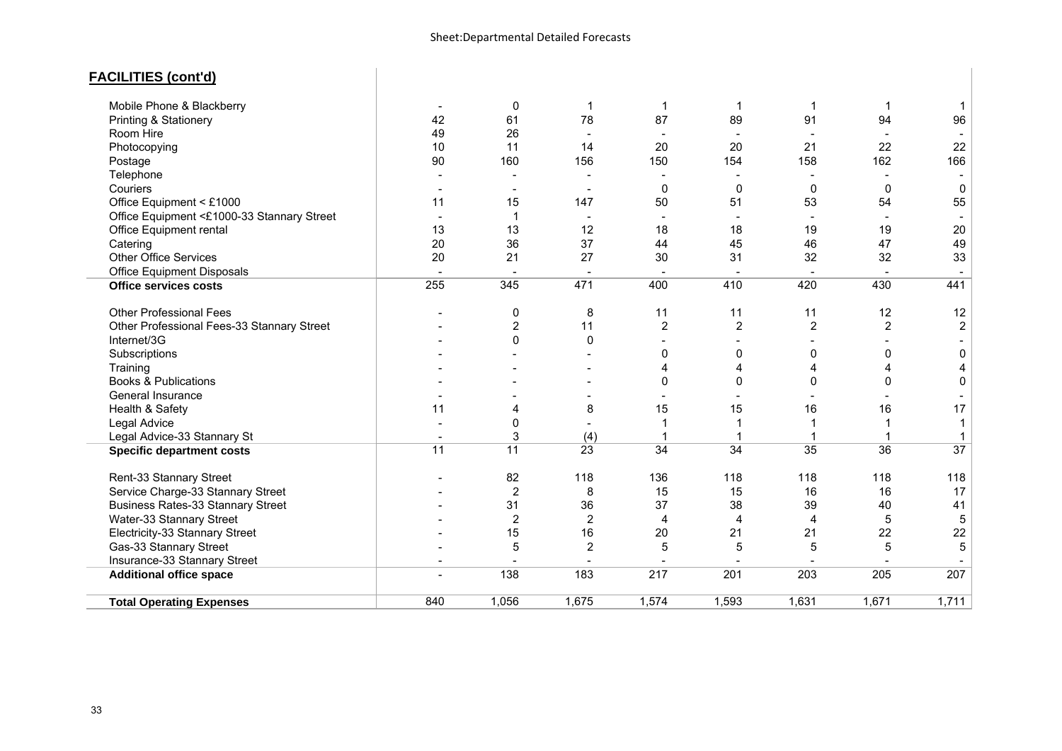Sheet:Departmental Detailed Forecasts

## FACILITIES (cont'd)

| | | | | | | | | |
|---|---|---|---|---|---|---|---|---|
| Mobile Phone & Blackberry | - | 0 | 1 | 1 | 1 | 1 | 1 | 1 |
| Printing & Stationery | 42 | 61 | 78 | 87 | 89 | 91 | 94 | 96 |
| Room Hire | 49 | 26 | - | - | - | - | - | - |
| Photocopying | 10 | 11 | 14 | 20 | 20 | 21 | 22 | 22 |
| Postage | 90 | 160 | 156 | 150 | 154 | 158 | 162 | 166 |
| Telephone | - | - | - | - | - | - | - | - |
| Couriers | - | - | - | 0 | 0 | 0 | 0 | 0 |
| Office Equipment < £1000 | 11 | 15 | 147 | 50 | 51 | 53 | 54 | 55 |
| Office Equipment <£1000-33 Stannary Street | - | 1 | - | - | - | - | - | - |
| Office Equipment rental | 13 | 13 | 12 | 18 | 18 | 19 | 19 | 20 |
| Catering | 20 | 36 | 37 | 44 | 45 | 46 | 47 | 49 |
| Other Office Services | 20 | 21 | 27 | 30 | 31 | 32 | 32 | 33 |
| Office Equipment Disposals | - | - | - | - | - | - | - | - |
| **Office services costs** | 255 | 345 | 471 | 400 | 410 | 420 | 430 | 441 |
| | | | | | | | | |
| Other Professional Fees | - | 0 | 8 | 11 | 11 | 11 | 12 | 12 |
| Other Professional Fees-33 Stannary Street | - | 2 | 11 | 2 | 2 | 2 | 2 | 2 |
| Internet/3G | - | 0 | 0 | - | - | - | - | - |
| Subscriptions | - | - | - | 0 | 0 | 0 | 0 | 0 |
| Training | - | - | - | 4 | 4 | 4 | 4 | 4 |
| Books & Publications | - | - | - | 0 | 0 | 0 | 0 | 0 |
| General Insurance | - | - | - | - | - | - | - | - |
| Health & Safety | 11 | 4 | 8 | 15 | 15 | 16 | 16 | 17 |
| Legal Advice | - | 0 | - | 1 | 1 | 1 | 1 | 1 |
| Legal Advice-33 Stannary St | - | 3 | (4) | 1 | 1 | 1 | 1 | 1 |
| **Specific department costs** | 11 | 11 | 23 | 34 | 34 | 35 | 36 | 37 |
| | | | | | | | | |
| Rent-33 Stannary Street | - | 82 | 118 | 136 | 118 | 118 | 118 | 118 |
| Service Charge-33 Stannary Street | - | 2 | 8 | 15 | 15 | 16 | 16 | 17 |
| Business Rates-33 Stannary Street | - | 31 | 36 | 37 | 38 | 39 | 40 | 41 |
| Water-33 Stannary Street | - | 2 | 2 | 4 | 4 | 4 | 5 | 5 |
| Electricity-33 Stannary Street | - | 15 | 16 | 20 | 21 | 21 | 22 | 22 |
| Gas-33 Stannary Street | - | 5 | 2 | 5 | 5 | 5 | 5 | 5 |
| Insurance-33 Stannary Street | - | - | - | - | - | - | - | - |
| **Additional office space** | - | 138 | 183 | 217 | 201 | 203 | 205 | 207 |
| | | | | | | | | |
| **Total Operating Expenses** | 840 | 1,056 | 1,675 | 1,574 | 1,593 | 1,631 | 1,671 | 1,711 |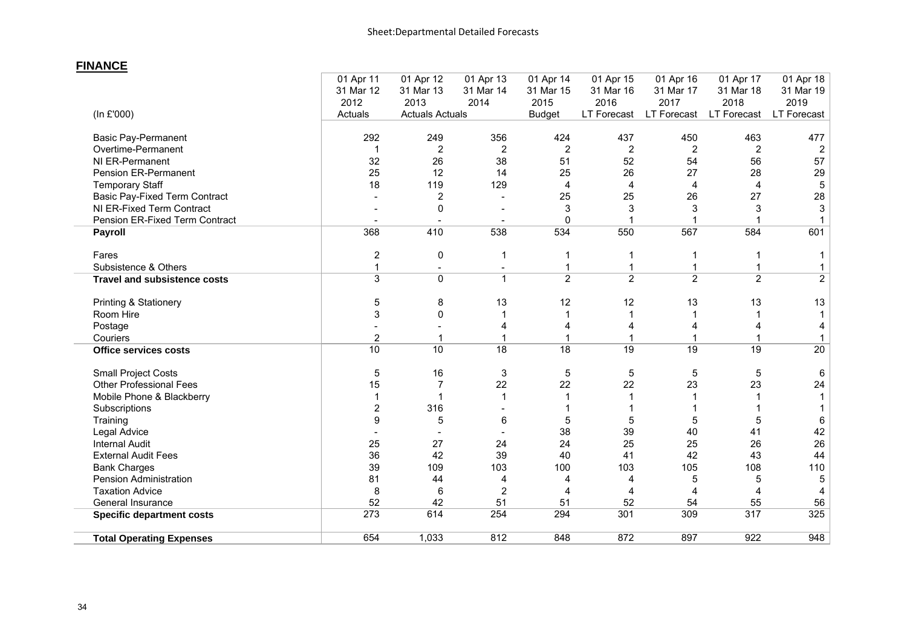Sheet:Departmental Detailed Forecasts

## FINANCE

| (In £'000) | 01 Apr 11<br>31 Mar 12<br>2012<br>Actuals | 01 Apr 12<br>31 Mar 13<br>2013<br>Actuals | 01 Apr 13<br>31 Mar 14<br>2014<br>Actuals | 01 Apr 14<br>31 Mar 15<br>2015<br>Budget | 01 Apr 15<br>31 Mar 16<br>2016<br>LT Forecast | 01 Apr 16<br>31 Mar 17<br>2017<br>LT Forecast | 01 Apr 17<br>31 Mar 18<br>2018<br>LT Forecast | 01 Apr 18<br>31 Mar 19<br>2019<br>LT Forecast |
|---|---|---|---|---|---|---|---|---|
| Basic Pay-Permanent | 292 | 249 | 356 | 424 | 437 | 450 | 463 | 477 |
| Overtime-Permanent | 1 | 2 | 2 | 2 | 2 | 2 | 2 | 2 |
| NI ER-Permanent | 32 | 26 | 38 | 51 | 52 | 54 | 56 | 57 |
| Pension ER-Permanent | 25 | 12 | 14 | 25 | 26 | 27 | 28 | 29 |
| Temporary Staff | 18 | 119 | 129 | 4 | 4 | 4 | 4 | 5 |
| Basic Pay-Fixed Term Contract | - | 2 | - | 25 | 25 | 26 | 27 | 28 |
| NI ER-Fixed Term Contract | - | 0 | - | 3 | 3 | 3 | 3 | 3 |
| Pension ER-Fixed Term Contract | - | - | - | 0 | 1 | 1 | 1 | 1 |
| **Payroll** | 368 | 410 | 538 | 534 | 550 | 567 | 584 | 601 |
| Fares | 2 | 0 | 1 | 1 | 1 | 1 | 1 | 1 |
| Subsistence & Others | 1 | - | - | 1 | 1 | 1 | 1 | 1 |
| **Travel and subsistence costs** | 3 | 0 | 1 | 2 | 2 | 2 | 2 | 2 |
| Printing & Stationery | 5 | 8 | 13 | 12 | 12 | 13 | 13 | 13 |
| Room Hire | 3 | 0 | 1 | 1 | 1 | 1 | 1 | 1 |
| Postage | - | - | 4 | 4 | 4 | 4 | 4 | 4 |
| Couriers | 2 | 1 | 1 | 1 | 1 | 1 | 1 | 1 |
| **Office services costs** | 10 | 10 | 18 | 18 | 19 | 19 | 19 | 20 |
| Small Project Costs | 5 | 16 | 3 | 5 | 5 | 5 | 5 | 6 |
| Other Professional Fees | 15 | 7 | 22 | 22 | 22 | 23 | 23 | 24 |
| Mobile Phone & Blackberry | 1 | 1 | 1 | 1 | 1 | 1 | 1 | 1 |
| Subscriptions | 2 | 316 | - | 1 | 1 | 1 | 1 | 1 |
| Training | 9 | 5 | 6 | 5 | 5 | 5 | 5 | 6 |
| Legal Advice | - | - | - | 38 | 39 | 40 | 41 | 42 |
| Internal Audit | 25 | 27 | 24 | 24 | 25 | 25 | 26 | 26 |
| External Audit Fees | 36 | 42 | 39 | 40 | 41 | 42 | 43 | 44 |
| Bank Charges | 39 | 109 | 103 | 100 | 103 | 105 | 108 | 110 |
| Pension Administration | 81 | 44 | 4 | 4 | 4 | 5 | 5 | 5 |
| Taxation Advice | 8 | 6 | 2 | 4 | 4 | 4 | 4 | 4 |
| General Insurance | 52 | 42 | 51 | 51 | 52 | 54 | 55 | 56 |
| **Specific department costs** | 273 | 614 | 254 | 294 | 301 | 309 | 317 | 325 |
| **Total Operating Expenses** | 654 | 1,033 | 812 | 848 | 872 | 897 | 922 | 948 |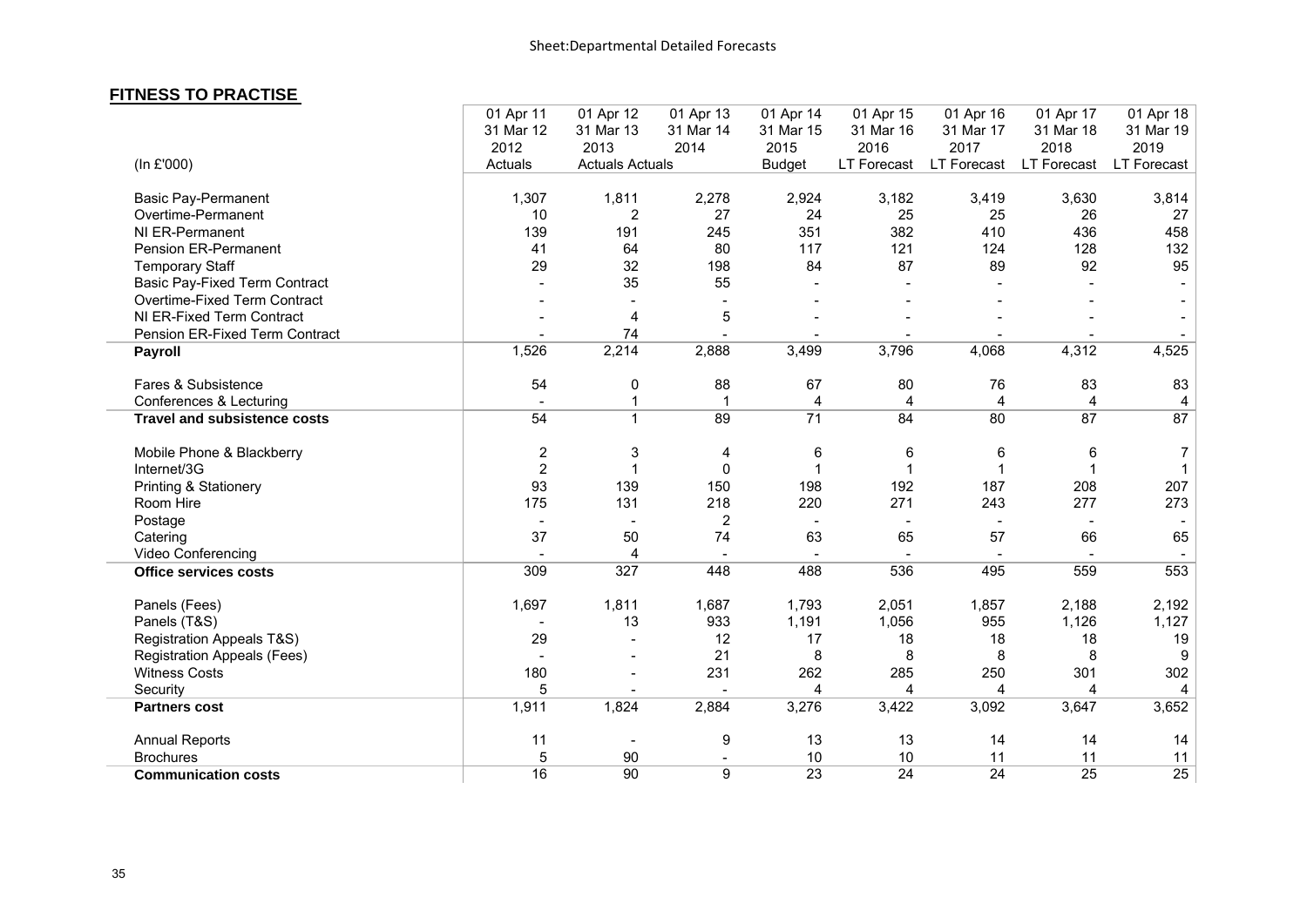Sheet:Departmental Detailed Forecasts

## FITNESS TO PRACTISE

| (In £'000) | 01 Apr 11<br>31 Mar 12<br>2012<br>Actuals | 01 Apr 12<br>31 Mar 13<br>2013<br>Actuals | 01 Apr 13<br>31 Mar 14<br>2014<br>Actuals | 01 Apr 14<br>31 Mar 15<br>2015<br>Budget | 01 Apr 15<br>31 Mar 16<br>2016<br>LT Forecast | 01 Apr 16<br>31 Mar 17<br>2017<br>LT Forecast | 01 Apr 17<br>31 Mar 18<br>2018<br>LT Forecast | 01 Apr 18<br>31 Mar 19<br>2019<br>LT Forecast |
|---|---|---|---|---|---|---|---|---|
| Basic Pay-Permanent | 1,307 | 1,811 | 2,278 | 2,924 | 3,182 | 3,419 | 3,630 | 3,814 |
| Overtime-Permanent | 10 | 2 | 27 | 24 | 25 | 25 | 26 | 27 |
| NI ER-Permanent | 139 | 191 | 245 | 351 | 382 | 410 | 436 | 458 |
| Pension ER-Permanent | 41 | 64 | 80 | 117 | 121 | 124 | 128 | 132 |
| Temporary Staff | 29 | 32 | 198 | 84 | 87 | 89 | 92 | 95 |
| Basic Pay-Fixed Term Contract | - | 35 | 55 | - | - | - | - | - |
| Overtime-Fixed Term Contract | - | - | - | - | - | - | - | - |
| NI ER-Fixed Term Contract | - | 4 | 5 | - | - | - | - | - |
| Pension ER-Fixed Term Contract | - | 74 | - | - | - | - | - | - |
| **Payroll** | 1,526 | 2,214 | 2,888 | 3,499 | 3,796 | 4,068 | 4,312 | 4,525 |
| Fares & Subsistence | 54 | 0 | 88 | 67 | 80 | 76 | 83 | 83 |
| Conferences & Lecturing | - | 1 | 1 | 4 | 4 | 4 | 4 | 4 |
| **Travel and subsistence costs** | 54 | 1 | 89 | 71 | 84 | 80 | 87 | 87 |
| Mobile Phone & Blackberry | 2 | 3 | 4 | 6 | 6 | 6 | 6 | 7 |
| Internet/3G | 2 | 1 | 0 | 1 | 1 | 1 | 1 | 1 |
| Printing & Stationery | 93 | 139 | 150 | 198 | 192 | 187 | 208 | 207 |
| Room Hire | 175 | 131 | 218 | 220 | 271 | 243 | 277 | 273 |
| Postage | - | - | 2 | - | - | - | - | - |
| Catering | 37 | 50 | 74 | 63 | 65 | 57 | 66 | 65 |
| Video Conferencing | - | 4 | - | - | - | - | - | - |
| **Office services costs** | 309 | 327 | 448 | 488 | 536 | 495 | 559 | 553 |
| Panels (Fees) | 1,697 | 1,811 | 1,687 | 1,793 | 2,051 | 1,857 | 2,188 | 2,192 |
| Panels (T&S) | - | 13 | 933 | 1,191 | 1,056 | 955 | 1,126 | 1,127 |
| Registration Appeals T&S) | 29 | - | 12 | 17 | 18 | 18 | 18 | 19 |
| Registration Appeals (Fees) | - | - | 21 | 8 | 8 | 8 | 8 | 9 |
| Witness Costs | 180 | - | 231 | 262 | 285 | 250 | 301 | 302 |
| Security | 5 | - | - | 4 | 4 | 4 | 4 | 4 |
| **Partners cost** | 1,911 | 1,824 | 2,884 | 3,276 | 3,422 | 3,092 | 3,647 | 3,652 |
| Annual Reports | 11 | - | 9 | 13 | 13 | 14 | 14 | 14 |
| Brochures | 5 | 90 | - | 10 | 10 | 11 | 11 | 11 |
| **Communication costs** | 16 | 90 | 9 | 23 | 24 | 24 | 25 | 25 |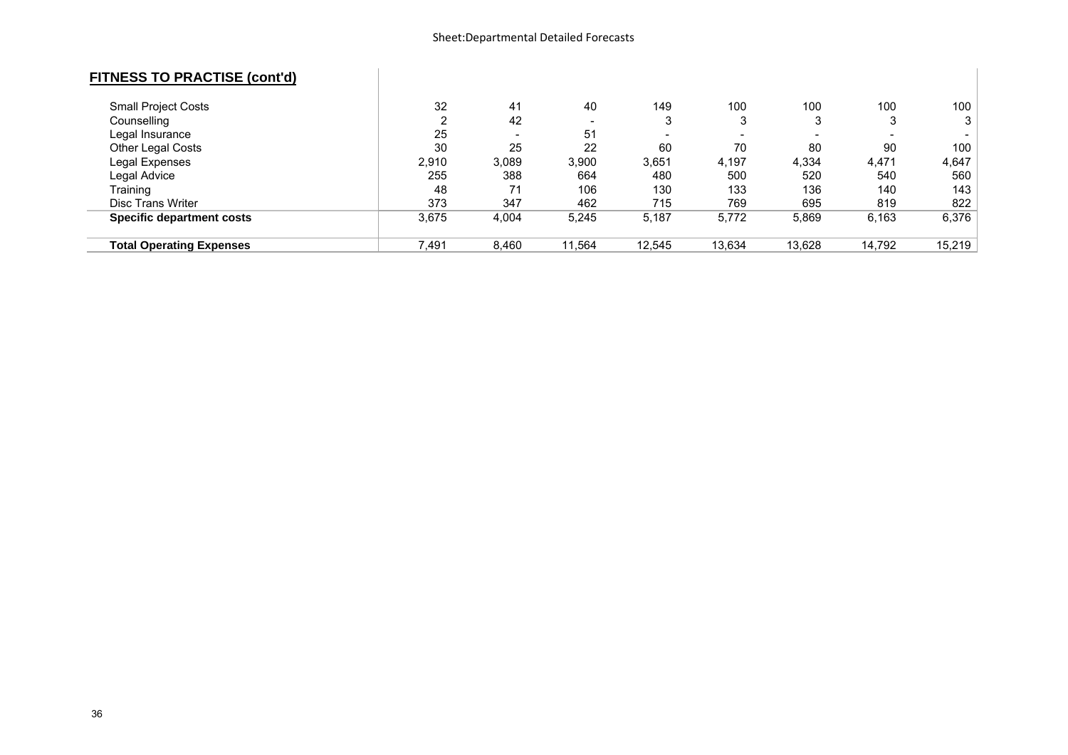Sheet:Departmental Detailed Forecasts

## FITNESS TO PRACTISE (cont'd)

| | | | | | | | | |
|---|---|---|---|---|---|---|---|---|
| Small Project Costs | 32 | 41 | 40 | 149 | 100 | 100 | 100 | 100 |
| Counselling | 2 | 42 | - | 3 | 3 | 3 | 3 | 3 |
| Legal Insurance | 25 | - | 51 | - | - | - | - | - |
| Other Legal Costs | 30 | 25 | 22 | 60 | 70 | 80 | 90 | 100 |
| Legal Expenses | 2,910 | 3,089 | 3,900 | 3,651 | 4,197 | 4,334 | 4,471 | 4,647 |
| Legal Advice | 255 | 388 | 664 | 480 | 500 | 520 | 540 | 560 |
| Training | 48 | 71 | 106 | 130 | 133 | 136 | 140 | 143 |
| Disc Trans Writer | 373 | 347 | 462 | 715 | 769 | 695 | 819 | 822 |
| **Specific department costs** | 3,675 | 4,004 | 5,245 | 5,187 | 5,772 | 5,869 | 6,163 | 6,376 |
| **Total Operating Expenses** | 7,491 | 8,460 | 11,564 | 12,545 | 13,634 | 13,628 | 14,792 | 15,219 |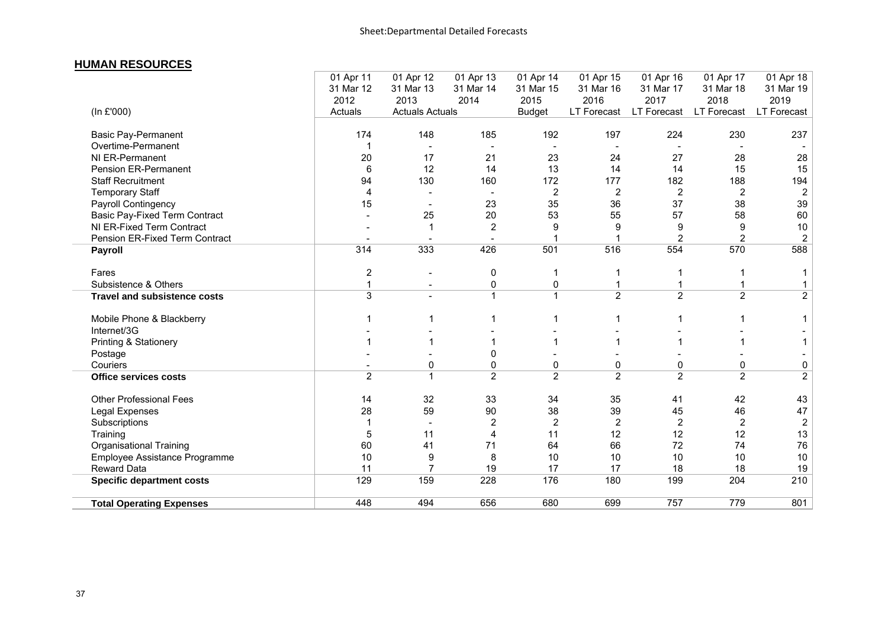Sheet:Departmental Detailed Forecasts

## HUMAN RESOURCES

| (In £'000) | 01 Apr 11 31 Mar 12 2012 Actuals | 01 Apr 12 31 Mar 13 2013 Actuals | 01 Apr 13 31 Mar 14 2014 Actuals | 01 Apr 14 31 Mar 15 2015 Budget | 01 Apr 15 31 Mar 16 2016 LT Forecast | 01 Apr 16 31 Mar 17 2017 LT Forecast | 01 Apr 17 31 Mar 18 2018 LT Forecast | 01 Apr 18 31 Mar 19 2019 LT Forecast |
|---|---|---|---|---|---|---|---|---|
| Basic Pay-Permanent | 174 | 148 | 185 | 192 | 197 | 224 | 230 | 237 |
| Overtime-Permanent | 1 | - | - | - | - | - | - | - |
| NI ER-Permanent | 20 | 17 | 21 | 23 | 24 | 27 | 28 | 28 |
| Pension ER-Permanent | 6 | 12 | 14 | 13 | 14 | 14 | 15 | 15 |
| Staff Recruitment | 94 | 130 | 160 | 172 | 177 | 182 | 188 | 194 |
| Temporary Staff | 4 | - | - | 2 | 2 | 2 | 2 | 2 |
| Payroll Contingency | 15 | - | 23 | 35 | 36 | 37 | 38 | 39 |
| Basic Pay-Fixed Term Contract | - | 25 | 20 | 53 | 55 | 57 | 58 | 60 |
| NI ER-Fixed Term Contract | - | 1 | 2 | 9 | 9 | 9 | 9 | 10 |
| Pension ER-Fixed Term Contract | - | - | - | 1 | 1 | 2 | 2 | 2 |
| **Payroll** | 314 | 333 | 426 | 501 | 516 | 554 | 570 | 588 |
| Fares | 2 | - | 0 | 1 | 1 | 1 | 1 | 1 |
| Subsistence & Others | 1 | - | 0 | 0 | 1 | 1 | 1 | 1 |
| **Travel and subsistence costs** | 3 | - | 1 | 1 | 2 | 2 | 2 | 2 |
| Mobile Phone & Blackberry | 1 | 1 | 1 | 1 | 1 | 1 | 1 | 1 |
| Internet/3G | - | - | - | - | - | - | - | - |
| Printing & Stationery | 1 | 1 | 1 | 1 | 1 | 1 | 1 | 1 |
| Postage | - | - | 0 | - | - | - | - | - |
| Couriers | - | 0 | 0 | 0 | 0 | 0 | 0 | 0 |
| **Office services costs** | 2 | 1 | 2 | 2 | 2 | 2 | 2 | 2 |
| Other Professional Fees | 14 | 32 | 33 | 34 | 35 | 41 | 42 | 43 |
| Legal Expenses | 28 | 59 | 90 | 38 | 39 | 45 | 46 | 47 |
| Subscriptions | 1 | - | 2 | 2 | 2 | 2 | 2 | 2 |
| Training | 5 | 11 | 4 | 11 | 12 | 12 | 12 | 13 |
| Organisational Training | 60 | 41 | 71 | 64 | 66 | 72 | 74 | 76 |
| Employee Assistance Programme | 10 | 9 | 8 | 10 | 10 | 10 | 10 | 10 |
| Reward Data | 11 | 7 | 19 | 17 | 17 | 18 | 18 | 19 |
| **Specific department costs** | 129 | 159 | 228 | 176 | 180 | 199 | 204 | 210 |
| **Total Operating Expenses** | 448 | 494 | 656 | 680 | 699 | 757 | 779 | 801 |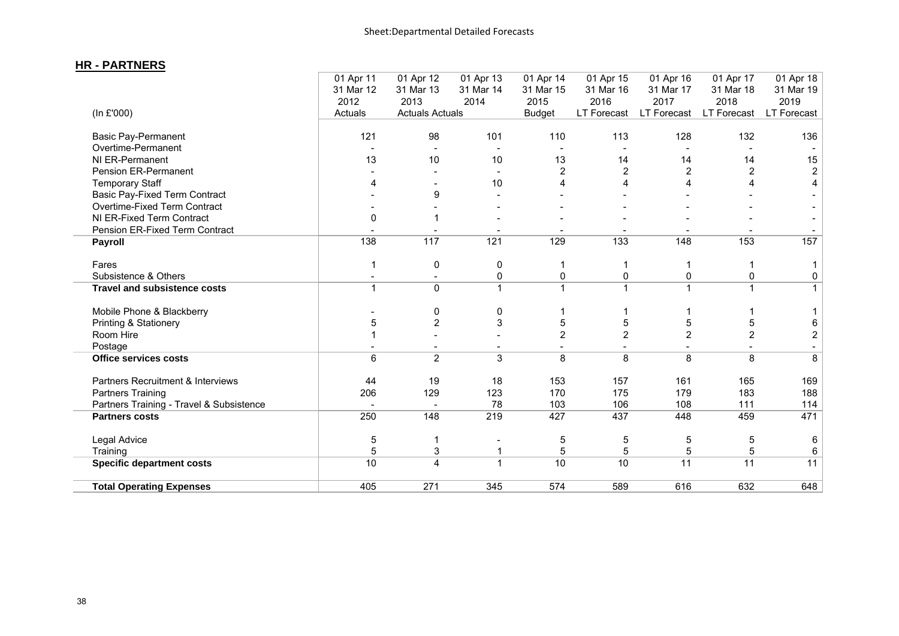Sheet:Departmental Detailed Forecasts

## HR - PARTNERS

| (In £'000) | 01 Apr 11<br>31 Mar 12<br>2012<br>Actuals | 01 Apr 12<br>31 Mar 13<br>2013<br>Actuals | 01 Apr 13<br>31 Mar 14<br>2014<br>Actuals | 01 Apr 14<br>31 Mar 15<br>2015<br>Budget | 01 Apr 15<br>31 Mar 16<br>2016<br>LT Forecast | 01 Apr 16<br>31 Mar 17<br>2017<br>LT Forecast | 01 Apr 17<br>31 Mar 18<br>2018<br>LT Forecast | 01 Apr 18<br>31 Mar 19<br>2019<br>LT Forecast |
|---|---|---|---|---|---|---|---|---|
| Basic Pay-Permanent | 121 | 98 | 101 | 110 | 113 | 128 | 132 | 136 |
| Overtime-Permanent | - | - | - | - | - | - | - | - |
| NI ER-Permanent | 13 | 10 | 10 | 13 | 14 | 14 | 14 | 15 |
| Pension ER-Permanent | - | - | - | 2 | 2 | 2 | 2 | 2 |
| Temporary Staff | 4 | - | 10 | 4 | 4 | 4 | 4 | 4 |
| Basic Pay-Fixed Term Contract | - | 9 | - | - | - | - | - | - |
| Overtime-Fixed Term Contract | - | - | - | - | - | - | - | - |
| NI ER-Fixed Term Contract | 0 | 1 | - | - | - | - | - | - |
| Pension ER-Fixed Term Contract | - | - | - | - | - | - | - | - |
| **Payroll** | 138 | 117 | 121 | 129 | 133 | 148 | 153 | 157 |
| Fares | 1 | 0 | 0 | 1 | 1 | 1 | 1 | 1 |
| Subsistence & Others | - | - | 0 | 0 | 0 | 0 | 0 | 0 |
| **Travel and subsistence costs** | 1 | 0 | 1 | 1 | 1 | 1 | 1 | 1 |
| Mobile Phone & Blackberry | - | 0 | 0 | 1 | 1 | 1 | 1 | 1 |
| Printing & Stationery | 5 | 2 | 3 | 5 | 5 | 5 | 5 | 6 |
| Room Hire | 1 | - | - | 2 | 2 | 2 | 2 | 2 |
| Postage | - | - | - | - | - | - | - | - |
| **Office services costs** | 6 | 2 | 3 | 8 | 8 | 8 | 8 | 8 |
| Partners Recruitment & Interviews | 44 | 19 | 18 | 153 | 157 | 161 | 165 | 169 |
| Partners Training | 206 | 129 | 123 | 170 | 175 | 179 | 183 | 188 |
| Partners Training - Travel & Subsistence | - | - | 78 | 103 | 106 | 108 | 111 | 114 |
| **Partners costs** | 250 | 148 | 219 | 427 | 437 | 448 | 459 | 471 |
| Legal Advice | 5 | 1 | - | 5 | 5 | 5 | 5 | 6 |
| Training | 5 | 3 | 1 | 5 | 5 | 5 | 5 | 6 |
| **Specific department costs** | 10 | 4 | 1 | 10 | 10 | 11 | 11 | 11 |
| **Total Operating Expenses** | 405 | 271 | 345 | 574 | 589 | 616 | 632 | 648 |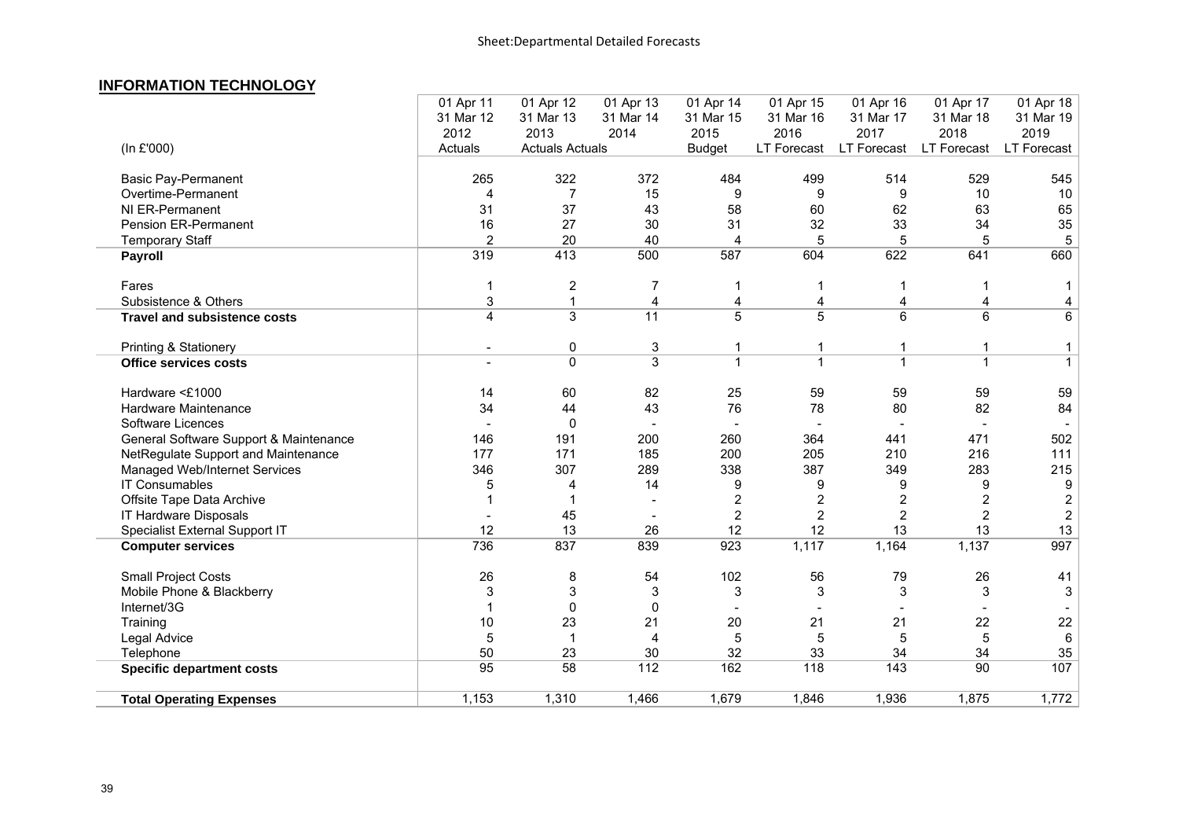Sheet:Departmental Detailed Forecasts

## INFORMATION TECHNOLOGY

| (In £'000) | 01 Apr 11 31 Mar 12 2012 Actuals | 01 Apr 12 31 Mar 13 2013 Actuals | 01 Apr 13 31 Mar 14 2014 Actuals | 01 Apr 14 31 Mar 15 2015 Budget | 01 Apr 15 31 Mar 16 2016 LT Forecast | 01 Apr 16 31 Mar 17 2017 LT Forecast | 01 Apr 17 31 Mar 18 2018 LT Forecast | 01 Apr 18 31 Mar 19 2019 LT Forecast |
|---|---|---|---|---|---|---|---|---|
| Basic Pay-Permanent | 265 | 322 | 372 | 484 | 499 | 514 | 529 | 545 |
| Overtime-Permanent | 4 | 7 | 15 | 9 | 9 | 9 | 10 | 10 |
| NI ER-Permanent | 31 | 37 | 43 | 58 | 60 | 62 | 63 | 65 |
| Pension ER-Permanent | 16 | 27 | 30 | 31 | 32 | 33 | 34 | 35 |
| Temporary Staff | 2 | 20 | 40 | 4 | 5 | 5 | 5 | 5 |
| **Payroll** | 319 | 413 | 500 | 587 | 604 | 622 | 641 | 660 |
| Fares | 1 | 2 | 7 | 1 | 1 | 1 | 1 | 1 |
| Subsistence & Others | 3 | 1 | 4 | 4 | 4 | 4 | 4 | 4 |
| **Travel and subsistence costs** | 4 | 3 | 11 | 5 | 5 | 6 | 6 | 6 |
| Printing & Stationery | - | 0 | 3 | 1 | 1 | 1 | 1 | 1 |
| **Office services costs** | - | 0 | 3 | 1 | 1 | 1 | 1 | 1 |
| Hardware <£1000 | 14 | 60 | 82 | 25 | 59 | 59 | 59 | 59 |
| Hardware Maintenance | 34 | 44 | 43 | 76 | 78 | 80 | 82 | 84 |
| Software Licences | - | 0 | - | - | - | - | - | - |
| General Software Support & Maintenance | 146 | 191 | 200 | 260 | 364 | 441 | 471 | 502 |
| NetRegulate Support and Maintenance | 177 | 171 | 185 | 200 | 205 | 210 | 216 | 111 |
| Managed Web/Internet Services | 346 | 307 | 289 | 338 | 387 | 349 | 283 | 215 |
| IT Consumables | 5 | 4 | 14 | 9 | 9 | 9 | 9 | 9 |
| Offsite Tape Data Archive | 1 | 1 | - | 2 | 2 | 2 | 2 | 2 |
| IT Hardware Disposals | - | 45 | - | 2 | 2 | 2 | 2 | 2 |
| Specialist External Support IT | 12 | 13 | 26 | 12 | 12 | 13 | 13 | 13 |
| **Computer services** | 736 | 837 | 839 | 923 | 1,117 | 1,164 | 1,137 | 997 |
| Small Project Costs | 26 | 8 | 54 | 102 | 56 | 79 | 26 | 41 |
| Mobile Phone & Blackberry | 3 | 3 | 3 | 3 | 3 | 3 | 3 | 3 |
| Internet/3G | 1 | 0 | 0 | - | - | - | - | - |
| Training | 10 | 23 | 21 | 20 | 21 | 21 | 22 | 22 |
| Legal Advice | 5 | 1 | 4 | 5 | 5 | 5 | 5 | 6 |
| Telephone | 50 | 23 | 30 | 32 | 33 | 34 | 34 | 35 |
| **Specific department costs** | 95 | 58 | 112 | 162 | 118 | 143 | 90 | 107 |
| **Total Operating Expenses** | 1,153 | 1,310 | 1,466 | 1,679 | 1,846 | 1,936 | 1,875 | 1,772 |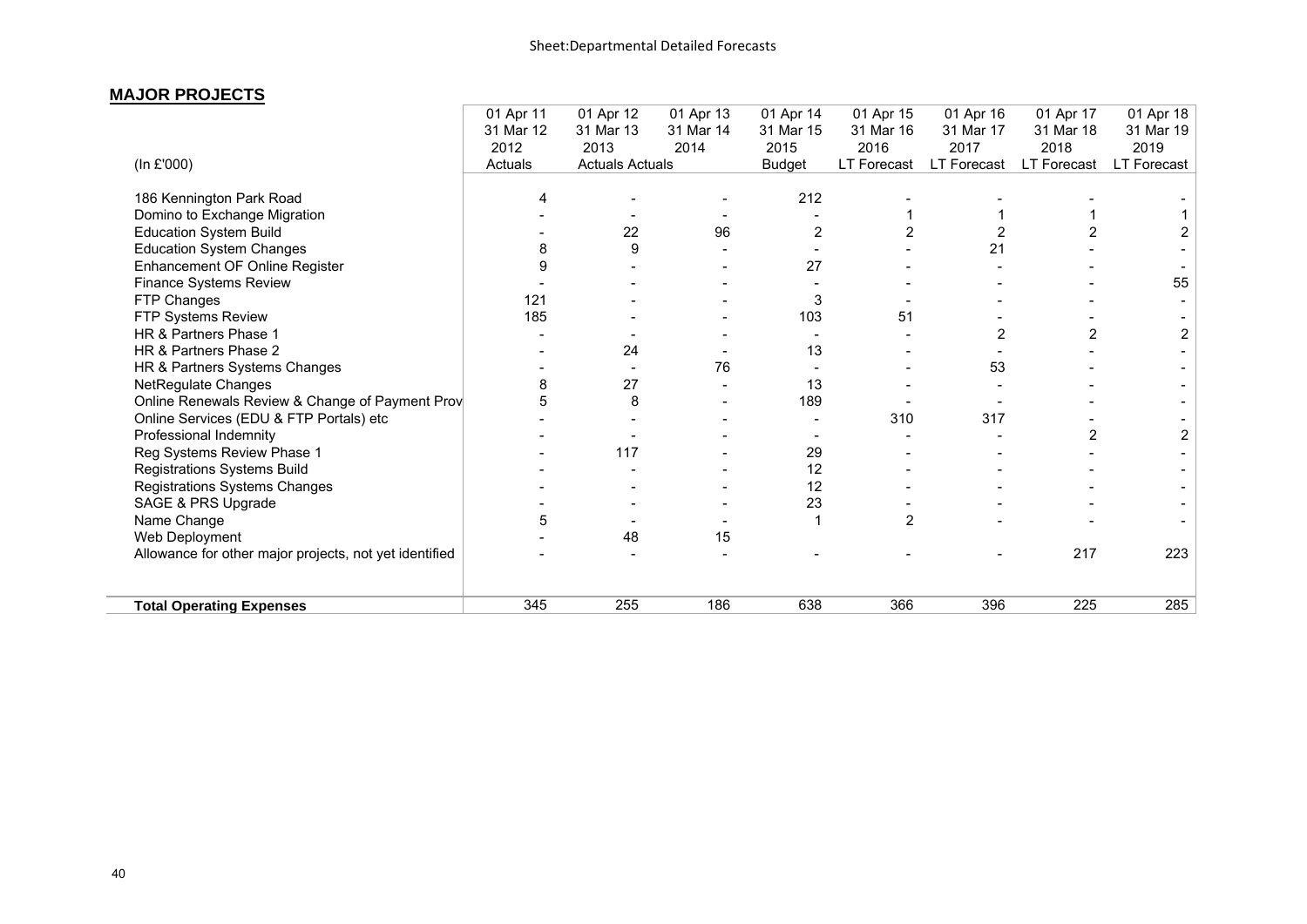## MAJOR PROJECTS

| (In £'000) | 01 Apr 11<br>31 Mar 12<br>2012<br>Actuals | 01 Apr 12<br>31 Mar 13<br>2013<br>Actuals | 01 Apr 13<br>31 Mar 14<br>2014<br>Actuals | 01 Apr 14<br>31 Mar 15<br>2015<br>Budget | 01 Apr 15<br>31 Mar 16<br>2016<br>LT Forecast | 01 Apr 16<br>31 Mar 17<br>2017<br>LT Forecast | 01 Apr 17<br>31 Mar 18<br>2018<br>LT Forecast | 01 Apr 18<br>31 Mar 19<br>2019<br>LT Forecast |
|---|---|---|---|---|---|---|---|---|
| 186 Kennington Park Road | 4 | - | - | 212 | - | - | - | - |
| Domino to Exchange Migration | - | - | - | - | 1 | 1 | 1 | 1 |
| Education System Build | - | 22 | 96 | 2 | 2 | 2 | 2 | 2 |
| Education System Changes | 8 | 9 | - | - | - | 21 | - | - |
| Enhancement OF Online Register | 9 | - | - | 27 | - | - | - | - |
| Finance Systems Review | - | - | - | - | - | - | - | 55 |
| FTP Changes | 121 | - | - | 3 | - | - | - | - |
| FTP Systems Review | 185 | - | - | 103 | 51 | - | - | - |
| HR & Partners Phase 1 | - | - | - | - | - | 2 | 2 | 2 |
| HR & Partners Phase 2 | - | 24 | - | 13 | - | - | - | - |
| HR & Partners Systems Changes | - | - | 76 | - | - | 53 | - | - |
| NetRegulate Changes | 8 | 27 | - | 13 | - | - | - | - |
| Online Renewals Review & Change of Payment Prov | 5 | 8 | - | 189 | - | - | - | - |
| Online Services (EDU & FTP Portals) etc | - | - | - | - | 310 | 317 | - | - |
| Professional Indemnity | - | - | - | - | - | - | 2 | 2 |
| Reg Systems Review Phase 1 | - | 117 | - | 29 | - | - | - | - |
| Registrations Systems Build | - | - | - | 12 | - | - | - | - |
| Registrations Systems Changes | - | - | - | 12 | - | - | - | - |
| SAGE & PRS Upgrade | - | - | - | 23 | - | - | - | - |
| Name Change | 5 | - | - | 1 | 2 | - | - | - |
| Web Deployment | - | 48 | 15 | | | | | |
| Allowance for other major projects, not yet identified | - | - | - | - | - | - | 217 | 223 |
| **Total Operating Expenses** | 345 | 255 | 186 | 638 | 366 | 396 | 225 | 285 |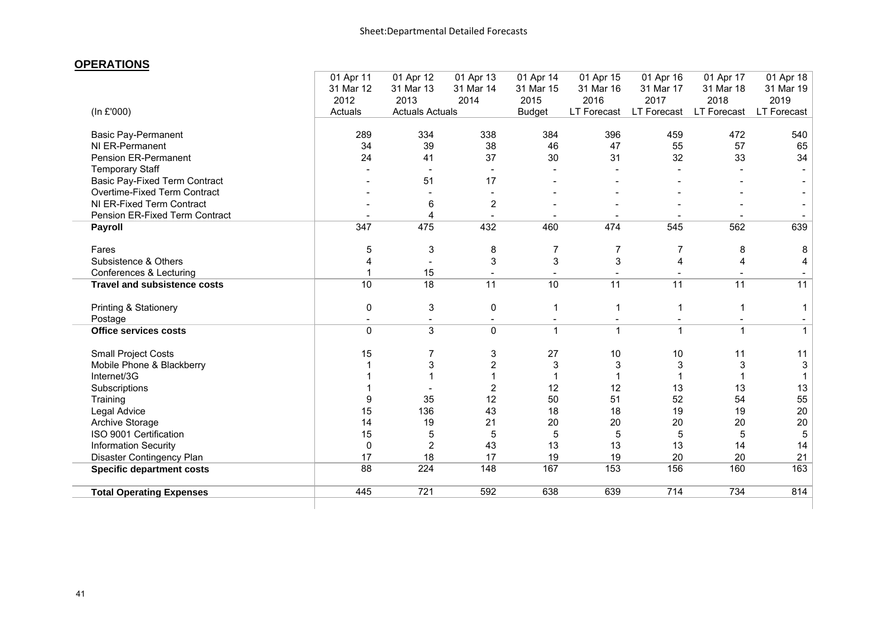Sheet:Departmental Detailed Forecasts

## OPERATIONS

| (In £'000) | 01 Apr 11 31 Mar 12 2012 Actuals | 01 Apr 12 31 Mar 13 2013 Actuals | 01 Apr 13 31 Mar 14 2014 Actuals | 01 Apr 14 31 Mar 15 2015 Budget | 01 Apr 15 31 Mar 16 2016 LT Forecast | 01 Apr 16 31 Mar 17 2017 LT Forecast | 01 Apr 17 31 Mar 18 2018 LT Forecast | 01 Apr 18 31 Mar 19 2019 LT Forecast |
|---|---|---|---|---|---|---|---|---|
| Basic Pay-Permanent | 289 | 334 | 338 | 384 | 396 | 459 | 472 | 540 |
| NI ER-Permanent | 34 | 39 | 38 | 46 | 47 | 55 | 57 | 65 |
| Pension ER-Permanent | 24 | 41 | 37 | 30 | 31 | 32 | 33 | 34 |
| Temporary Staff | - | - | - | - | - | - | - | - |
| Basic Pay-Fixed Term Contract | - | 51 | 17 | - | - | - | - | - |
| Overtime-Fixed Term Contract | - | - | - | - | - | - | - | - |
| NI ER-Fixed Term Contract | - | 6 | 2 | - | - | - | - | - |
| Pension ER-Fixed Term Contract | - | 4 | - | - | - | - | - | - |
| **Payroll** | 347 | 475 | 432 | 460 | 474 | 545 | 562 | 639 |
| Fares | 5 | 3 | 8 | 7 | 7 | 7 | 8 | 8 |
| Subsistence & Others | 4 | - | 3 | 3 | 3 | 4 | 4 | 4 |
| Conferences & Lecturing | 1 | 15 | - | - | - | - | - | - |
| **Travel and subsistence costs** | 10 | 18 | 11 | 10 | 11 | 11 | 11 | 11 |
| Printing & Stationery | 0 | 3 | 0 | 1 | 1 | 1 | 1 | 1 |
| Postage | - | - | - | - | - | - | - | - |
| **Office services costs** | 0 | 3 | 0 | 1 | 1 | 1 | 1 | 1 |
| Small Project Costs | 15 | 7 | 3 | 27 | 10 | 10 | 11 | 11 |
| Mobile Phone & Blackberry | 1 | 3 | 2 | 3 | 3 | 3 | 3 | 3 |
| Internet/3G | 1 | 1 | 1 | 1 | 1 | 1 | 1 | 1 |
| Subscriptions | 1 | - | 2 | 12 | 12 | 13 | 13 | 13 |
| Training | 9 | 35 | 12 | 50 | 51 | 52 | 54 | 55 |
| Legal Advice | 15 | 136 | 43 | 18 | 18 | 19 | 19 | 20 |
| Archive Storage | 14 | 19 | 21 | 20 | 20 | 20 | 20 | 20 |
| ISO 9001 Certification | 15 | 5 | 5 | 5 | 5 | 5 | 5 | 5 |
| Information Security | 0 | 2 | 43 | 13 | 13 | 13 | 14 | 14 |
| Disaster Contingency Plan | 17 | 18 | 17 | 19 | 19 | 20 | 20 | 21 |
| **Specific department costs** | 88 | 224 | 148 | 167 | 153 | 156 | 160 | 163 |
| **Total Operating Expenses** | 445 | 721 | 592 | 638 | 639 | 714 | 734 | 814 |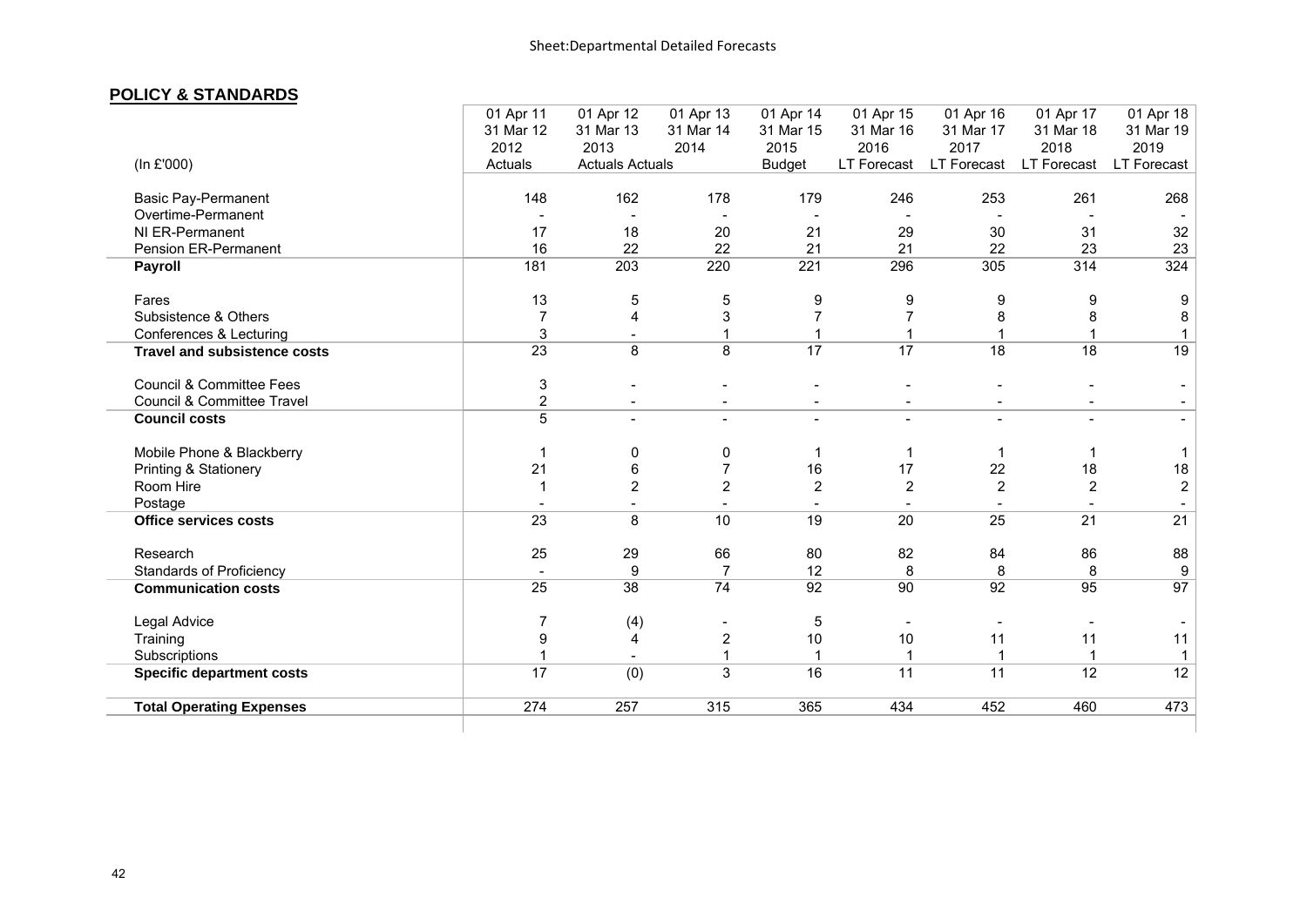Sheet:Departmental Detailed Forecasts

## POLICY & STANDARDS

| (In £'000) | 01 Apr 11<br>31 Mar 12<br>2012<br>Actuals | 01 Apr 12<br>31 Mar 13<br>2013<br>Actuals | 01 Apr 13<br>31 Mar 14<br>2014<br>Actuals | 01 Apr 14<br>31 Mar 15<br>2015<br>Budget | 01 Apr 15<br>31 Mar 16<br>2016<br>LT Forecast | 01 Apr 16<br>31 Mar 17<br>2017<br>LT Forecast | 01 Apr 17<br>31 Mar 18<br>2018<br>LT Forecast | 01 Apr 18<br>31 Mar 19<br>2019<br>LT Forecast |
|---|---|---|---|---|---|---|---|---|
| Basic Pay-Permanent | 148 | 162 | 178 | 179 | 246 | 253 | 261 | 268 |
| Overtime-Permanent | - | - | - | - | - | - | - | - |
| NI ER-Permanent | 17 | 18 | 20 | 21 | 29 | 30 | 31 | 32 |
| Pension ER-Permanent | 16 | 22 | 22 | 21 | 21 | 22 | 23 | 23 |
| **Payroll** | 181 | 203 | 220 | 221 | 296 | 305 | 314 | 324 |
| Fares | 13 | 5 | 5 | 9 | 9 | 9 | 9 | 9 |
| Subsistence & Others | 7 | 4 | 3 | 7 | 7 | 8 | 8 | 8 |
| Conferences & Lecturing | 3 | - | 1 | 1 | 1 | 1 | 1 | 1 |
| **Travel and subsistence costs** | 23 | 8 | 8 | 17 | 17 | 18 | 18 | 19 |
| Council & Committee Fees | 3 | - | - | - | - | - | - | - |
| Council & Committee Travel | 2 | - | - | - | - | - | - | - |
| **Council costs** | 5 | - | - | - | - | - | - | - |
| Mobile Phone & Blackberry | 1 | 0 | 0 | 1 | 1 | 1 | 1 | 1 |
| Printing & Stationery | 21 | 6 | 7 | 16 | 17 | 22 | 18 | 18 |
| Room Hire | 1 | 2 | 2 | 2 | 2 | 2 | 2 | 2 |
| Postage | - | - | - | - | - | - | - | - |
| **Office services costs** | 23 | 8 | 10 | 19 | 20 | 25 | 21 | 21 |
| Research | 25 | 29 | 66 | 80 | 82 | 84 | 86 | 88 |
| Standards of Proficiency | - | 9 | 7 | 12 | 8 | 8 | 8 | 9 |
| **Communication costs** | 25 | 38 | 74 | 92 | 90 | 92 | 95 | 97 |
| Legal Advice | 7 | (4) | - | 5 | - | - | - | - |
| Training | 9 | 4 | 2 | 10 | 10 | 11 | 11 | 11 |
| Subscriptions | 1 | - | 1 | 1 | 1 | 1 | 1 | 1 |
| **Specific department costs** | 17 | (0) | 3 | 16 | 11 | 11 | 12 | 12 |
| **Total Operating Expenses** | 274 | 257 | 315 | 365 | 434 | 452 | 460 | 473 |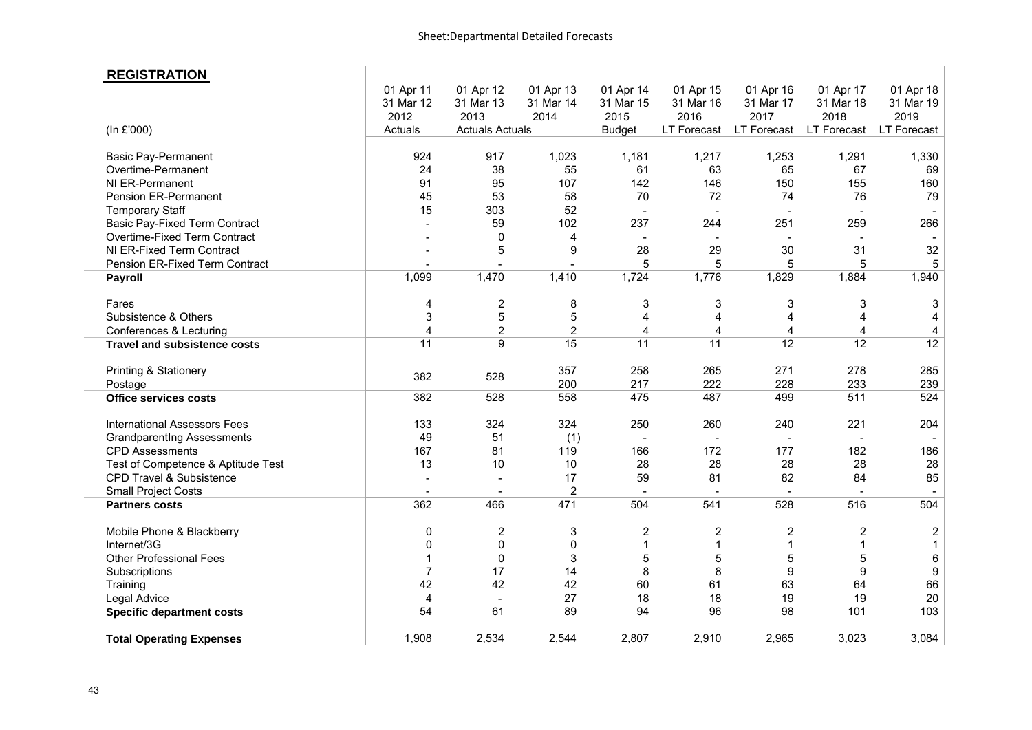Sheet:Departmental Detailed Forecasts

## REGISTRATION

| (In £'000) | 01 Apr 11<br>31 Mar 12<br>2012<br>Actuals | 01 Apr 12<br>31 Mar 13<br>2013<br>Actuals | 01 Apr 13<br>31 Mar 14<br>2014<br>Actuals | 01 Apr 14<br>31 Mar 15<br>2015<br>Budget | 01 Apr 15<br>31 Mar 16<br>2016<br>LT Forecast | 01 Apr 16<br>31 Mar 17<br>2017<br>LT Forecast | 01 Apr 17<br>31 Mar 18<br>2018<br>LT Forecast | 01 Apr 18<br>31 Mar 19<br>2019<br>LT Forecast |
|---|---|---|---|---|---|---|---|---|
| Basic Pay-Permanent | 924 | 917 | 1,023 | 1,181 | 1,217 | 1,253 | 1,291 | 1,330 |
| Overtime-Permanent | 24 | 38 | 55 | 61 | 63 | 65 | 67 | 69 |
| NI ER-Permanent | 91 | 95 | 107 | 142 | 146 | 150 | 155 | 160 |
| Pension ER-Permanent | 45 | 53 | 58 | 70 | 72 | 74 | 76 | 79 |
| Temporary Staff | 15 | 303 | 52 | - | - | - | - | - |
| Basic Pay-Fixed Term Contract | - | 59 | 102 | 237 | 244 | 251 | 259 | 266 |
| Overtime-Fixed Term Contract | - | 0 | 4 | - | - | - | - | - |
| NI ER-Fixed Term Contract | - | 5 | 9 | 28 | 29 | 30 | 31 | 32 |
| Pension ER-Fixed Term Contract | - | - | - | 5 | 5 | 5 | 5 | 5 |
| **Payroll** | 1,099 | 1,470 | 1,410 | 1,724 | 1,776 | 1,829 | 1,884 | 1,940 |
| Fares | 4 | 2 | 8 | 3 | 3 | 3 | 3 | 3 |
| Subsistence & Others | 3 | 5 | 5 | 4 | 4 | 4 | 4 | 4 |
| Conferences & Lecturing | 4 | 2 | 2 | 4 | 4 | 4 | 4 | 4 |
| **Travel and subsistence costs** | 11 | 9 | 15 | 11 | 11 | 12 | 12 | 12 |
| Printing & Stationery | 382 | 528 | 357 | 258 | 265 | 271 | 278 | 285 |
| Postage | | | 200 | 217 | 222 | 228 | 233 | 239 |
| **Office services costs** | 382 | 528 | 558 | 475 | 487 | 499 | 511 | 524 |
| International Assessors Fees | 133 | 324 | 324 | 250 | 260 | 240 | 221 | 204 |
| GrandparentIng Assessments | 49 | 51 | (1) | - | - | - | - | - |
| CPD Assessments | 167 | 81 | 119 | 166 | 172 | 177 | 182 | 186 |
| Test of Competence & Aptitude Test | 13 | 10 | 10 | 28 | 28 | 28 | 28 | 28 |
| CPD Travel & Subsistence | - | - | 17 | 59 | 81 | 82 | 84 | 85 |
| Small Project Costs | - | - | 2 | - | - | - | - | - |
| **Partners costs** | 362 | 466 | 471 | 504 | 541 | 528 | 516 | 504 |
| Mobile Phone & Blackberry | 0 | 2 | 3 | 2 | 2 | 2 | 2 | 2 |
| Internet/3G | 0 | 0 | 0 | 1 | 1 | 1 | 1 | 1 |
| Other Professional Fees | 1 | 0 | 3 | 5 | 5 | 5 | 5 | 6 |
| Subscriptions | 7 | 17 | 14 | 8 | 8 | 9 | 9 | 9 |
| Training | 42 | 42 | 42 | 60 | 61 | 63 | 64 | 66 |
| Legal Advice | 4 | - | 27 | 18 | 18 | 19 | 19 | 20 |
| **Specific department costs** | 54 | 61 | 89 | 94 | 96 | 98 | 101 | 103 |
| **Total Operating Expenses** | 1,908 | 2,534 | 2,544 | 2,807 | 2,910 | 2,965 | 3,023 | 3,084 |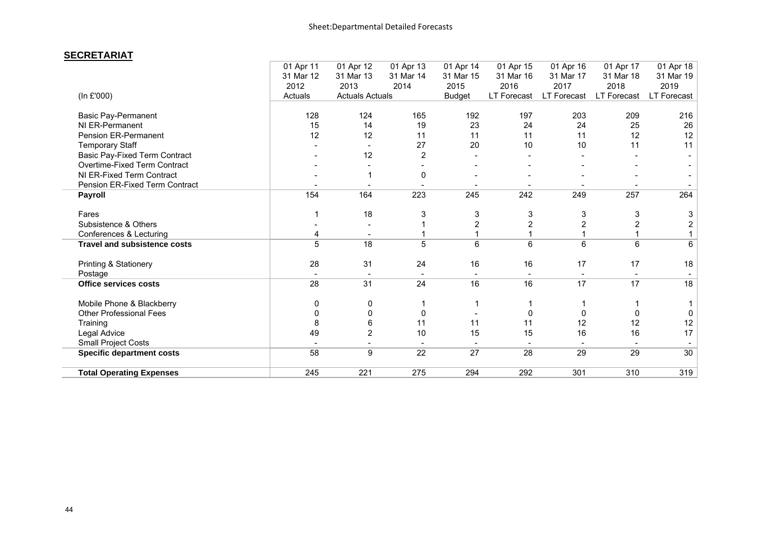Sheet:Departmental Detailed Forecasts

## SECRETARIAT

| (In £'000) | 01 Apr 11<br>31 Mar 12<br>2012<br>Actuals | 01 Apr 12<br>31 Mar 13<br>2013<br>Actuals | 01 Apr 13<br>31 Mar 14<br>2014<br>Actuals | 01 Apr 14<br>31 Mar 15<br>2015<br>Budget | 01 Apr 15<br>31 Mar 16<br>2016<br>LT Forecast | 01 Apr 16<br>31 Mar 17<br>2017<br>LT Forecast | 01 Apr 17<br>31 Mar 18<br>2018<br>LT Forecast | 01 Apr 18<br>31 Mar 19<br>2019<br>LT Forecast |
|---|---|---|---|---|---|---|---|---|
| Basic Pay-Permanent | 128 | 124 | 165 | 192 | 197 | 203 | 209 | 216 |
| NI ER-Permanent | 15 | 14 | 19 | 23 | 24 | 24 | 25 | 26 |
| Pension ER-Permanent | 12 | 12 | 11 | 11 | 11 | 11 | 12 | 12 |
| Temporary Staff | - | - | 27 | 20 | 10 | 10 | 11 | 11 |
| Basic Pay-Fixed Term Contract | - | 12 | 2 | - | - | - | - | - |
| Overtime-Fixed Term Contract | - | - | - | - | - | - | - | - |
| NI ER-Fixed Term Contract | - | 1 | 0 | - | - | - | - | - |
| Pension ER-Fixed Term Contract | - | - | - | - | - | - | - | - |
| **Payroll** | 154 | 164 | 223 | 245 | 242 | 249 | 257 | 264 |
| Fares | 1 | 18 | 3 | 3 | 3 | 3 | 3 | 3 |
| Subsistence & Others | - | - | 1 | 2 | 2 | 2 | 2 | 2 |
| Conferences & Lecturing | 4 | - | 1 | 1 | 1 | 1 | 1 | 1 |
| **Travel and subsistence costs** | 5 | 18 | 5 | 6 | 6 | 6 | 6 | 6 |
| Printing & Stationery | 28 | 31 | 24 | 16 | 16 | 17 | 17 | 18 |
| Postage | - | - | - | - | - | - | - | - |
| **Office services costs** | 28 | 31 | 24 | 16 | 16 | 17 | 17 | 18 |
| Mobile Phone & Blackberry | 0 | 0 | 1 | 1 | 1 | 1 | 1 | 1 |
| Other Professional Fees | 0 | 0 | 0 | - | 0 | 0 | 0 | 0 |
| Training | 8 | 6 | 11 | 11 | 11 | 12 | 12 | 12 |
| Legal Advice | 49 | 2 | 10 | 15 | 15 | 16 | 16 | 17 |
| Small Project Costs | - | - | - | - | - | - | - | - |
| **Specific department costs** | 58 | 9 | 22 | 27 | 28 | 29 | 29 | 30 |
| **Total Operating Expenses** | 245 | 221 | 275 | 294 | 292 | 301 | 310 | 319 |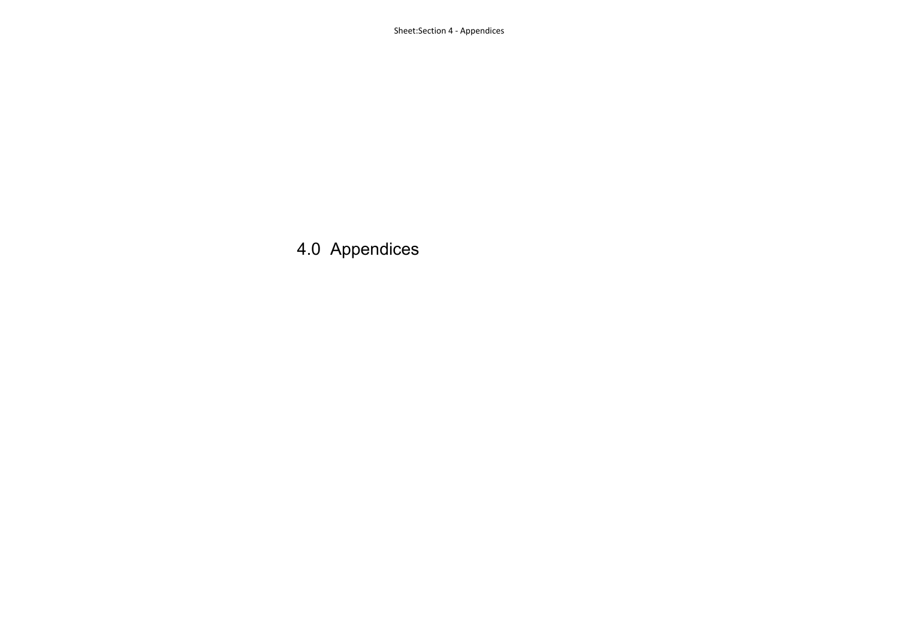# 4.0 Appendices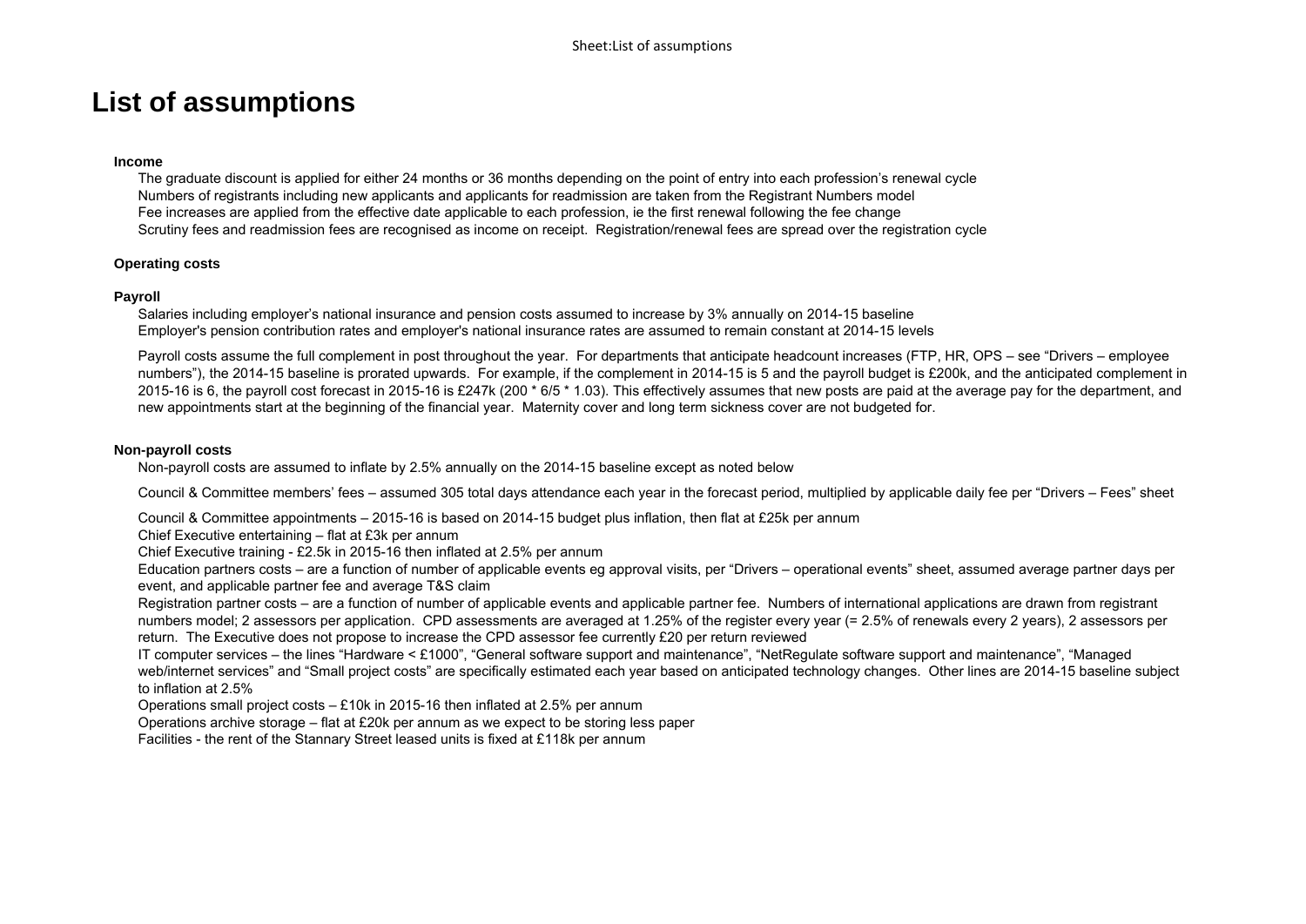# List of assumptions

**Income**

The graduate discount is applied for either 24 months or 36 months depending on the point of entry into each profession's renewal cycle
Numbers of registrants including new applicants and applicants for readmission are taken from the Registrant Numbers model
Fee increases are applied from the effective date applicable to each profession, ie the first renewal following the fee change
Scrutiny fees and readmission fees are recognised as income on receipt. Registration/renewal fees are spread over the registration cycle

**Operating costs**

**Payroll**

Salaries including employer's national insurance and pension costs assumed to increase by 3% annually on 2014-15 baseline
Employer's pension contribution rates and employer's national insurance rates are assumed to remain constant at 2014-15 levels

Payroll costs assume the full complement in post throughout the year. For departments that anticipate headcount increases (FTP, HR, OPS – see "Drivers – employee numbers"), the 2014-15 baseline is prorated upwards. For example, if the complement in 2014-15 is 5 and the payroll budget is £200k, and the anticipated complement in 2015-16 is 6, the payroll cost forecast in 2015-16 is £247k (200 * 6/5 * 1.03). This effectively assumes that new posts are paid at the average pay for the department, and new appointments start at the beginning of the financial year. Maternity cover and long term sickness cover are not budgeted for.

**Non-payroll costs**

Non-payroll costs are assumed to inflate by 2.5% annually on the 2014-15 baseline except as noted below

Council & Committee members' fees – assumed 305 total days attendance each year in the forecast period, multiplied by applicable daily fee per "Drivers – Fees" sheet

Council & Committee appointments – 2015-16 is based on 2014-15 budget plus inflation, then flat at £25k per annum
Chief Executive entertaining – flat at £3k per annum
Chief Executive training - £2.5k in 2015-16 then inflated at 2.5% per annum
Education partners costs – are a function of number of applicable events eg approval visits, per "Drivers – operational events" sheet, assumed average partner days per event, and applicable partner fee and average T&S claim
Registration partner costs – are a function of number of applicable events and applicable partner fee. Numbers of international applications are drawn from registrant numbers model; 2 assessors per application. CPD assessments are averaged at 1.25% of the register every year (= 2.5% of renewals every 2 years), 2 assessors per return. The Executive does not propose to increase the CPD assessor fee currently £20 per return reviewed
IT computer services – the lines "Hardware < £1000", "General software support and maintenance", "NetRegulate software support and maintenance", "Managed web/internet services" and "Small project costs" are specifically estimated each year based on anticipated technology changes. Other lines are 2014-15 baseline subject to inflation at 2.5%
Operations small project costs – £10k in 2015-16 then inflated at 2.5% per annum
Operations archive storage – flat at £20k per annum as we expect to be storing less paper
Facilities - the rent of the Stannary Street leased units is fixed at £118k per annum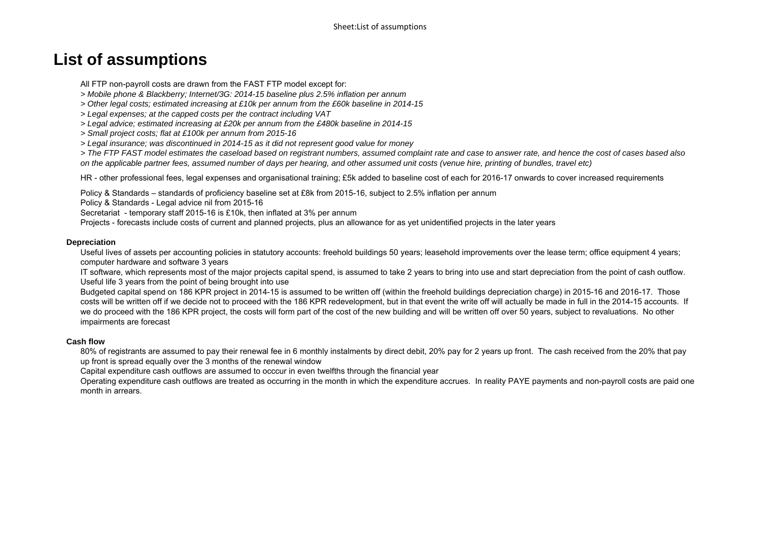# List of assumptions

All FTP non-payroll costs are drawn from the FAST FTP model except for:

*> Mobile phone & Blackberry; Internet/3G: 2014-15 baseline plus 2.5% inflation per annum*

*> Other legal costs; estimated increasing at £10k per annum from the £60k baseline in 2014-15*

*> Legal expenses; at the capped costs per the contract including VAT*

*> Legal advice; estimated increasing at £20k per annum from the £480k baseline in 2014-15*

*> Small project costs; flat at £100k per annum from 2015-16*

*> Legal insurance; was discontinued in 2014-15 as it did not represent good value for money*

*> The FTP FAST model estimates the caseload based on registrant numbers, assumed complaint rate and case to answer rate, and hence the cost of cases based also on the applicable partner fees, assumed number of days per hearing, and other assumed unit costs (venue hire, printing of bundles, travel etc)*

HR - other professional fees, legal expenses and organisational training; £5k added to baseline cost of each for 2016-17 onwards to cover increased requirements

Policy & Standards – standards of proficiency baseline set at £8k from 2015-16, subject to 2.5% inflation per annum

Policy & Standards - Legal advice nil from 2015-16

Secretariat - temporary staff 2015-16 is £10k, then inflated at 3% per annum

Projects - forecasts include costs of current and planned projects, plus an allowance for as yet unidentified projects in the later years

**Depreciation**

Useful lives of assets per accounting policies in statutory accounts: freehold buildings 50 years; leasehold improvements over the lease term; office equipment 4 years; computer hardware and software 3 years

IT software, which represents most of the major projects capital spend, is assumed to take 2 years to bring into use and start depreciation from the point of cash outflow. Useful life 3 years from the point of being brought into use

Budgeted capital spend on 186 KPR project in 2014-15 is assumed to be written off (within the freehold buildings depreciation charge) in 2015-16 and 2016-17. Those costs will be written off if we decide not to proceed with the 186 KPR redevelopment, but in that event the write off will actually be made in full in the 2014-15 accounts. If we do proceed with the 186 KPR project, the costs will form part of the cost of the new building and will be written off over 50 years, subject to revaluations. No other impairments are forecast

**Cash flow**

80% of registrants are assumed to pay their renewal fee in 6 monthly instalments by direct debit, 20% pay for 2 years up front. The cash received from the 20% that pay up front is spread equally over the 3 months of the renewal window

Capital expenditure cash outflows are assumed to occcur in even twelfths through the financial year

Operating expenditure cash outflows are treated as occurring in the month in which the expenditure accrues. In reality PAYE payments and non-payroll costs are paid one month in arrears.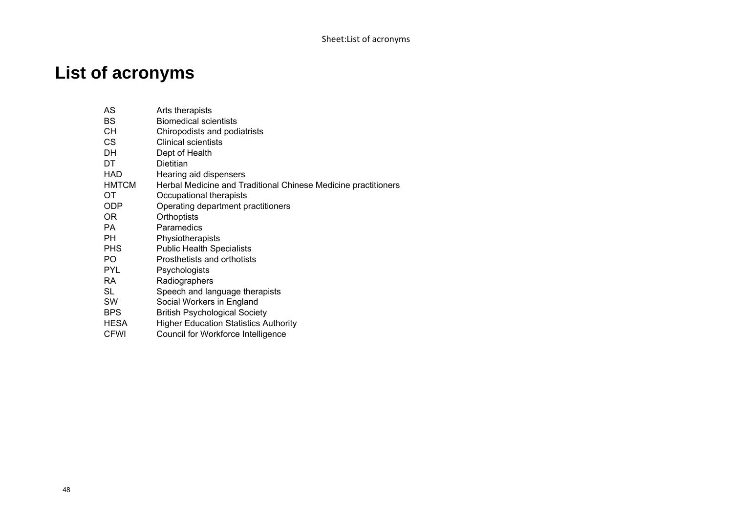# List of acronyms

| | |
|---|---|
| AS | Arts therapists |
| BS | Biomedical scientists |
| CH | Chiropodists and podiatrists |
| CS | Clinical scientists |
| DH | Dept of Health |
| DT | Dietitian |
| HAD | Hearing aid dispensers |
| HMTCM | Herbal Medicine and Traditional Chinese Medicine practitioners |
| OT | Occupational therapists |
| ODP | Operating department practitioners |
| OR | Orthoptists |
| PA | Paramedics |
| PH | Physiotherapists |
| PHS | Public Health Specialists |
| PO | Prosthetists and orthotists |
| PYL | Psychologists |
| RA | Radiographers |
| SL | Speech and language therapists |
| SW | Social Workers in England |
| BPS | British Psychological Society |
| HESA | Higher Education Statistics Authority |
| CFWI | Council for Workforce Intelligence |